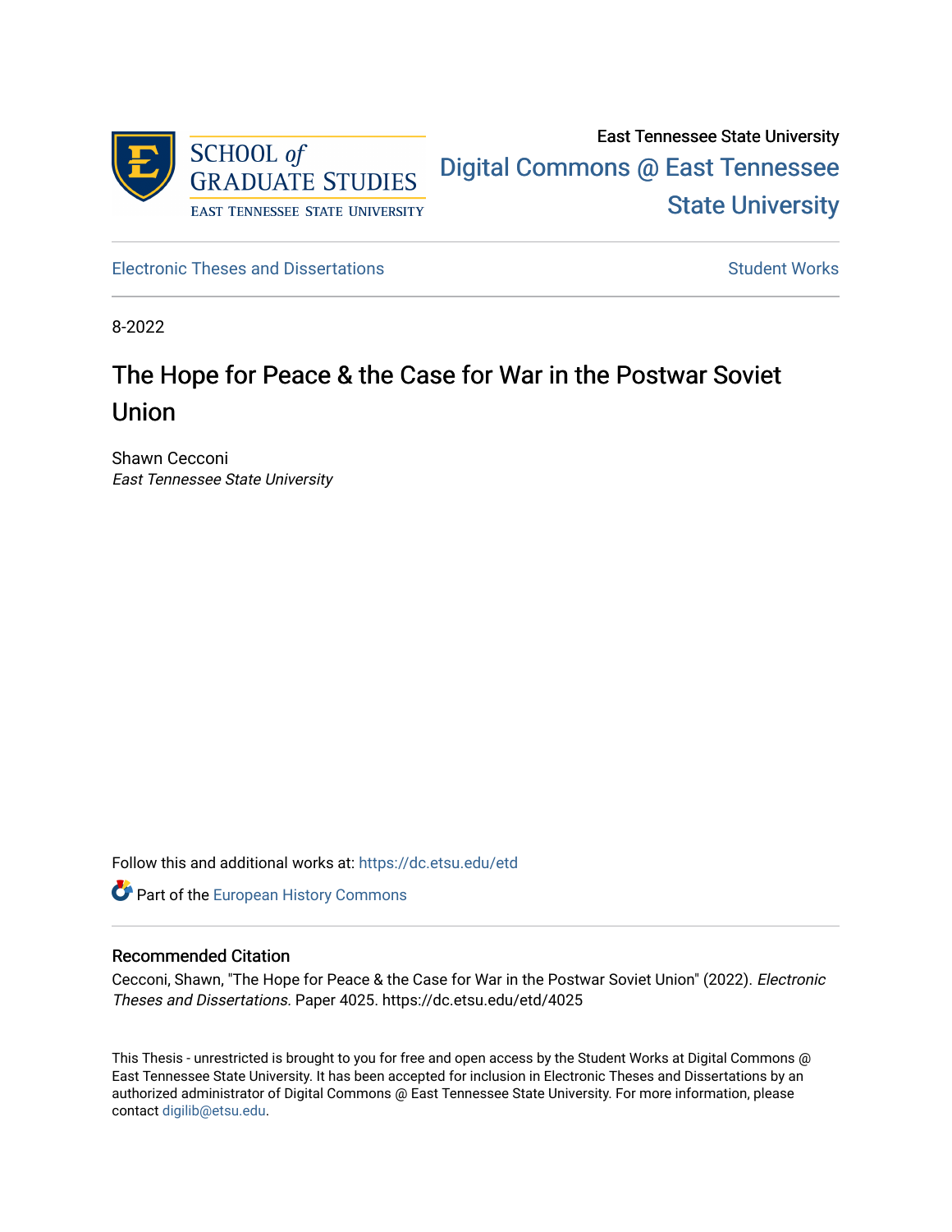SCHOOL *of* GRADUATE STUDIES
EAST TENNESSEE STATE UNIVERSITY

East Tennessee State University

Digital Commons @ East Tennessee State University

Electronic Theses and Dissertations

Student Works

8-2022

# The Hope for Peace & the Case for War in the Postwar Soviet Union

Shawn Cecconi
*East Tennessee State University*

Follow this and additional works at: https://dc.etsu.edu/etd

Part of the European History Commons

## Recommended Citation

Cecconi, Shawn, "The Hope for Peace & the Case for War in the Postwar Soviet Union" (2022). *Electronic Theses and Dissertations.* Paper 4025. https://dc.etsu.edu/etd/4025

This Thesis - unrestricted is brought to you for free and open access by the Student Works at Digital Commons @ East Tennessee State University. It has been accepted for inclusion in Electronic Theses and Dissertations by an authorized administrator of Digital Commons @ East Tennessee State University. For more information, please contact digilib@etsu.edu.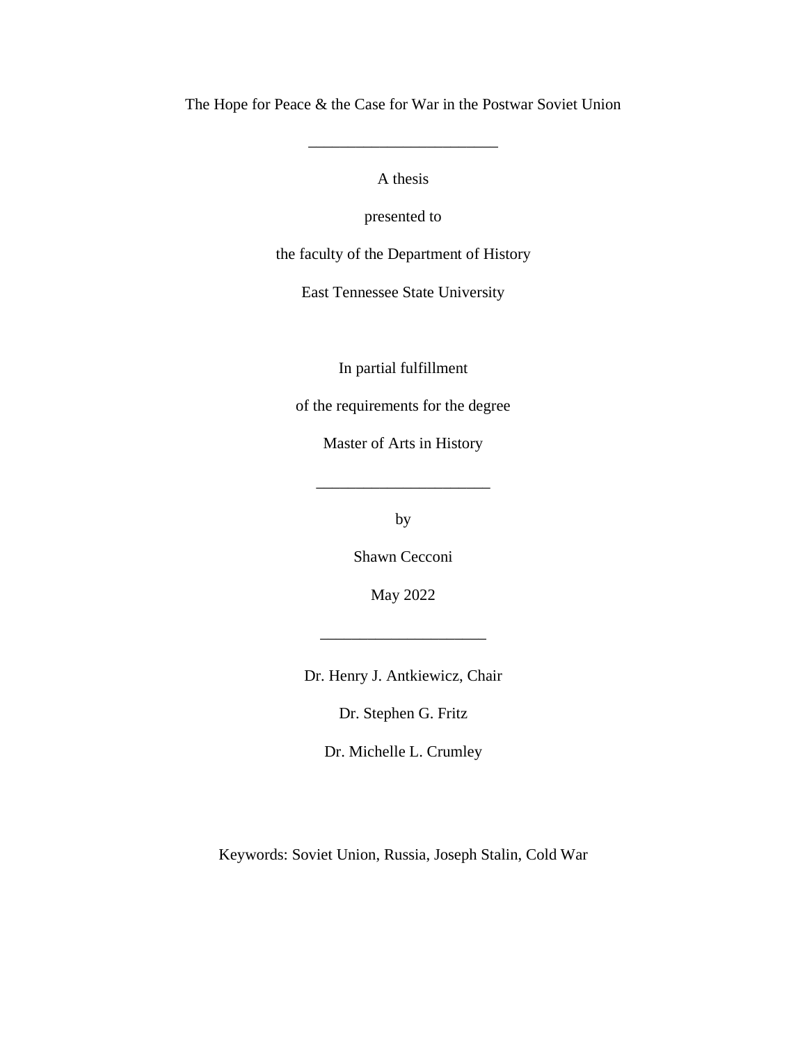The Hope for Peace & the Case for War in the Postwar Soviet Union

________________________

A thesis

presented to

the faculty of the Department of History

East Tennessee State University

In partial fulfillment

of the requirements for the degree

Master of Arts in History

______________________

by

Shawn Cecconi

May 2022

_____________________

Dr. Henry J. Antkiewicz, Chair

Dr. Stephen G. Fritz

Dr. Michelle L. Crumley

Keywords: Soviet Union, Russia, Joseph Stalin, Cold War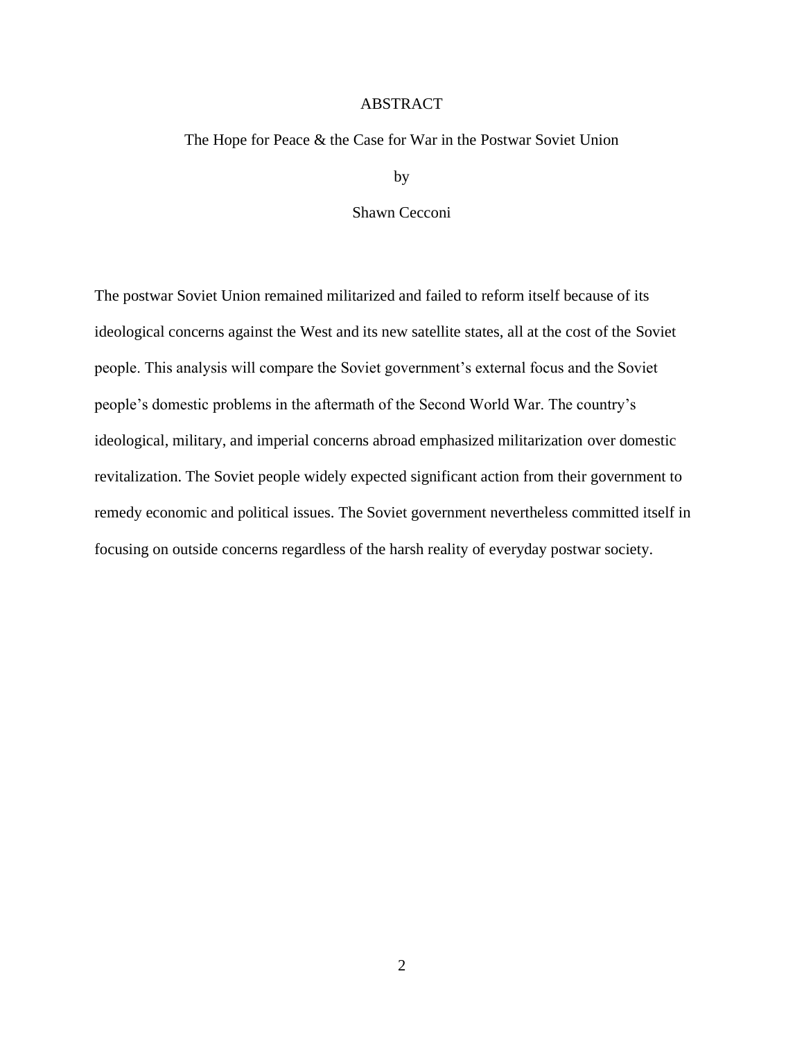# ABSTRACT

The Hope for Peace & the Case for War in the Postwar Soviet Union

by

Shawn Cecconi

The postwar Soviet Union remained militarized and failed to reform itself because of its ideological concerns against the West and its new satellite states, all at the cost of the Soviet people. This analysis will compare the Soviet government's external focus and the Soviet people's domestic problems in the aftermath of the Second World War. The country's ideological, military, and imperial concerns abroad emphasized militarization over domestic revitalization. The Soviet people widely expected significant action from their government to remedy economic and political issues. The Soviet government nevertheless committed itself in focusing on outside concerns regardless of the harsh reality of everyday postwar society.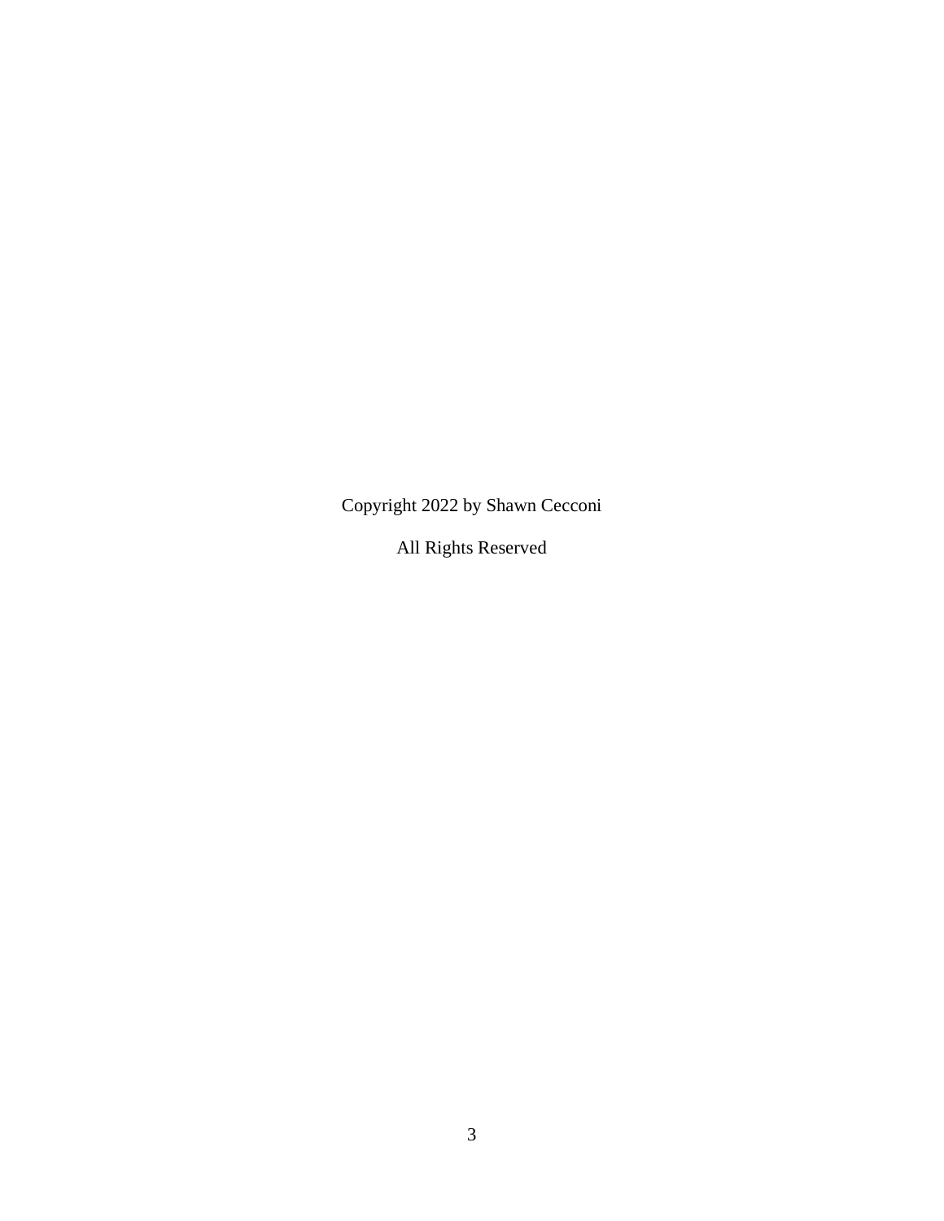Copyright 2022 by Shawn Cecconi

All Rights Reserved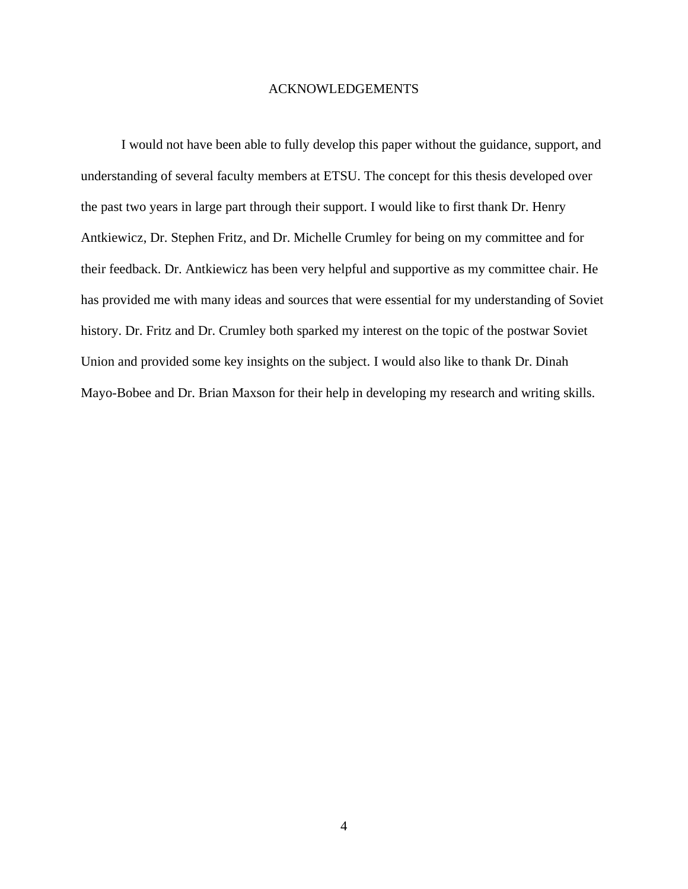# ACKNOWLEDGEMENTS

I would not have been able to fully develop this paper without the guidance, support, and understanding of several faculty members at ETSU. The concept for this thesis developed over the past two years in large part through their support. I would like to first thank Dr. Henry Antkiewicz, Dr. Stephen Fritz, and Dr. Michelle Crumley for being on my committee and for their feedback. Dr. Antkiewicz has been very helpful and supportive as my committee chair. He has provided me with many ideas and sources that were essential for my understanding of Soviet history. Dr. Fritz and Dr. Crumley both sparked my interest on the topic of the postwar Soviet Union and provided some key insights on the subject. I would also like to thank Dr. Dinah Mayo-Bobee and Dr. Brian Maxson for their help in developing my research and writing skills.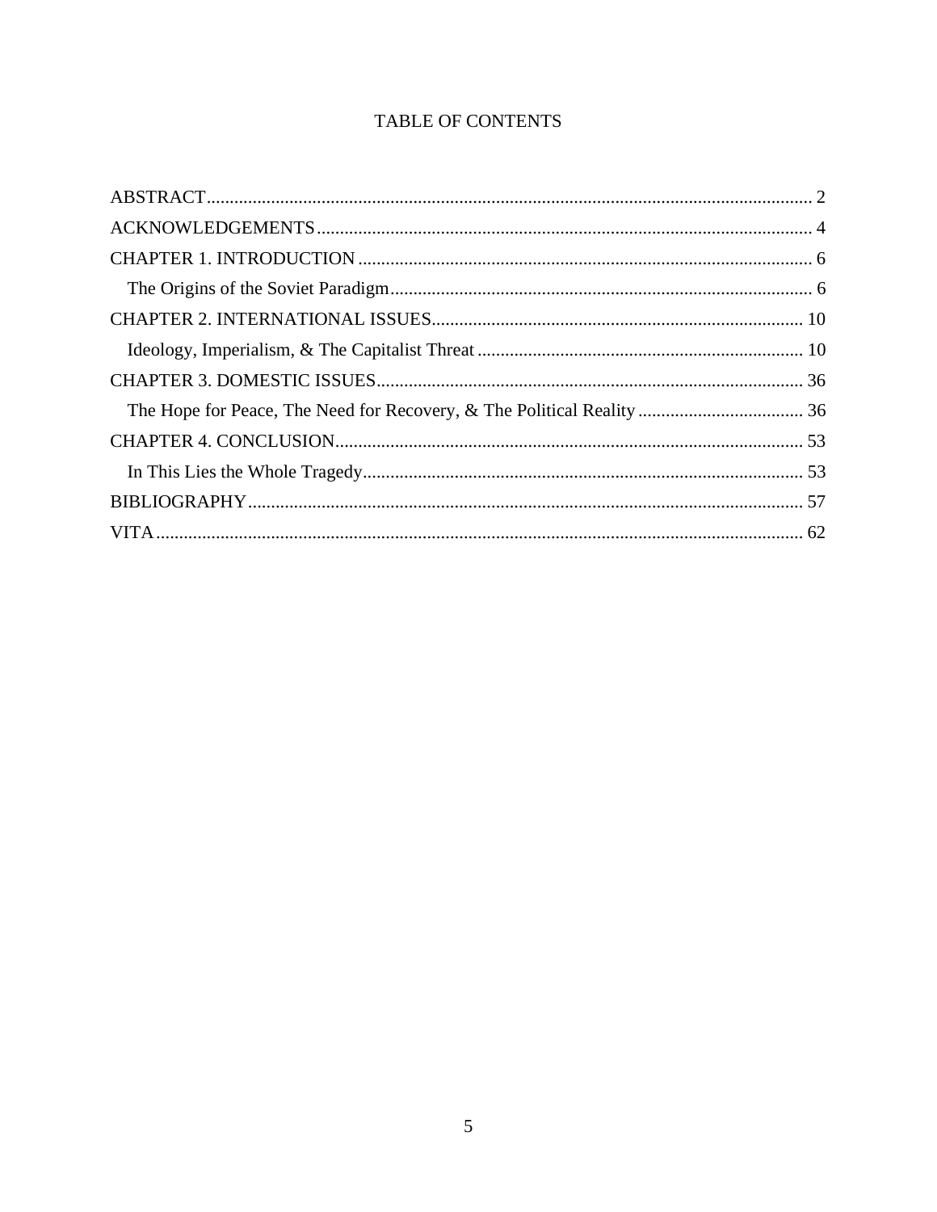# TABLE OF CONTENTS

ABSTRACT .................................................................................................................. 2

ACKNOWLEDGEMENTS ........................................................................................... 4

CHAPTER 1. INTRODUCTION .................................................................................. 6

&nbsp;&nbsp;&nbsp;&nbsp;The Origins of the Soviet Paradigm ........................................................................... 6

CHAPTER 2. INTERNATIONAL ISSUES ................................................................... 10

&nbsp;&nbsp;&nbsp;&nbsp;Ideology, Imperialism, & The Capitalist Threat ........................................................ 10

CHAPTER 3. DOMESTIC ISSUES ............................................................................. 36

&nbsp;&nbsp;&nbsp;&nbsp;The Hope for Peace, The Need for Recovery, & The Political Reality ..................... 36

CHAPTER 4. CONCLUSION ...................................................................................... 53

&nbsp;&nbsp;&nbsp;&nbsp;In This Lies the Whole Tragedy ................................................................................ 53

BIBLIOGRAPHY ......................................................................................................... 57

VITA ............................................................................................................................ 62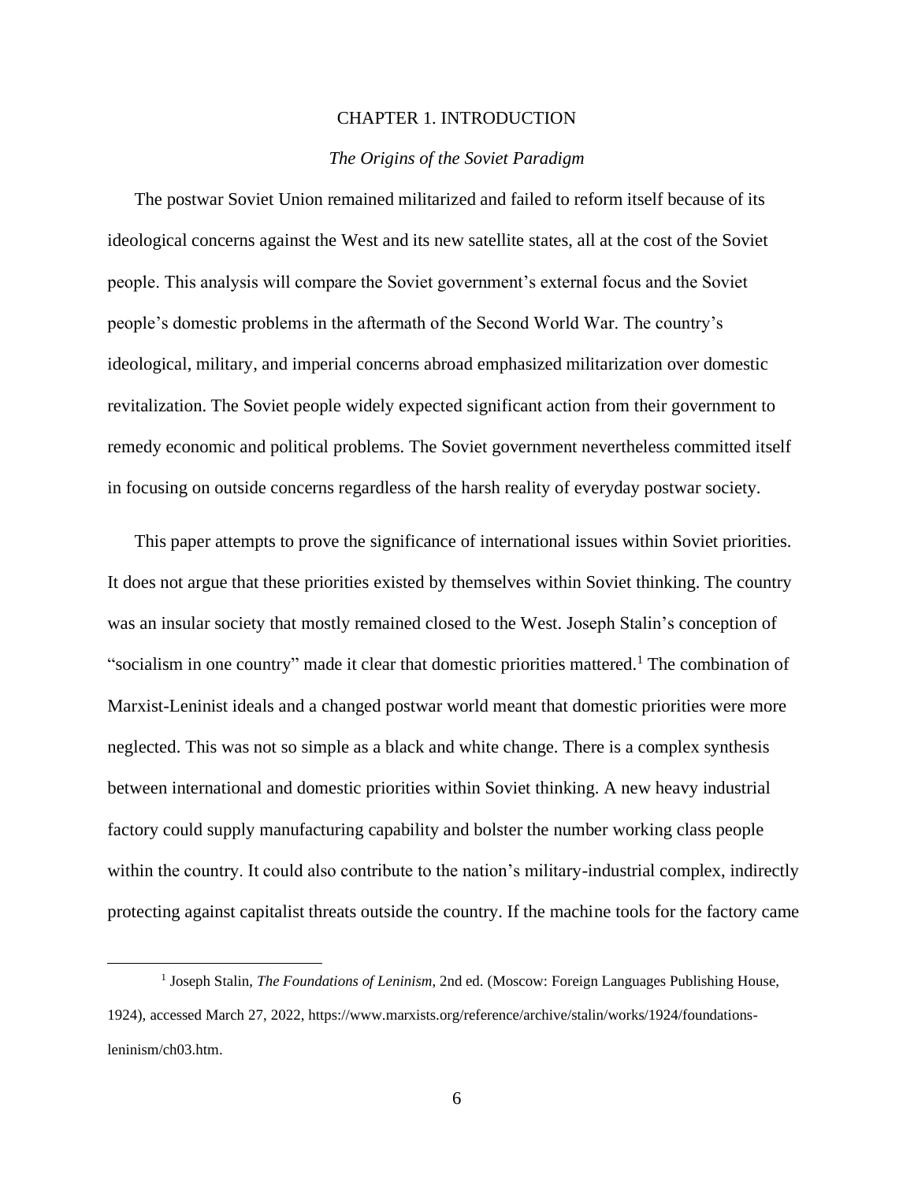# CHAPTER 1. INTRODUCTION

## *The Origins of the Soviet Paradigm*

The postwar Soviet Union remained militarized and failed to reform itself because of its ideological concerns against the West and its new satellite states, all at the cost of the Soviet people. This analysis will compare the Soviet government's external focus and the Soviet people's domestic problems in the aftermath of the Second World War. The country's ideological, military, and imperial concerns abroad emphasized militarization over domestic revitalization. The Soviet people widely expected significant action from their government to remedy economic and political problems. The Soviet government nevertheless committed itself in focusing on outside concerns regardless of the harsh reality of everyday postwar society.

This paper attempts to prove the significance of international issues within Soviet priorities. It does not argue that these priorities existed by themselves within Soviet thinking. The country was an insular society that mostly remained closed to the West. Joseph Stalin's conception of "socialism in one country" made it clear that domestic priorities mattered.[1] The combination of Marxist-Leninist ideals and a changed postwar world meant that domestic priorities were more neglected. This was not so simple as a black and white change. There is a complex synthesis between international and domestic priorities within Soviet thinking. A new heavy industrial factory could supply manufacturing capability and bolster the number working class people within the country. It could also contribute to the nation's military-industrial complex, indirectly protecting against capitalist threats outside the country. If the machine tools for the factory came

---

[1] Joseph Stalin, *The Foundations of Leninism*, 2nd ed. (Moscow: Foreign Languages Publishing House, 1924), accessed March 27, 2022, https://www.marxists.org/reference/archive/stalin/works/1924/foundations-leninism/ch03.htm.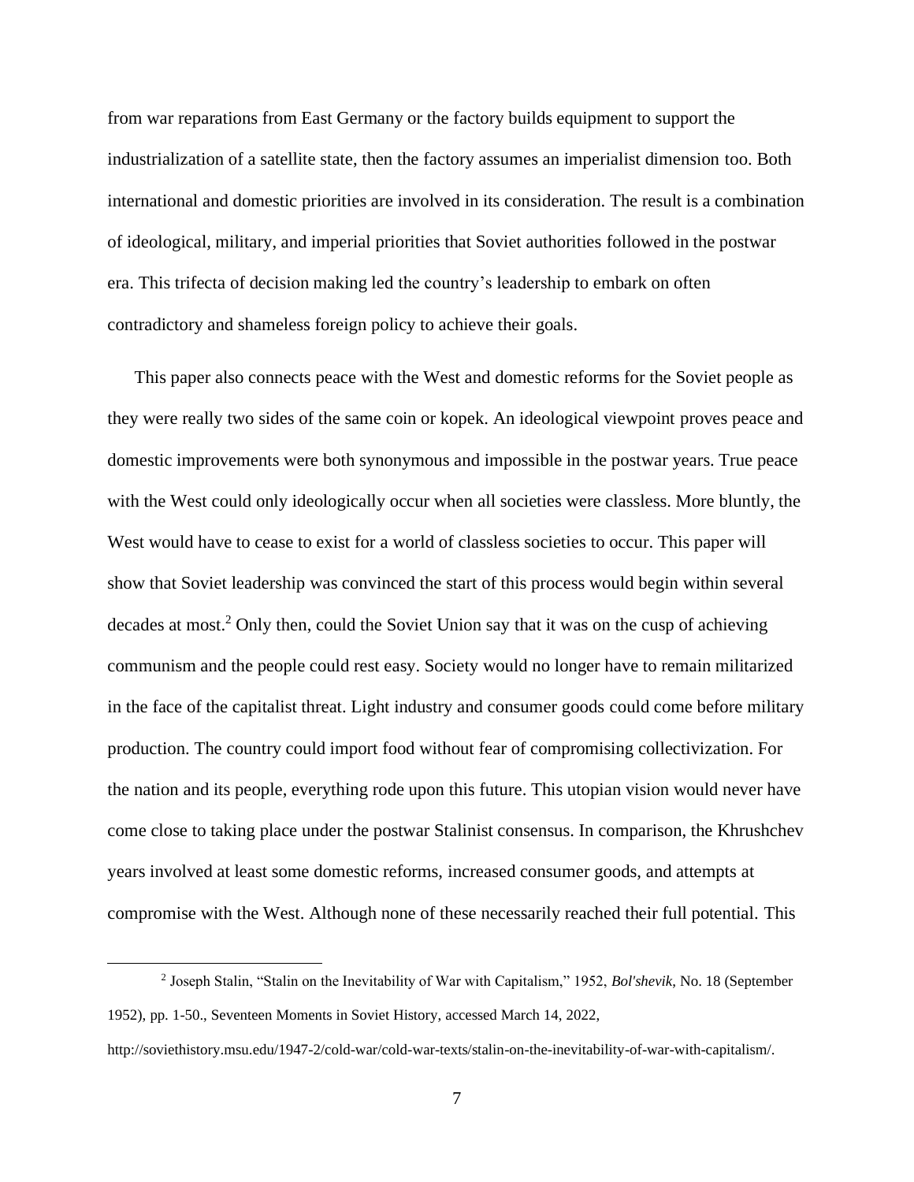from war reparations from East Germany or the factory builds equipment to support the industrialization of a satellite state, then the factory assumes an imperialist dimension too. Both international and domestic priorities are involved in its consideration. The result is a combination of ideological, military, and imperial priorities that Soviet authorities followed in the postwar era. This trifecta of decision making led the country's leadership to embark on often contradictory and shameless foreign policy to achieve their goals.

This paper also connects peace with the West and domestic reforms for the Soviet people as they were really two sides of the same coin or kopek. An ideological viewpoint proves peace and domestic improvements were both synonymous and impossible in the postwar years. True peace with the West could only ideologically occur when all societies were classless. More bluntly, the West would have to cease to exist for a world of classless societies to occur. This paper will show that Soviet leadership was convinced the start of this process would begin within several decades at most.[2] Only then, could the Soviet Union say that it was on the cusp of achieving communism and the people could rest easy. Society would no longer have to remain militarized in the face of the capitalist threat. Light industry and consumer goods could come before military production. The country could import food without fear of compromising collectivization. For the nation and its people, everything rode upon this future. This utopian vision would never have come close to taking place under the postwar Stalinist consensus. In comparison, the Khrushchev years involved at least some domestic reforms, increased consumer goods, and attempts at compromise with the West. Although none of these necessarily reached their full potential. This

[2] Joseph Stalin, "Stalin on the Inevitability of War with Capitalism," 1952, *Bol'shevik*, No. 18 (September 1952), pp. 1-50., Seventeen Moments in Soviet History, accessed March 14, 2022, http://soviethistory.msu.edu/1947-2/cold-war/cold-war-texts/stalin-on-the-inevitability-of-war-with-capitalism/.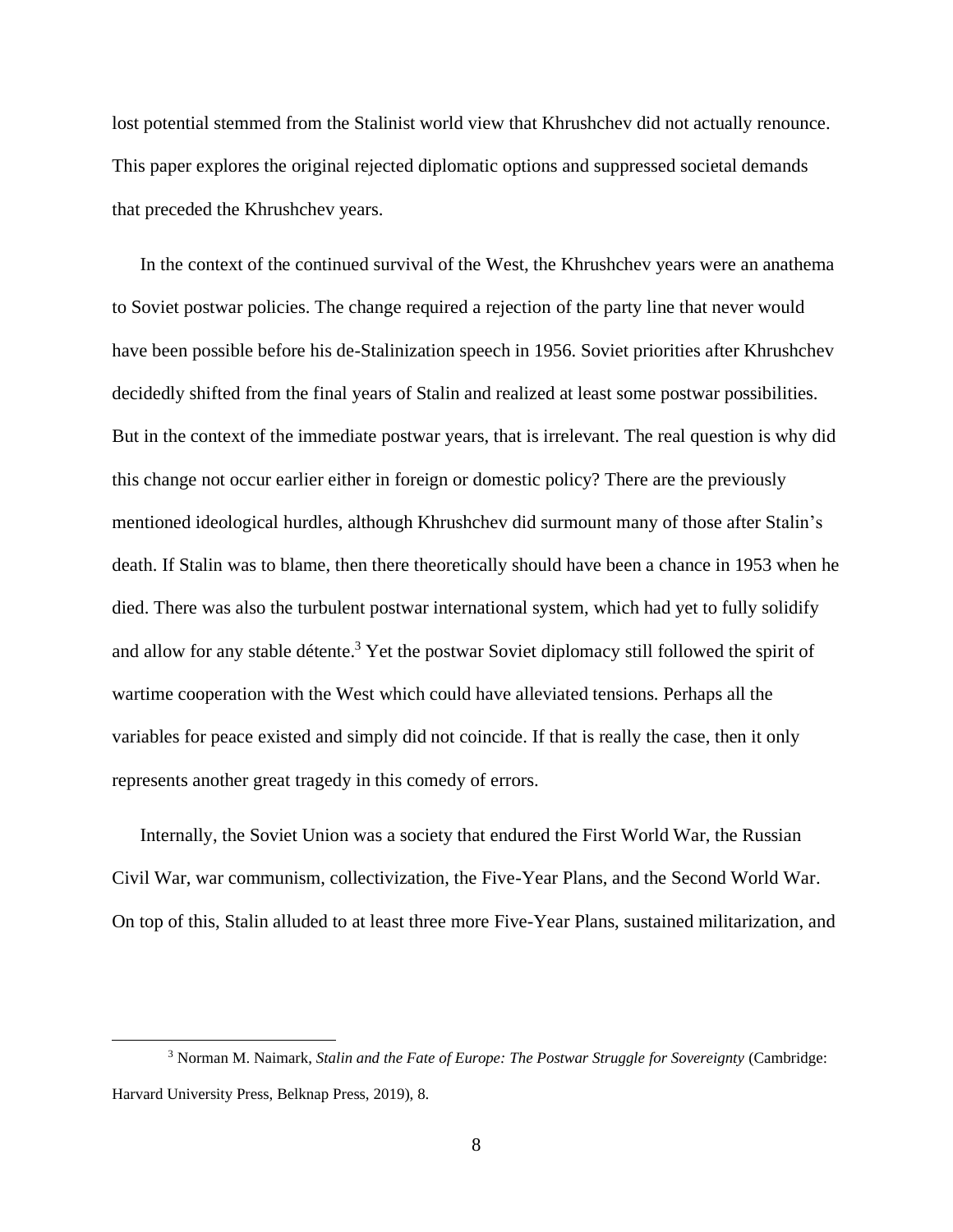lost potential stemmed from the Stalinist world view that Khrushchev did not actually renounce. This paper explores the original rejected diplomatic options and suppressed societal demands that preceded the Khrushchev years.

In the context of the continued survival of the West, the Khrushchev years were an anathema to Soviet postwar policies. The change required a rejection of the party line that never would have been possible before his de-Stalinization speech in 1956. Soviet priorities after Khrushchev decidedly shifted from the final years of Stalin and realized at least some postwar possibilities. But in the context of the immediate postwar years, that is irrelevant. The real question is why did this change not occur earlier either in foreign or domestic policy? There are the previously mentioned ideological hurdles, although Khrushchev did surmount many of those after Stalin's death. If Stalin was to blame, then there theoretically should have been a chance in 1953 when he died. There was also the turbulent postwar international system, which had yet to fully solidify and allow for any stable détente.[3] Yet the postwar Soviet diplomacy still followed the spirit of wartime cooperation with the West which could have alleviated tensions. Perhaps all the variables for peace existed and simply did not coincide. If that is really the case, then it only represents another great tragedy in this comedy of errors.

Internally, the Soviet Union was a society that endured the First World War, the Russian Civil War, war communism, collectivization, the Five-Year Plans, and the Second World War. On top of this, Stalin alluded to at least three more Five-Year Plans, sustained militarization, and

[3] Norman M. Naimark, *Stalin and the Fate of Europe: The Postwar Struggle for Sovereignty* (Cambridge: Harvard University Press, Belknap Press, 2019), 8.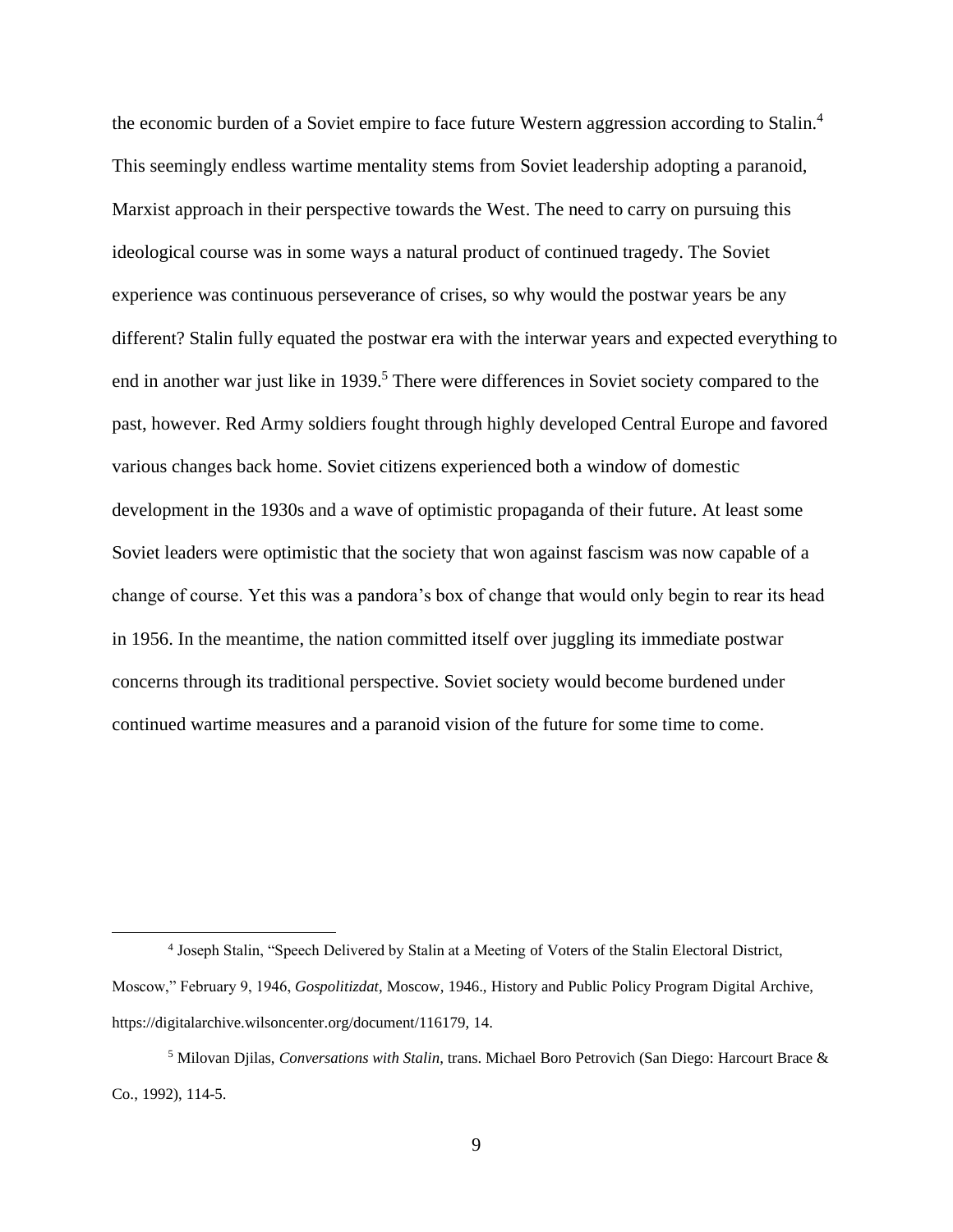the economic burden of a Soviet empire to face future Western aggression according to Stalin.[4] This seemingly endless wartime mentality stems from Soviet leadership adopting a paranoid, Marxist approach in their perspective towards the West. The need to carry on pursuing this ideological course was in some ways a natural product of continued tragedy. The Soviet experience was continuous perseverance of crises, so why would the postwar years be any different? Stalin fully equated the postwar era with the interwar years and expected everything to end in another war just like in 1939.[5] There were differences in Soviet society compared to the past, however. Red Army soldiers fought through highly developed Central Europe and favored various changes back home. Soviet citizens experienced both a window of domestic development in the 1930s and a wave of optimistic propaganda of their future. At least some Soviet leaders were optimistic that the society that won against fascism was now capable of a change of course. Yet this was a pandora's box of change that would only begin to rear its head in 1956. In the meantime, the nation committed itself over juggling its immediate postwar concerns through its traditional perspective. Soviet society would become burdened under continued wartime measures and a paranoid vision of the future for some time to come.

---

[4] Joseph Stalin, "Speech Delivered by Stalin at a Meeting of Voters of the Stalin Electoral District, Moscow," February 9, 1946, *Gospolitizdat*, Moscow, 1946., History and Public Policy Program Digital Archive, https://digitalarchive.wilsoncenter.org/document/116179, 14.

[5] Milovan Djilas, *Conversations with Stalin*, trans. Michael Boro Petrovich (San Diego: Harcourt Brace & Co., 1992), 114-5.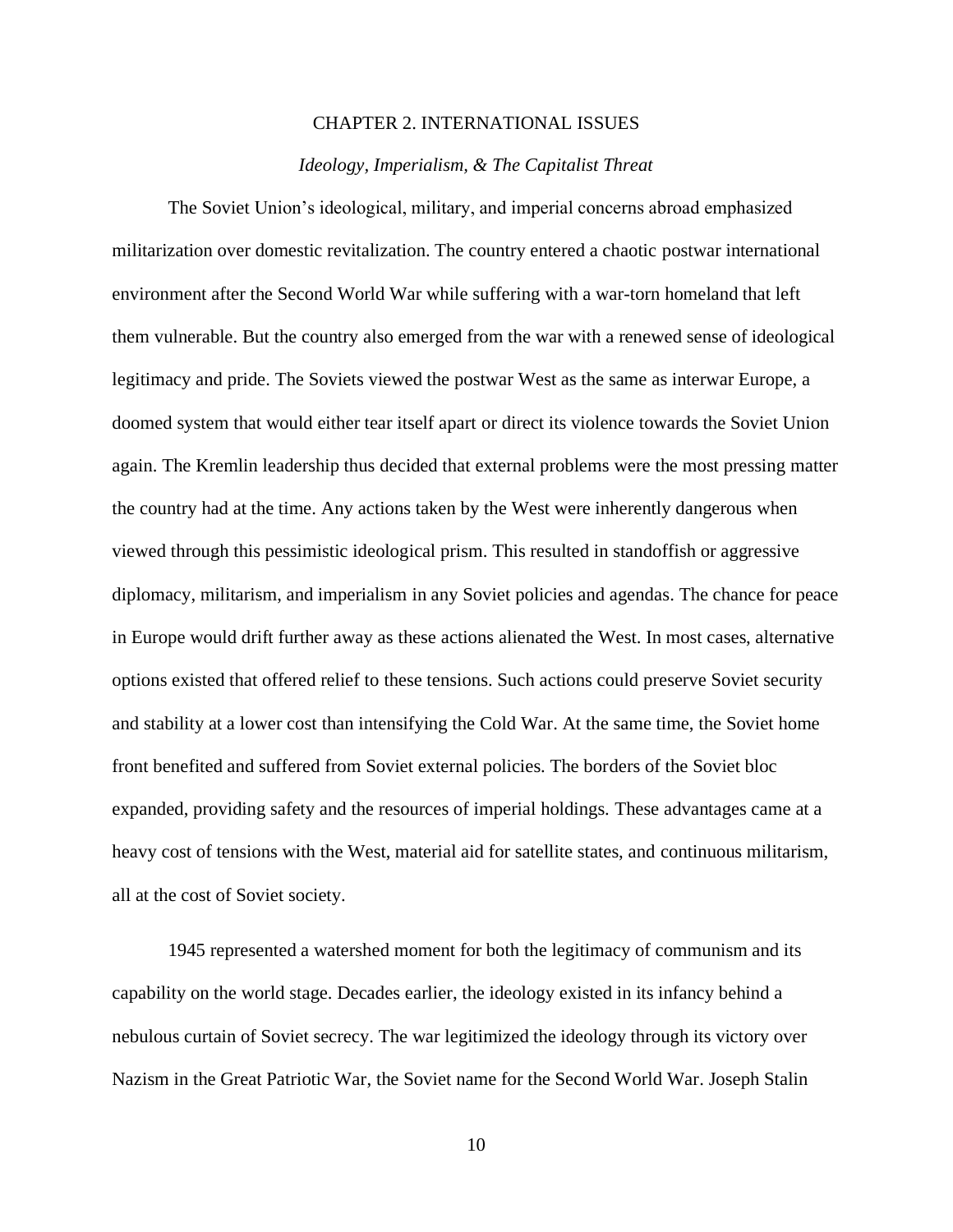# CHAPTER 2. INTERNATIONAL ISSUES

## *Ideology, Imperialism, & The Capitalist Threat*

The Soviet Union's ideological, military, and imperial concerns abroad emphasized militarization over domestic revitalization. The country entered a chaotic postwar international environment after the Second World War while suffering with a war-torn homeland that left them vulnerable. But the country also emerged from the war with a renewed sense of ideological legitimacy and pride. The Soviets viewed the postwar West as the same as interwar Europe, a doomed system that would either tear itself apart or direct its violence towards the Soviet Union again. The Kremlin leadership thus decided that external problems were the most pressing matter the country had at the time. Any actions taken by the West were inherently dangerous when viewed through this pessimistic ideological prism. This resulted in standoffish or aggressive diplomacy, militarism, and imperialism in any Soviet policies and agendas. The chance for peace in Europe would drift further away as these actions alienated the West. In most cases, alternative options existed that offered relief to these tensions. Such actions could preserve Soviet security and stability at a lower cost than intensifying the Cold War. At the same time, the Soviet home front benefited and suffered from Soviet external policies. The borders of the Soviet bloc expanded, providing safety and the resources of imperial holdings. These advantages came at a heavy cost of tensions with the West, material aid for satellite states, and continuous militarism, all at the cost of Soviet society.

1945 represented a watershed moment for both the legitimacy of communism and its capability on the world stage. Decades earlier, the ideology existed in its infancy behind a nebulous curtain of Soviet secrecy. The war legitimized the ideology through its victory over Nazism in the Great Patriotic War, the Soviet name for the Second World War. Joseph Stalin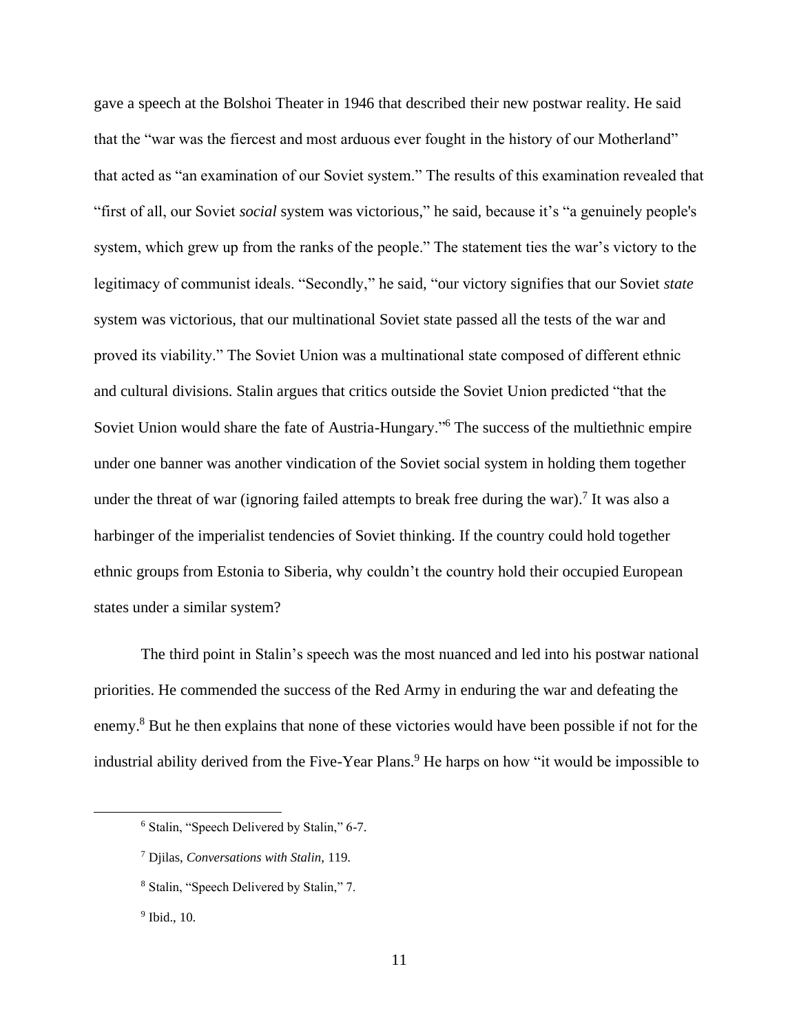gave a speech at the Bolshoi Theater in 1946 that described their new postwar reality. He said that the "war was the fiercest and most arduous ever fought in the history of our Motherland" that acted as "an examination of our Soviet system." The results of this examination revealed that "first of all, our Soviet *social* system was victorious," he said, because it's "a genuinely people's system, which grew up from the ranks of the people." The statement ties the war's victory to the legitimacy of communist ideals. "Secondly," he said, "our victory signifies that our Soviet *state* system was victorious, that our multinational Soviet state passed all the tests of the war and proved its viability." The Soviet Union was a multinational state composed of different ethnic and cultural divisions. Stalin argues that critics outside the Soviet Union predicted "that the Soviet Union would share the fate of Austria-Hungary."[6] The success of the multiethnic empire under one banner was another vindication of the Soviet social system in holding them together under the threat of war (ignoring failed attempts to break free during the war).[7] It was also a harbinger of the imperialist tendencies of Soviet thinking. If the country could hold together ethnic groups from Estonia to Siberia, why couldn't the country hold their occupied European states under a similar system?

The third point in Stalin's speech was the most nuanced and led into his postwar national priorities. He commended the success of the Red Army in enduring the war and defeating the enemy.[8] But he then explains that none of these victories would have been possible if not for the industrial ability derived from the Five-Year Plans.[9] He harps on how "it would be impossible to

---

[6] Stalin, "Speech Delivered by Stalin," 6-7.

[7] Djilas, *Conversations with Stalin*, 119.

[8] Stalin, "Speech Delivered by Stalin," 7.

[9] Ibid., 10.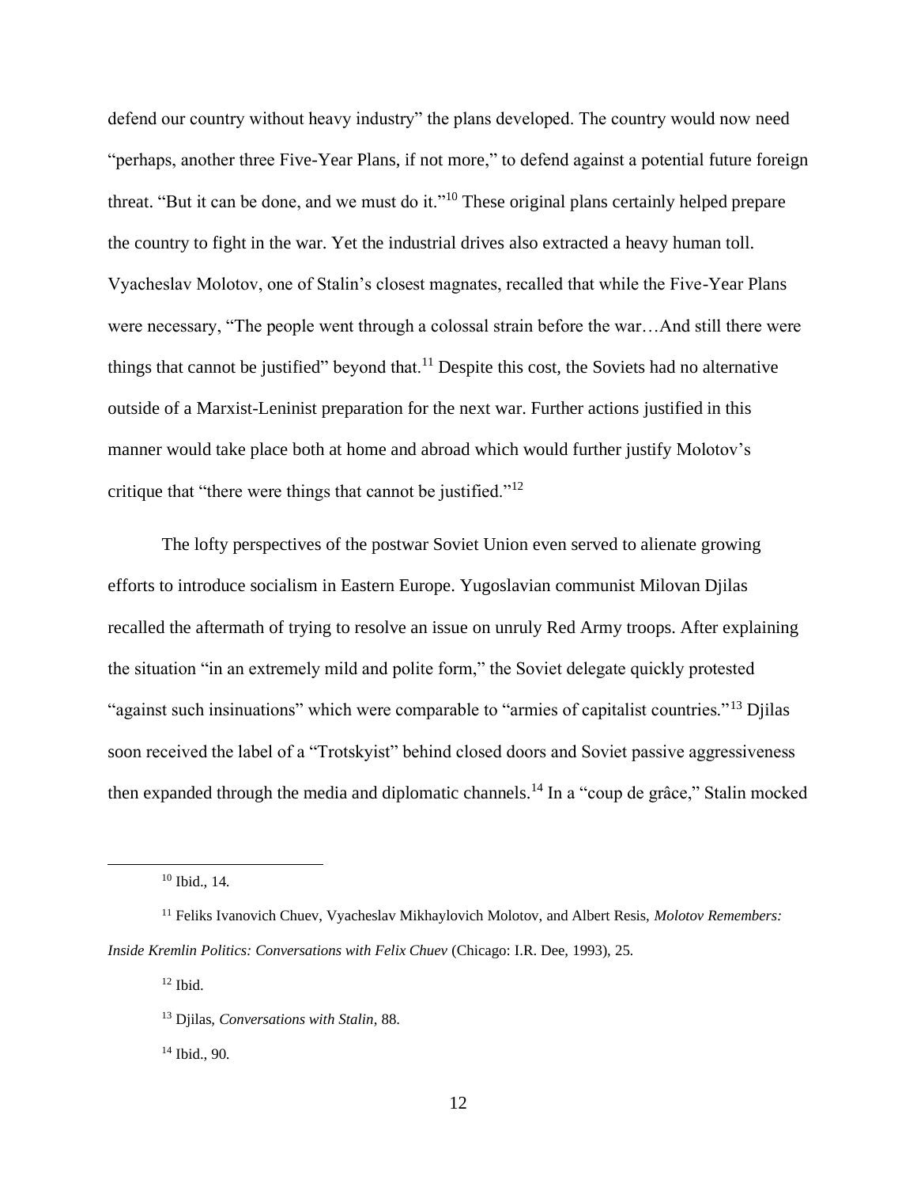defend our country without heavy industry" the plans developed. The country would now need "perhaps, another three Five-Year Plans, if not more," to defend against a potential future foreign threat. "But it can be done, and we must do it."[10] These original plans certainly helped prepare the country to fight in the war. Yet the industrial drives also extracted a heavy human toll. Vyacheslav Molotov, one of Stalin's closest magnates, recalled that while the Five-Year Plans were necessary, "The people went through a colossal strain before the war…And still there were things that cannot be justified" beyond that.[11] Despite this cost, the Soviets had no alternative outside of a Marxist-Leninist preparation for the next war. Further actions justified in this manner would take place both at home and abroad which would further justify Molotov's critique that "there were things that cannot be justified."[12]

The lofty perspectives of the postwar Soviet Union even served to alienate growing efforts to introduce socialism in Eastern Europe. Yugoslavian communist Milovan Djilas recalled the aftermath of trying to resolve an issue on unruly Red Army troops. After explaining the situation "in an extremely mild and polite form," the Soviet delegate quickly protested "against such insinuations" which were comparable to "armies of capitalist countries."[13] Djilas soon received the label of a "Trotskyist" behind closed doors and Soviet passive aggressiveness then expanded through the media and diplomatic channels.[14] In a "coup de grâce," Stalin mocked

---

[10] Ibid., 14.

[11] Feliks Ivanovich Chuev, Vyacheslav Mikhaylovich Molotov, and Albert Resis, *Molotov Remembers: Inside Kremlin Politics: Conversations with Felix Chuev* (Chicago: I.R. Dee, 1993), 25.

[12] Ibid.

[13] Djilas, *Conversations with Stalin*, 88.

[14] Ibid., 90.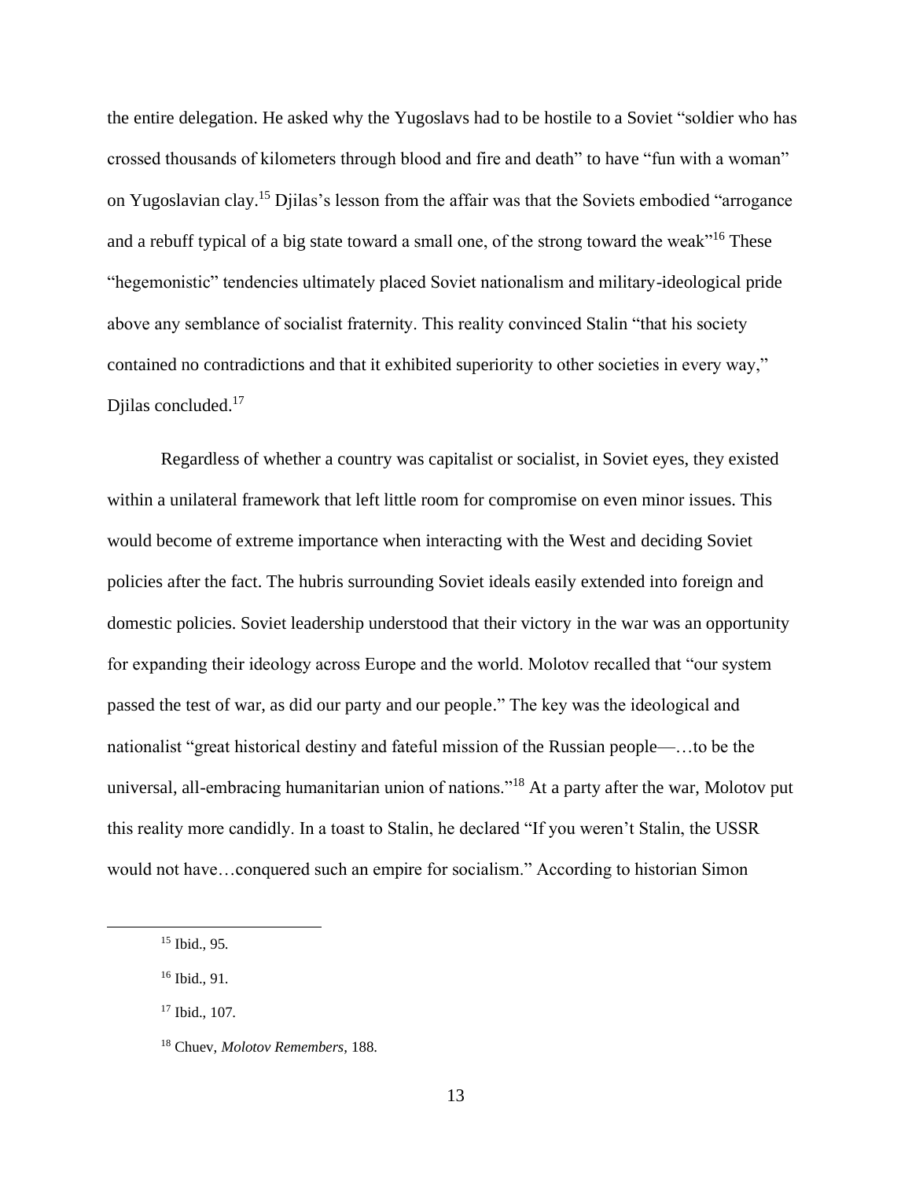the entire delegation. He asked why the Yugoslavs had to be hostile to a Soviet "soldier who has crossed thousands of kilometers through blood and fire and death" to have "fun with a woman" on Yugoslavian clay.[15] Djilas's lesson from the affair was that the Soviets embodied "arrogance and a rebuff typical of a big state toward a small one, of the strong toward the weak"[16] These "hegemonistic" tendencies ultimately placed Soviet nationalism and military-ideological pride above any semblance of socialist fraternity. This reality convinced Stalin "that his society contained no contradictions and that it exhibited superiority to other societies in every way," Djilas concluded.[17]

Regardless of whether a country was capitalist or socialist, in Soviet eyes, they existed within a unilateral framework that left little room for compromise on even minor issues. This would become of extreme importance when interacting with the West and deciding Soviet policies after the fact. The hubris surrounding Soviet ideals easily extended into foreign and domestic policies. Soviet leadership understood that their victory in the war was an opportunity for expanding their ideology across Europe and the world. Molotov recalled that "our system passed the test of war, as did our party and our people." The key was the ideological and nationalist "great historical destiny and fateful mission of the Russian people—…to be the universal, all-embracing humanitarian union of nations."[18] At a party after the war, Molotov put this reality more candidly. In a toast to Stalin, he declared "If you weren't Stalin, the USSR would not have…conquered such an empire for socialism." According to historian Simon

---

[15] Ibid., 95.

[16] Ibid., 91.

[17] Ibid., 107.

[18] Chuev, *Molotov Remembers*, 188.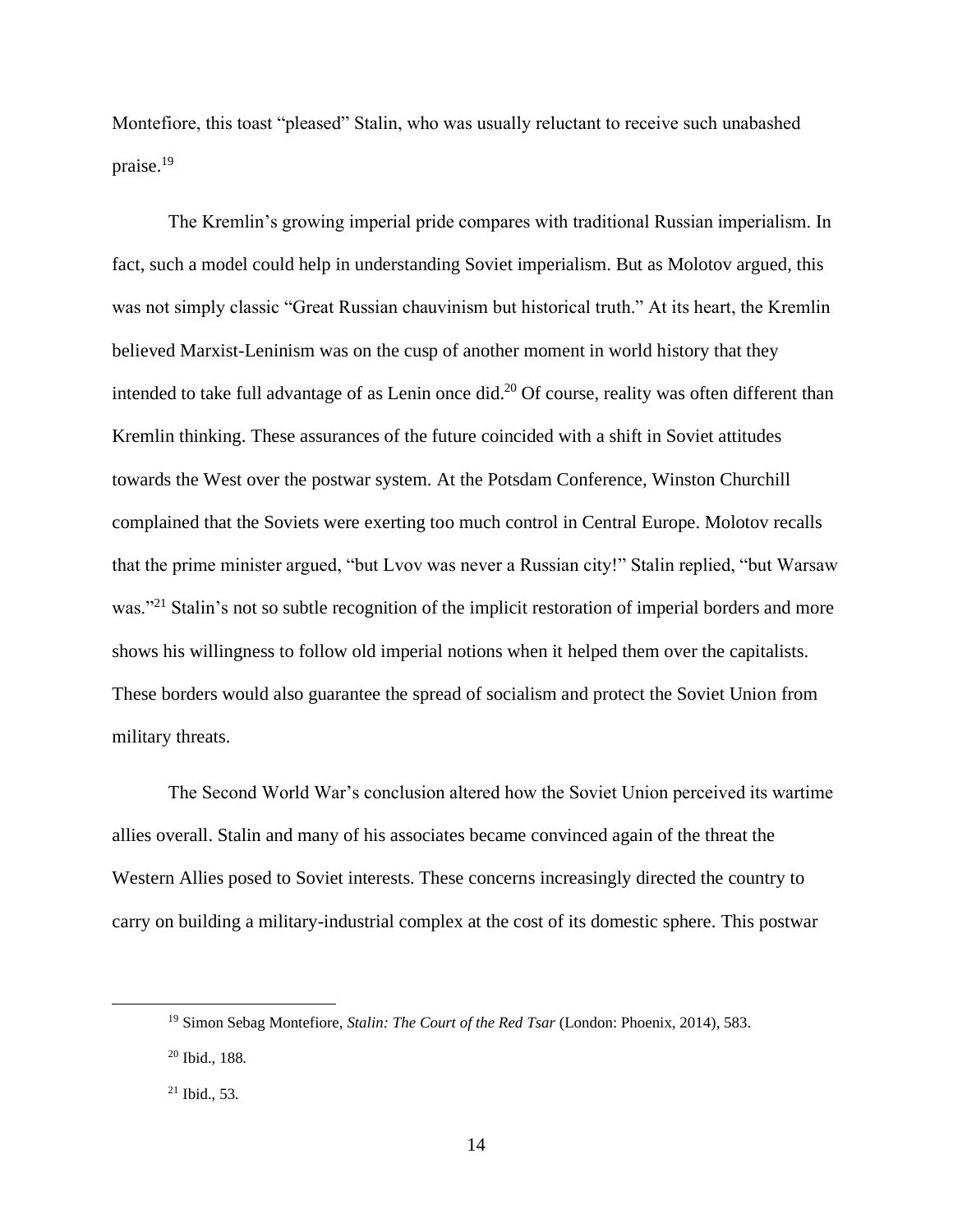Montefiore, this toast “pleased” Stalin, who was usually reluctant to receive such unabashed praise.[19]

The Kremlin’s growing imperial pride compares with traditional Russian imperialism. In fact, such a model could help in understanding Soviet imperialism. But as Molotov argued, this was not simply classic “Great Russian chauvinism but historical truth.” At its heart, the Kremlin believed Marxist-Leninism was on the cusp of another moment in world history that they intended to take full advantage of as Lenin once did.[20] Of course, reality was often different than Kremlin thinking. These assurances of the future coincided with a shift in Soviet attitudes towards the West over the postwar system. At the Potsdam Conference, Winston Churchill complained that the Soviets were exerting too much control in Central Europe. Molotov recalls that the prime minister argued, “but Lvov was never a Russian city!” Stalin replied, “but Warsaw was.”[21] Stalin’s not so subtle recognition of the implicit restoration of imperial borders and more shows his willingness to follow old imperial notions when it helped them over the capitalists. These borders would also guarantee the spread of socialism and protect the Soviet Union from military threats.

The Second World War’s conclusion altered how the Soviet Union perceived its wartime allies overall. Stalin and many of his associates became convinced again of the threat the Western Allies posed to Soviet interests. These concerns increasingly directed the country to carry on building a military-industrial complex at the cost of its domestic sphere. This postwar

[19] Simon Sebag Montefiore, *Stalin: The Court of the Red Tsar* (London: Phoenix, 2014), 583.

[20] Ibid., 188.

[21] Ibid., 53.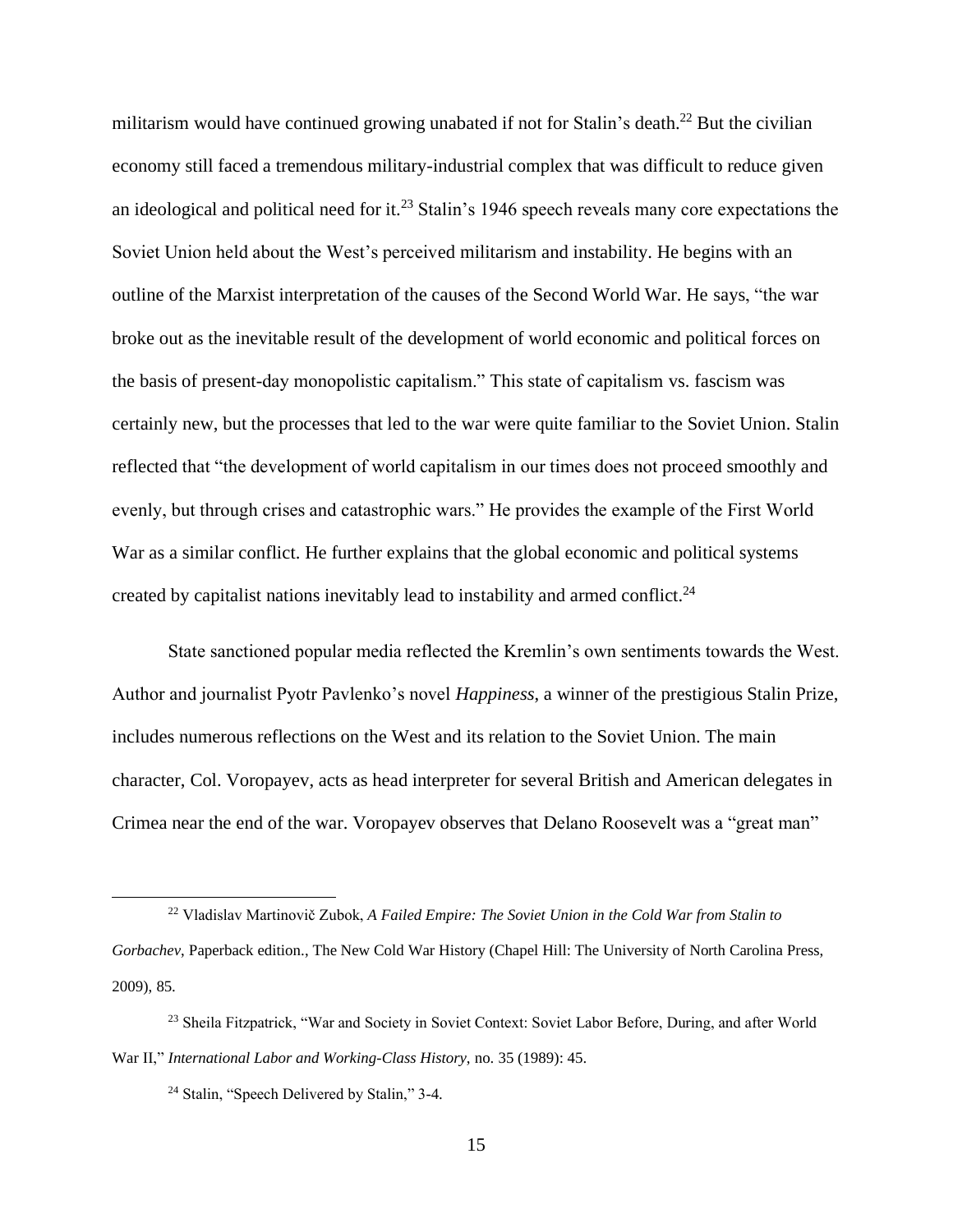militarism would have continued growing unabated if not for Stalin's death.[22] But the civilian economy still faced a tremendous military-industrial complex that was difficult to reduce given an ideological and political need for it.[23] Stalin's 1946 speech reveals many core expectations the Soviet Union held about the West's perceived militarism and instability. He begins with an outline of the Marxist interpretation of the causes of the Second World War. He says, "the war broke out as the inevitable result of the development of world economic and political forces on the basis of present-day monopolistic capitalism." This state of capitalism vs. fascism was certainly new, but the processes that led to the war were quite familiar to the Soviet Union. Stalin reflected that "the development of world capitalism in our times does not proceed smoothly and evenly, but through crises and catastrophic wars." He provides the example of the First World War as a similar conflict. He further explains that the global economic and political systems created by capitalist nations inevitably lead to instability and armed conflict.[24]

State sanctioned popular media reflected the Kremlin's own sentiments towards the West. Author and journalist Pyotr Pavlenko's novel *Happiness*, a winner of the prestigious Stalin Prize, includes numerous reflections on the West and its relation to the Soviet Union. The main character, Col. Voropayev, acts as head interpreter for several British and American delegates in Crimea near the end of the war. Voropayev observes that Delano Roosevelt was a "great man"

---

[22] Vladislav Martinovič Zubok, *A Failed Empire: The Soviet Union in the Cold War from Stalin to Gorbachev*, Paperback edition., The New Cold War History (Chapel Hill: The University of North Carolina Press, 2009), 85.

[23] Sheila Fitzpatrick, "War and Society in Soviet Context: Soviet Labor Before, During, and after World War II," *International Labor and Working-Class History*, no. 35 (1989): 45.

[24] Stalin, "Speech Delivered by Stalin," 3-4.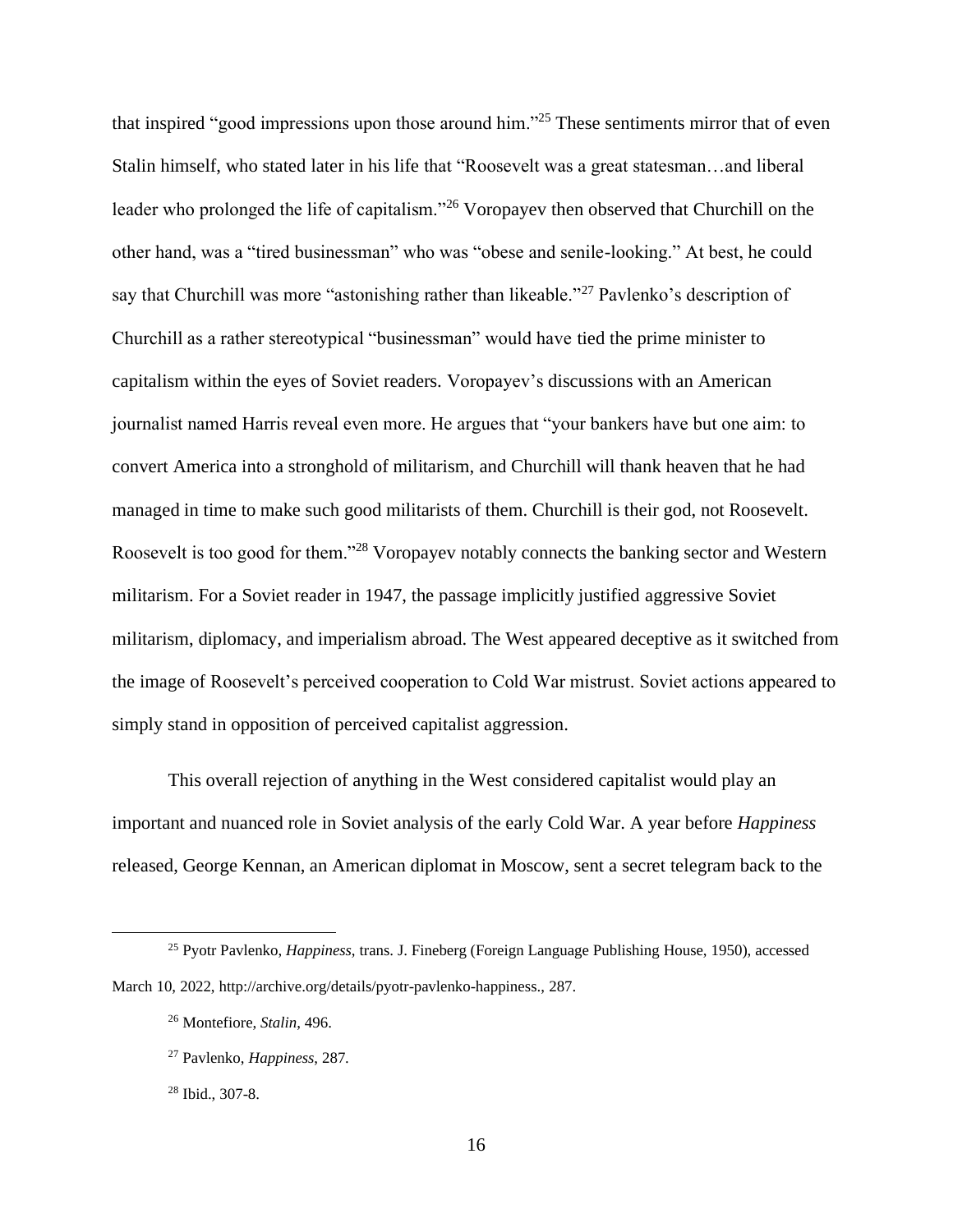that inspired "good impressions upon those around him."[25] These sentiments mirror that of even Stalin himself, who stated later in his life that "Roosevelt was a great statesman…and liberal leader who prolonged the life of capitalism."[26] Voropayev then observed that Churchill on the other hand, was a "tired businessman" who was "obese and senile-looking." At best, he could say that Churchill was more "astonishing rather than likeable."[27] Pavlenko's description of Churchill as a rather stereotypical "businessman" would have tied the prime minister to capitalism within the eyes of Soviet readers. Voropayev's discussions with an American journalist named Harris reveal even more. He argues that "your bankers have but one aim: to convert America into a stronghold of militarism, and Churchill will thank heaven that he had managed in time to make such good militarists of them. Churchill is their god, not Roosevelt. Roosevelt is too good for them."[28] Voropayev notably connects the banking sector and Western militarism. For a Soviet reader in 1947, the passage implicitly justified aggressive Soviet militarism, diplomacy, and imperialism abroad. The West appeared deceptive as it switched from the image of Roosevelt's perceived cooperation to Cold War mistrust. Soviet actions appeared to simply stand in opposition of perceived capitalist aggression.

This overall rejection of anything in the West considered capitalist would play an important and nuanced role in Soviet analysis of the early Cold War. A year before *Happiness* released, George Kennan, an American diplomat in Moscow, sent a secret telegram back to the

---

[25] Pyotr Pavlenko, *Happiness*, trans. J. Fineberg (Foreign Language Publishing House, 1950), accessed March 10, 2022, http://archive.org/details/pyotr-pavlenko-happiness., 287.

[26] Montefiore, *Stalin*, 496.

[27] Pavlenko, *Happiness*, 287.

[28] Ibid., 307-8.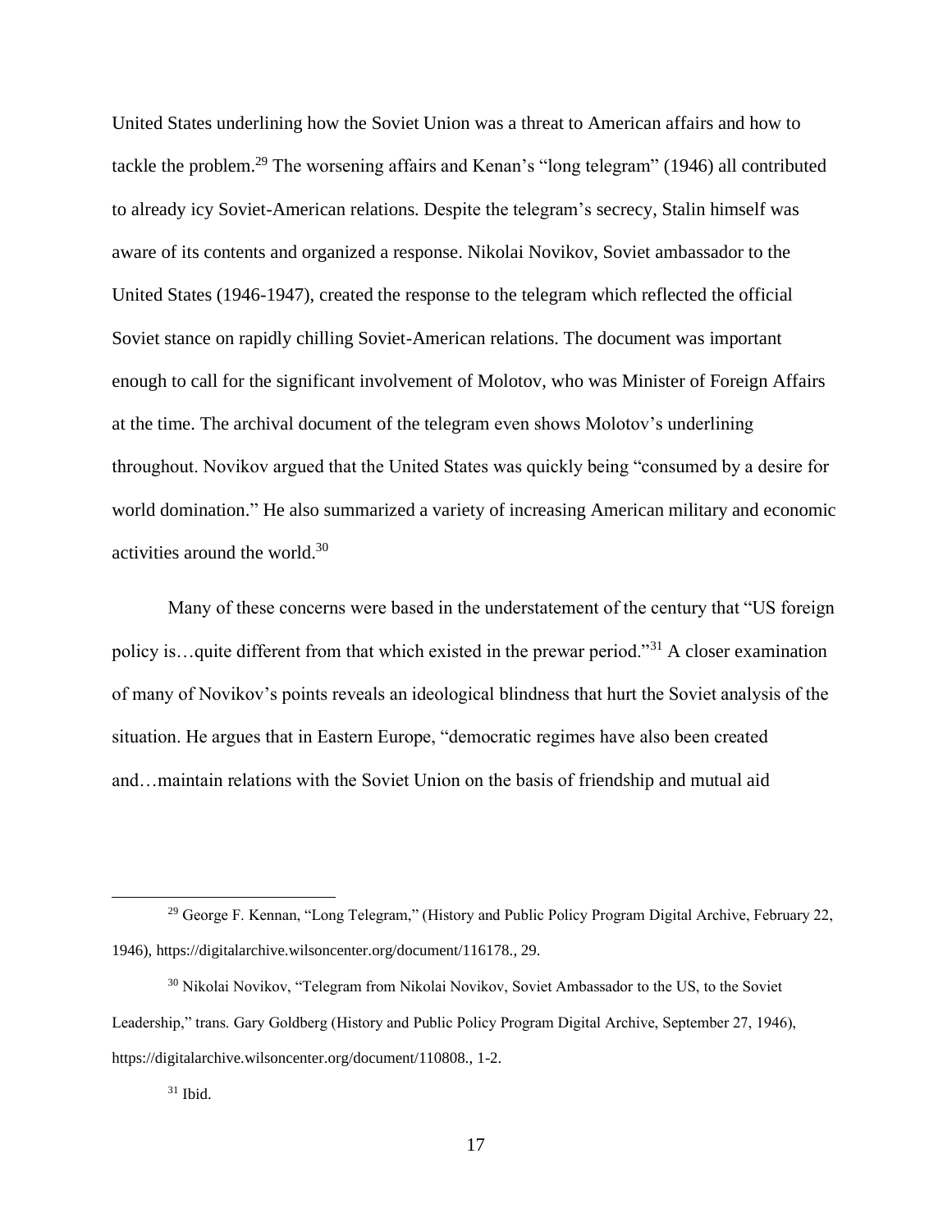United States underlining how the Soviet Union was a threat to American affairs and how to tackle the problem.[29] The worsening affairs and Kenan's "long telegram" (1946) all contributed to already icy Soviet-American relations. Despite the telegram's secrecy, Stalin himself was aware of its contents and organized a response. Nikolai Novikov, Soviet ambassador to the United States (1946-1947), created the response to the telegram which reflected the official Soviet stance on rapidly chilling Soviet-American relations. The document was important enough to call for the significant involvement of Molotov, who was Minister of Foreign Affairs at the time. The archival document of the telegram even shows Molotov's underlining throughout. Novikov argued that the United States was quickly being "consumed by a desire for world domination." He also summarized a variety of increasing American military and economic activities around the world.[30]

Many of these concerns were based in the understatement of the century that "US foreign policy is…quite different from that which existed in the prewar period."[31] A closer examination of many of Novikov's points reveals an ideological blindness that hurt the Soviet analysis of the situation. He argues that in Eastern Europe, "democratic regimes have also been created and…maintain relations with the Soviet Union on the basis of friendship and mutual aid

---

[29] George F. Kennan, "Long Telegram," (History and Public Policy Program Digital Archive, February 22, 1946), https://digitalarchive.wilsoncenter.org/document/116178., 29.

[30] Nikolai Novikov, "Telegram from Nikolai Novikov, Soviet Ambassador to the US, to the Soviet Leadership," trans. Gary Goldberg (History and Public Policy Program Digital Archive, September 27, 1946), https://digitalarchive.wilsoncenter.org/document/110808., 1-2.

[31] Ibid.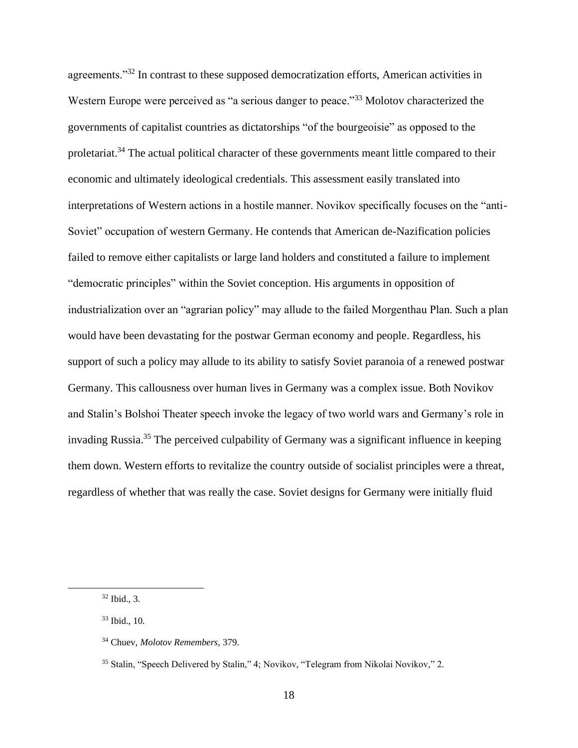agreements."[32] In contrast to these supposed democratization efforts, American activities in Western Europe were perceived as "a serious danger to peace."[33] Molotov characterized the governments of capitalist countries as dictatorships "of the bourgeoisie" as opposed to the proletariat.[34] The actual political character of these governments meant little compared to their economic and ultimately ideological credentials. This assessment easily translated into interpretations of Western actions in a hostile manner. Novikov specifically focuses on the "anti-Soviet" occupation of western Germany. He contends that American de-Nazification policies failed to remove either capitalists or large land holders and constituted a failure to implement "democratic principles" within the Soviet conception. His arguments in opposition of industrialization over an "agrarian policy" may allude to the failed Morgenthau Plan. Such a plan would have been devastating for the postwar German economy and people. Regardless, his support of such a policy may allude to its ability to satisfy Soviet paranoia of a renewed postwar Germany. This callousness over human lives in Germany was a complex issue. Both Novikov and Stalin's Bolshoi Theater speech invoke the legacy of two world wars and Germany's role in invading Russia.[35] The perceived culpability of Germany was a significant influence in keeping them down. Western efforts to revitalize the country outside of socialist principles were a threat, regardless of whether that was really the case. Soviet designs for Germany were initially fluid

[32] Ibid., 3.

[33] Ibid., 10.

[34] Chuev, *Molotov Remembers*, 379.

[35] Stalin, "Speech Delivered by Stalin," 4; Novikov, "Telegram from Nikolai Novikov," 2.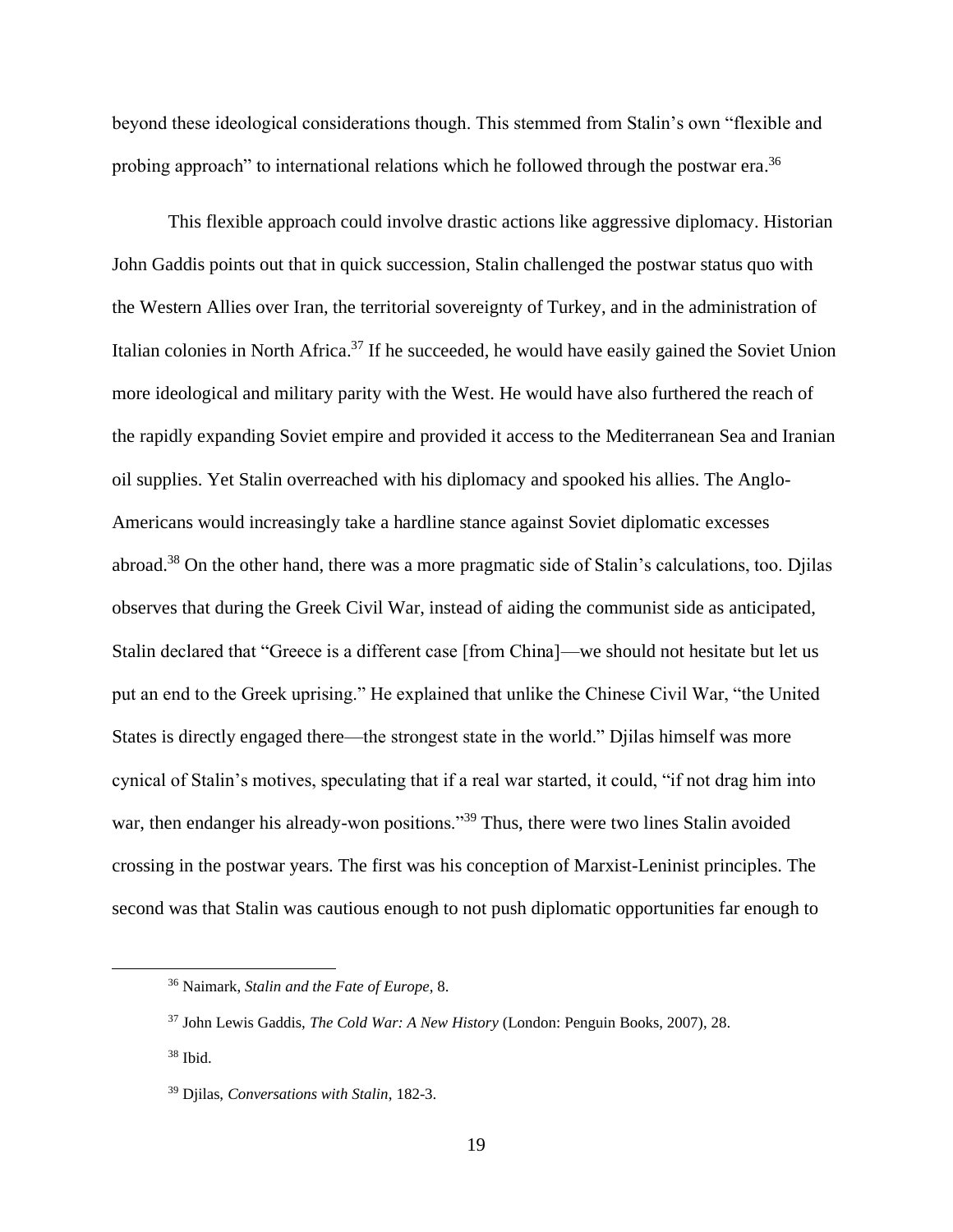beyond these ideological considerations though. This stemmed from Stalin's own "flexible and probing approach" to international relations which he followed through the postwar era.[36]

This flexible approach could involve drastic actions like aggressive diplomacy. Historian John Gaddis points out that in quick succession, Stalin challenged the postwar status quo with the Western Allies over Iran, the territorial sovereignty of Turkey, and in the administration of Italian colonies in North Africa.[37] If he succeeded, he would have easily gained the Soviet Union more ideological and military parity with the West. He would have also furthered the reach of the rapidly expanding Soviet empire and provided it access to the Mediterranean Sea and Iranian oil supplies. Yet Stalin overreached with his diplomacy and spooked his allies. The Anglo-Americans would increasingly take a hardline stance against Soviet diplomatic excesses abroad.[38] On the other hand, there was a more pragmatic side of Stalin's calculations, too. Djilas observes that during the Greek Civil War, instead of aiding the communist side as anticipated, Stalin declared that "Greece is a different case [from China]—we should not hesitate but let us put an end to the Greek uprising." He explained that unlike the Chinese Civil War, "the United States is directly engaged there—the strongest state in the world." Djilas himself was more cynical of Stalin's motives, speculating that if a real war started, it could, "if not drag him into war, then endanger his already-won positions."[39] Thus, there were two lines Stalin avoided crossing in the postwar years. The first was his conception of Marxist-Leninist principles. The second was that Stalin was cautious enough to not push diplomatic opportunities far enough to

---

[36] Naimark, *Stalin and the Fate of Europe*, 8.

[37] John Lewis Gaddis, *The Cold War: A New History* (London: Penguin Books, 2007), 28.

[38] Ibid.

[39] Djilas, *Conversations with Stalin*, 182-3.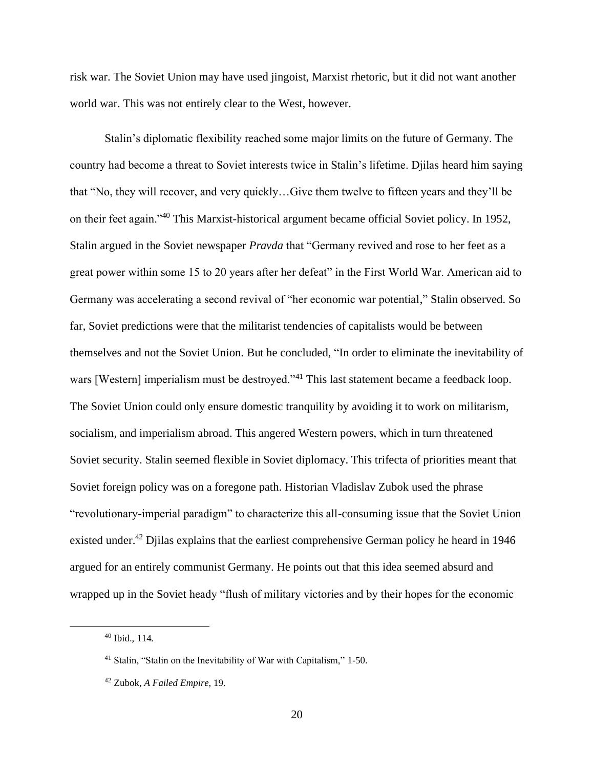risk war. The Soviet Union may have used jingoist, Marxist rhetoric, but it did not want another world war. This was not entirely clear to the West, however.

Stalin's diplomatic flexibility reached some major limits on the future of Germany. The country had become a threat to Soviet interests twice in Stalin's lifetime. Djilas heard him saying that "No, they will recover, and very quickly…Give them twelve to fifteen years and they'll be on their feet again."[40] This Marxist-historical argument became official Soviet policy. In 1952, Stalin argued in the Soviet newspaper *Pravda* that "Germany revived and rose to her feet as a great power within some 15 to 20 years after her defeat" in the First World War. American aid to Germany was accelerating a second revival of "her economic war potential," Stalin observed. So far, Soviet predictions were that the militarist tendencies of capitalists would be between themselves and not the Soviet Union. But he concluded, "In order to eliminate the inevitability of wars [Western] imperialism must be destroyed."[41] This last statement became a feedback loop. The Soviet Union could only ensure domestic tranquility by avoiding it to work on militarism, socialism, and imperialism abroad. This angered Western powers, which in turn threatened Soviet security. Stalin seemed flexible in Soviet diplomacy. This trifecta of priorities meant that Soviet foreign policy was on a foregone path. Historian Vladislav Zubok used the phrase "revolutionary-imperial paradigm" to characterize this all-consuming issue that the Soviet Union existed under.[42] Djilas explains that the earliest comprehensive German policy he heard in 1946 argued for an entirely communist Germany. He points out that this idea seemed absurd and wrapped up in the Soviet heady "flush of military victories and by their hopes for the economic

[40] Ibid., 114.

[41] Stalin, "Stalin on the Inevitability of War with Capitalism," 1-50.

[42] Zubok, *A Failed Empire,* 19.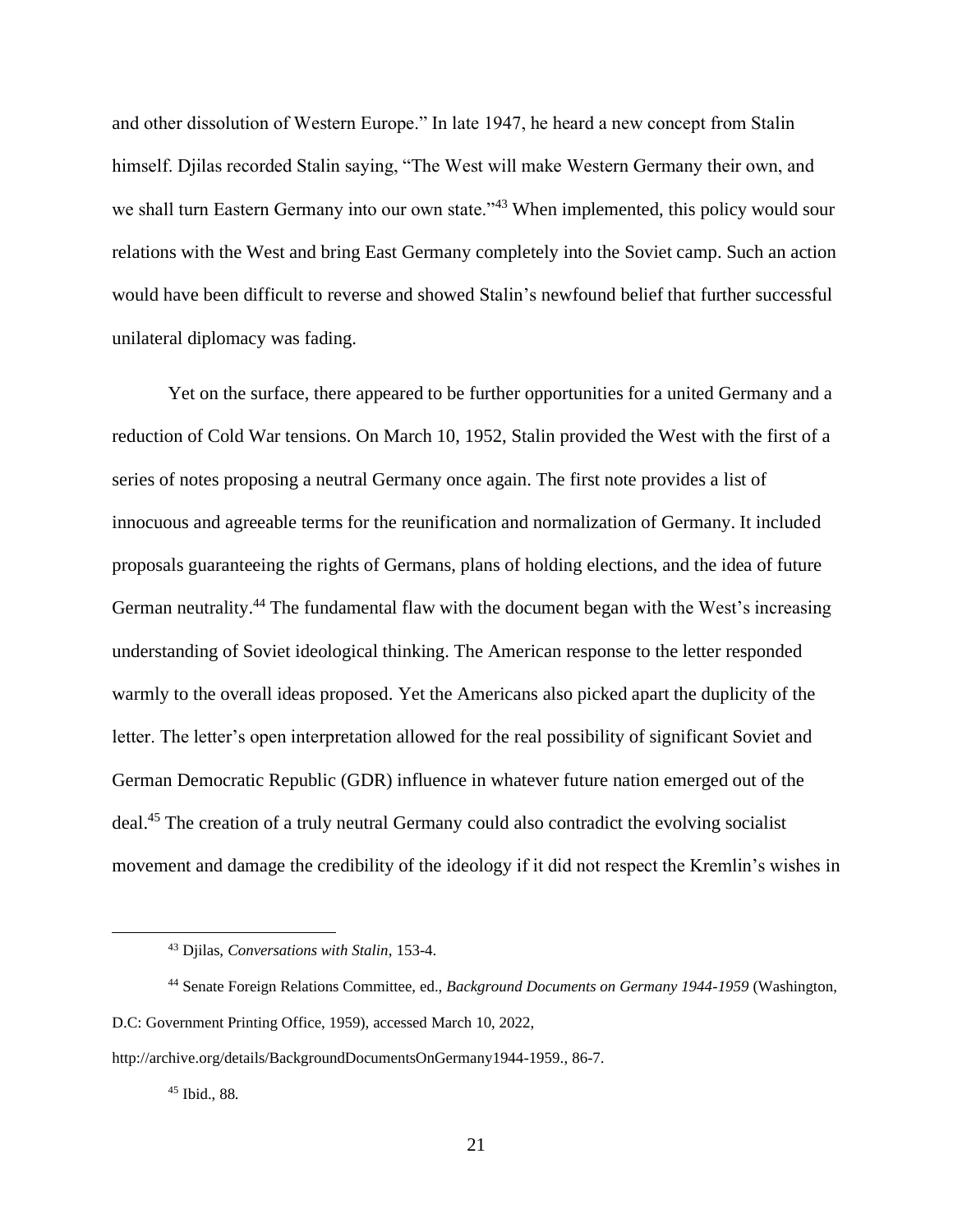and other dissolution of Western Europe." In late 1947, he heard a new concept from Stalin himself. Djilas recorded Stalin saying, "The West will make Western Germany their own, and we shall turn Eastern Germany into our own state."[43] When implemented, this policy would sour relations with the West and bring East Germany completely into the Soviet camp. Such an action would have been difficult to reverse and showed Stalin's newfound belief that further successful unilateral diplomacy was fading.

Yet on the surface, there appeared to be further opportunities for a united Germany and a reduction of Cold War tensions. On March 10, 1952, Stalin provided the West with the first of a series of notes proposing a neutral Germany once again. The first note provides a list of innocuous and agreeable terms for the reunification and normalization of Germany. It included proposals guaranteeing the rights of Germans, plans of holding elections, and the idea of future German neutrality.[44] The fundamental flaw with the document began with the West's increasing understanding of Soviet ideological thinking. The American response to the letter responded warmly to the overall ideas proposed. Yet the Americans also picked apart the duplicity of the letter. The letter's open interpretation allowed for the real possibility of significant Soviet and German Democratic Republic (GDR) influence in whatever future nation emerged out of the deal.[45] The creation of a truly neutral Germany could also contradict the evolving socialist movement and damage the credibility of the ideology if it did not respect the Kremlin's wishes in

---

[43] Djilas, *Conversations with Stalin*, 153-4.

[44] Senate Foreign Relations Committee, ed., *Background Documents on Germany 1944-1959* (Washington, D.C: Government Printing Office, 1959), accessed March 10, 2022, http://archive.org/details/BackgroundDocumentsOnGermany1944-1959., 86-7.

[45] Ibid., 88.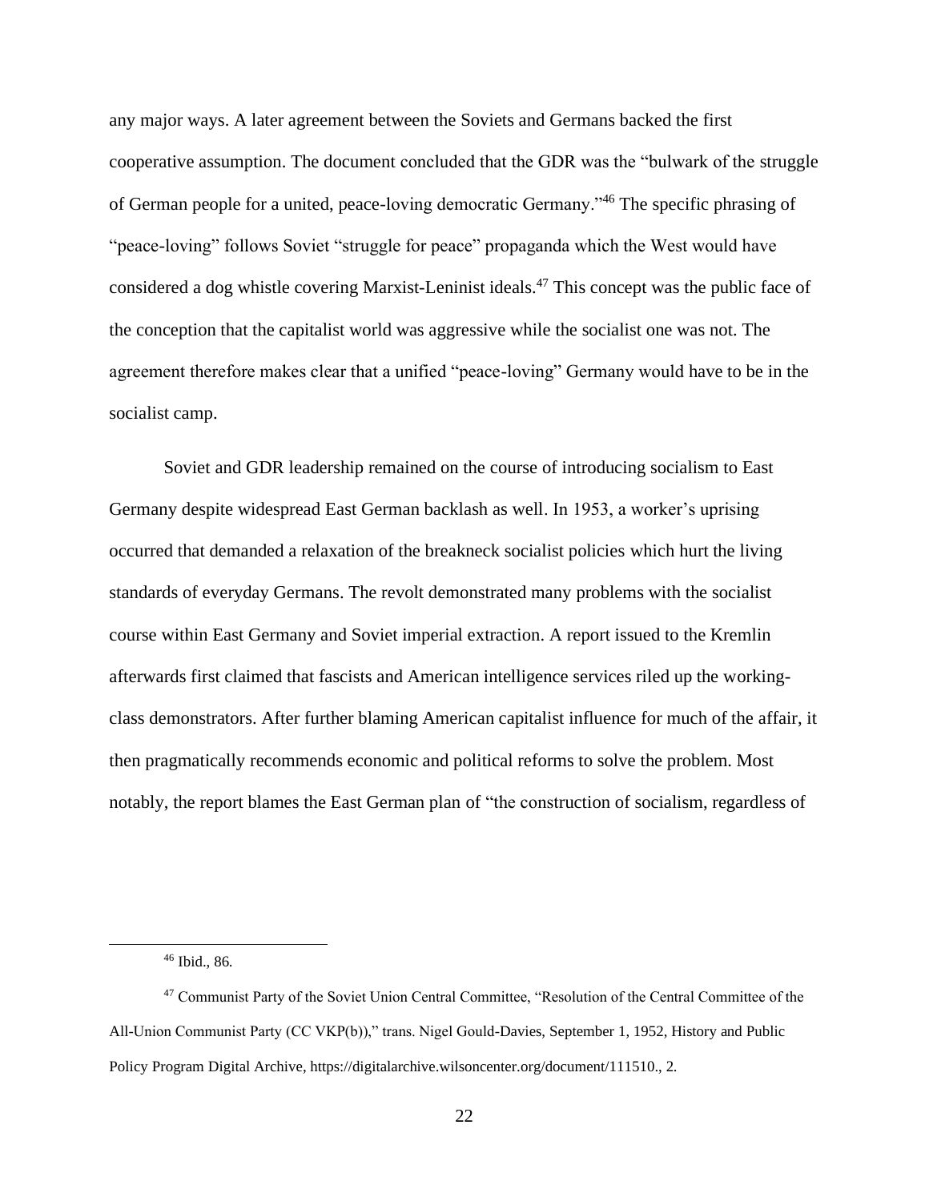any major ways. A later agreement between the Soviets and Germans backed the first cooperative assumption. The document concluded that the GDR was the "bulwark of the struggle of German people for a united, peace-loving democratic Germany."[46] The specific phrasing of "peace-loving" follows Soviet "struggle for peace" propaganda which the West would have considered a dog whistle covering Marxist-Leninist ideals.[47] This concept was the public face of the conception that the capitalist world was aggressive while the socialist one was not. The agreement therefore makes clear that a unified "peace-loving" Germany would have to be in the socialist camp.

Soviet and GDR leadership remained on the course of introducing socialism to East Germany despite widespread East German backlash as well. In 1953, a worker's uprising occurred that demanded a relaxation of the breakneck socialist policies which hurt the living standards of everyday Germans. The revolt demonstrated many problems with the socialist course within East Germany and Soviet imperial extraction. A report issued to the Kremlin afterwards first claimed that fascists and American intelligence services riled up the working-class demonstrators. After further blaming American capitalist influence for much of the affair, it then pragmatically recommends economic and political reforms to solve the problem. Most notably, the report blames the East German plan of "the construction of socialism, regardless of

---

[46] Ibid., 86.

[47] Communist Party of the Soviet Union Central Committee, "Resolution of the Central Committee of the All-Union Communist Party (CC VKP(b))," trans. Nigel Gould-Davies, September 1, 1952, History and Public Policy Program Digital Archive, https://digitalarchive.wilsoncenter.org/document/111510., 2.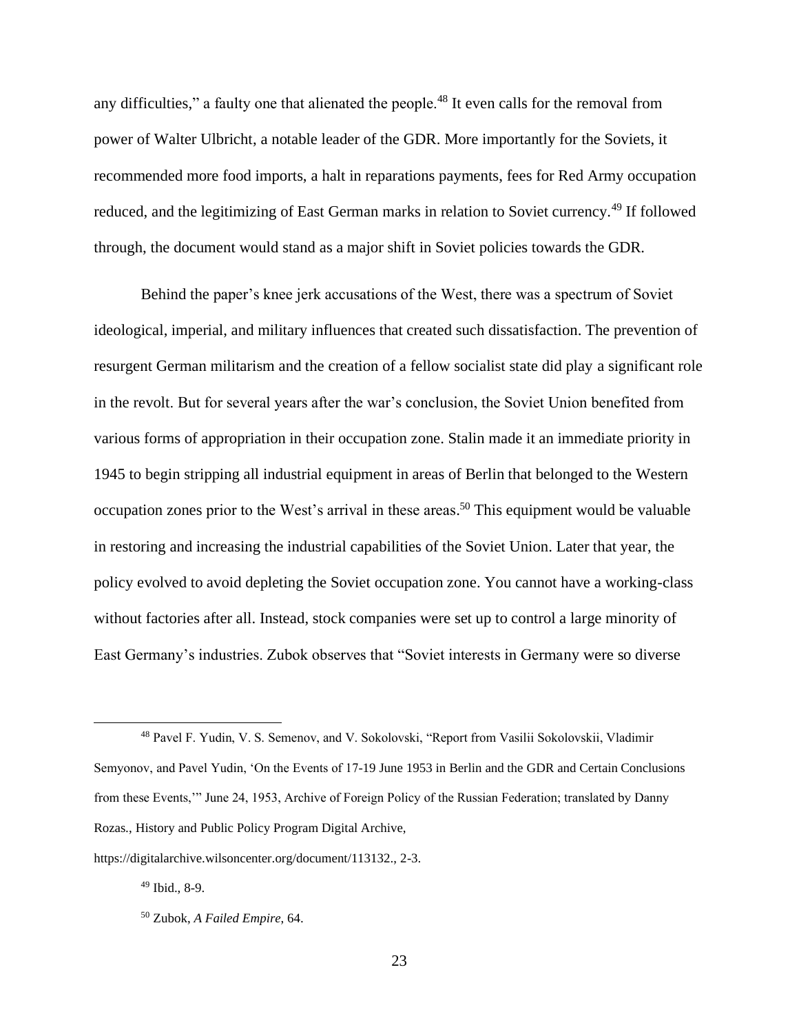any difficulties," a faulty one that alienated the people.[48] It even calls for the removal from power of Walter Ulbricht, a notable leader of the GDR. More importantly for the Soviets, it recommended more food imports, a halt in reparations payments, fees for Red Army occupation reduced, and the legitimizing of East German marks in relation to Soviet currency.[49] If followed through, the document would stand as a major shift in Soviet policies towards the GDR.

Behind the paper's knee jerk accusations of the West, there was a spectrum of Soviet ideological, imperial, and military influences that created such dissatisfaction. The prevention of resurgent German militarism and the creation of a fellow socialist state did play a significant role in the revolt. But for several years after the war's conclusion, the Soviet Union benefited from various forms of appropriation in their occupation zone. Stalin made it an immediate priority in 1945 to begin stripping all industrial equipment in areas of Berlin that belonged to the Western occupation zones prior to the West's arrival in these areas.[50] This equipment would be valuable in restoring and increasing the industrial capabilities of the Soviet Union. Later that year, the policy evolved to avoid depleting the Soviet occupation zone. You cannot have a working-class without factories after all. Instead, stock companies were set up to control a large minority of East Germany's industries. Zubok observes that "Soviet interests in Germany were so diverse

---

[48] Pavel F. Yudin, V. S. Semenov, and V. Sokolovski, "Report from Vasilii Sokolovskii, Vladimir Semyonov, and Pavel Yudin, 'On the Events of 17-19 June 1953 in Berlin and the GDR and Certain Conclusions from these Events,'" June 24, 1953, Archive of Foreign Policy of the Russian Federation; translated by Danny Rozas., History and Public Policy Program Digital Archive, https://digitalarchive.wilsoncenter.org/document/113132., 2-3.

[49] Ibid., 8-9.

[50] Zubok, *A Failed Empire*, 64.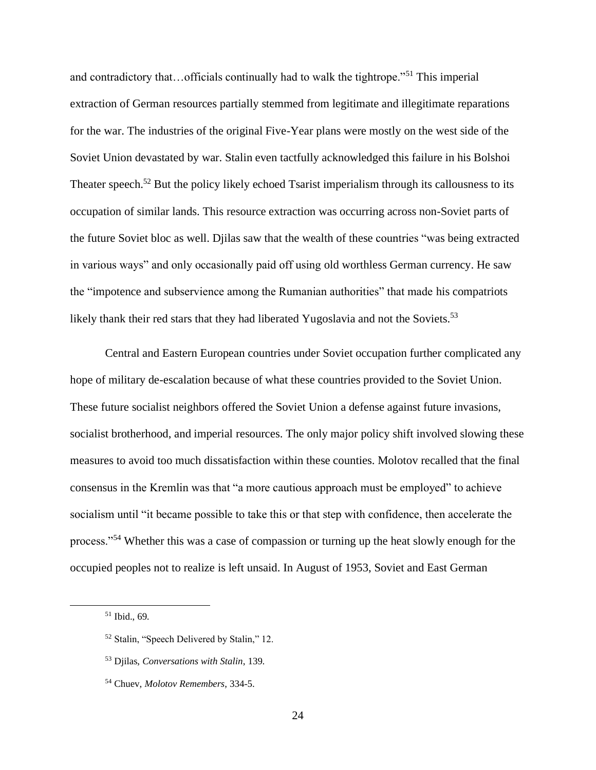and contradictory that…officials continually had to walk the tightrope."[51] This imperial extraction of German resources partially stemmed from legitimate and illegitimate reparations for the war. The industries of the original Five-Year plans were mostly on the west side of the Soviet Union devastated by war. Stalin even tactfully acknowledged this failure in his Bolshoi Theater speech.[52] But the policy likely echoed Tsarist imperialism through its callousness to its occupation of similar lands. This resource extraction was occurring across non-Soviet parts of the future Soviet bloc as well. Djilas saw that the wealth of these countries "was being extracted in various ways" and only occasionally paid off using old worthless German currency. He saw the "impotence and subservience among the Rumanian authorities" that made his compatriots likely thank their red stars that they had liberated Yugoslavia and not the Soviets.[53]

Central and Eastern European countries under Soviet occupation further complicated any hope of military de-escalation because of what these countries provided to the Soviet Union. These future socialist neighbors offered the Soviet Union a defense against future invasions, socialist brotherhood, and imperial resources. The only major policy shift involved slowing these measures to avoid too much dissatisfaction within these counties. Molotov recalled that the final consensus in the Kremlin was that "a more cautious approach must be employed" to achieve socialism until "it became possible to take this or that step with confidence, then accelerate the process."[54] Whether this was a case of compassion or turning up the heat slowly enough for the occupied peoples not to realize is left unsaid. In August of 1953, Soviet and East German

---

[51] Ibid., 69.

[52] Stalin, "Speech Delivered by Stalin," 12.

[53] Djilas, *Conversations with Stalin*, 139.

[54] Chuev, *Molotov Remembers*, 334-5.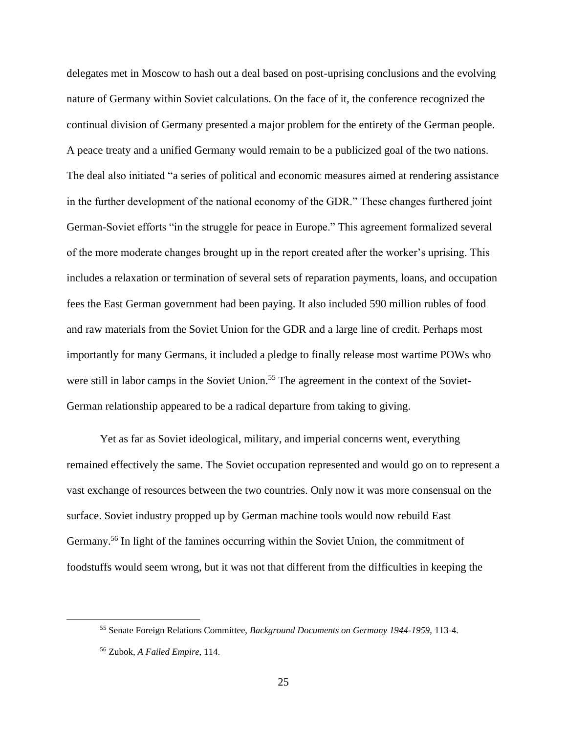delegates met in Moscow to hash out a deal based on post-uprising conclusions and the evolving nature of Germany within Soviet calculations. On the face of it, the conference recognized the continual division of Germany presented a major problem for the entirety of the German people. A peace treaty and a unified Germany would remain to be a publicized goal of the two nations. The deal also initiated "a series of political and economic measures aimed at rendering assistance in the further development of the national economy of the GDR." These changes furthered joint German-Soviet efforts "in the struggle for peace in Europe." This agreement formalized several of the more moderate changes brought up in the report created after the worker's uprising. This includes a relaxation or termination of several sets of reparation payments, loans, and occupation fees the East German government had been paying. It also included 590 million rubles of food and raw materials from the Soviet Union for the GDR and a large line of credit. Perhaps most importantly for many Germans, it included a pledge to finally release most wartime POWs who were still in labor camps in the Soviet Union.[55] The agreement in the context of the Soviet-German relationship appeared to be a radical departure from taking to giving.

Yet as far as Soviet ideological, military, and imperial concerns went, everything remained effectively the same. The Soviet occupation represented and would go on to represent a vast exchange of resources between the two countries. Only now it was more consensual on the surface. Soviet industry propped up by German machine tools would now rebuild East Germany.[56] In light of the famines occurring within the Soviet Union, the commitment of foodstuffs would seem wrong, but it was not that different from the difficulties in keeping the

---

[55] Senate Foreign Relations Committee, *Background Documents on Germany 1944-1959*, 113-4.

[56] Zubok, *A Failed Empire*, 114.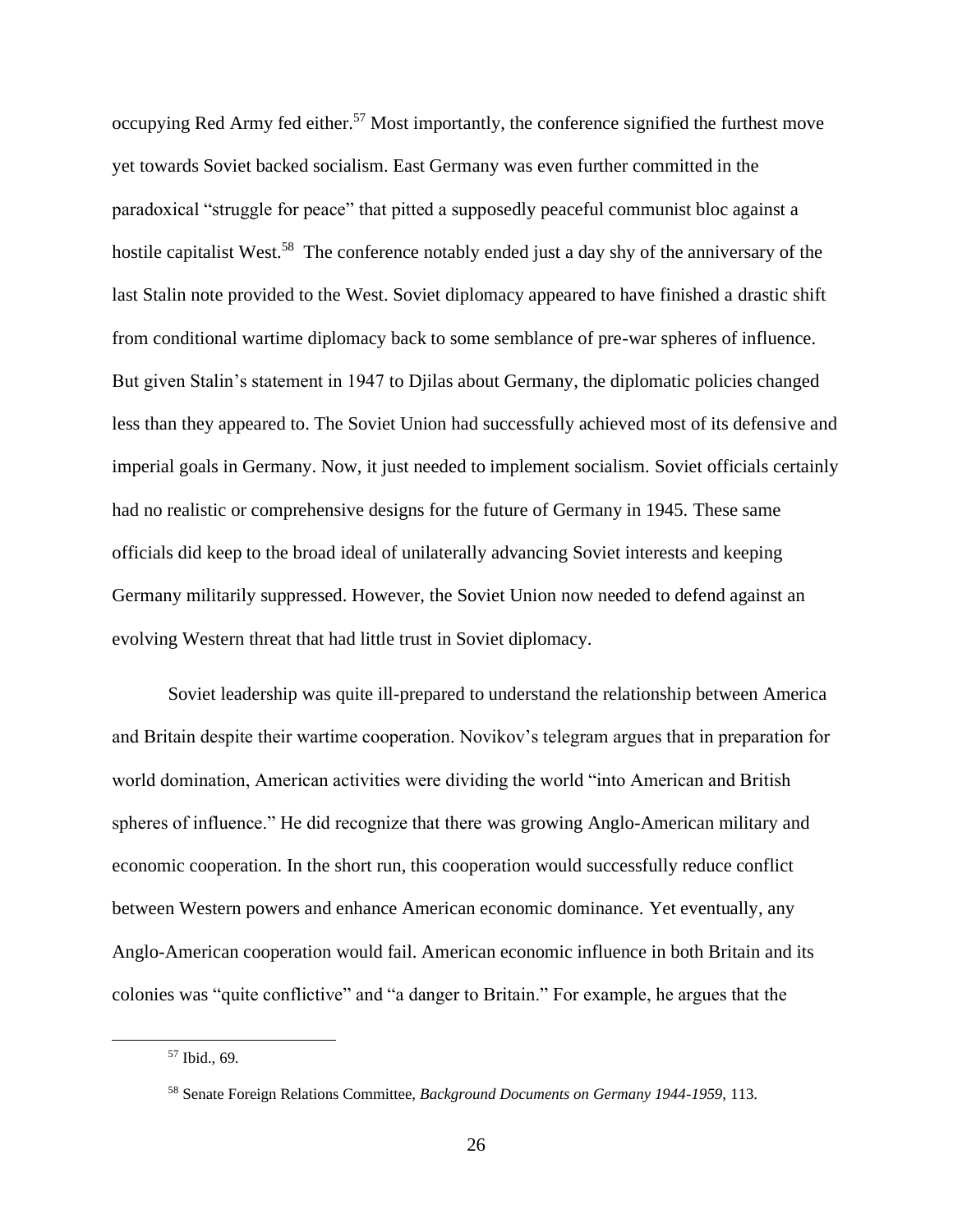occupying Red Army fed either.[57] Most importantly, the conference signified the furthest move yet towards Soviet backed socialism. East Germany was even further committed in the paradoxical "struggle for peace" that pitted a supposedly peaceful communist bloc against a hostile capitalist West.[58] The conference notably ended just a day shy of the anniversary of the last Stalin note provided to the West. Soviet diplomacy appeared to have finished a drastic shift from conditional wartime diplomacy back to some semblance of pre-war spheres of influence. But given Stalin's statement in 1947 to Djilas about Germany, the diplomatic policies changed less than they appeared to. The Soviet Union had successfully achieved most of its defensive and imperial goals in Germany. Now, it just needed to implement socialism. Soviet officials certainly had no realistic or comprehensive designs for the future of Germany in 1945. These same officials did keep to the broad ideal of unilaterally advancing Soviet interests and keeping Germany militarily suppressed. However, the Soviet Union now needed to defend against an evolving Western threat that had little trust in Soviet diplomacy.

Soviet leadership was quite ill-prepared to understand the relationship between America and Britain despite their wartime cooperation. Novikov's telegram argues that in preparation for world domination, American activities were dividing the world "into American and British spheres of influence." He did recognize that there was growing Anglo-American military and economic cooperation. In the short run, this cooperation would successfully reduce conflict between Western powers and enhance American economic dominance. Yet eventually, any Anglo-American cooperation would fail. American economic influence in both Britain and its colonies was "quite conflictive" and "a danger to Britain." For example, he argues that the

---

[57] Ibid., 69.

[58] Senate Foreign Relations Committee, *Background Documents on Germany 1944-1959*, 113.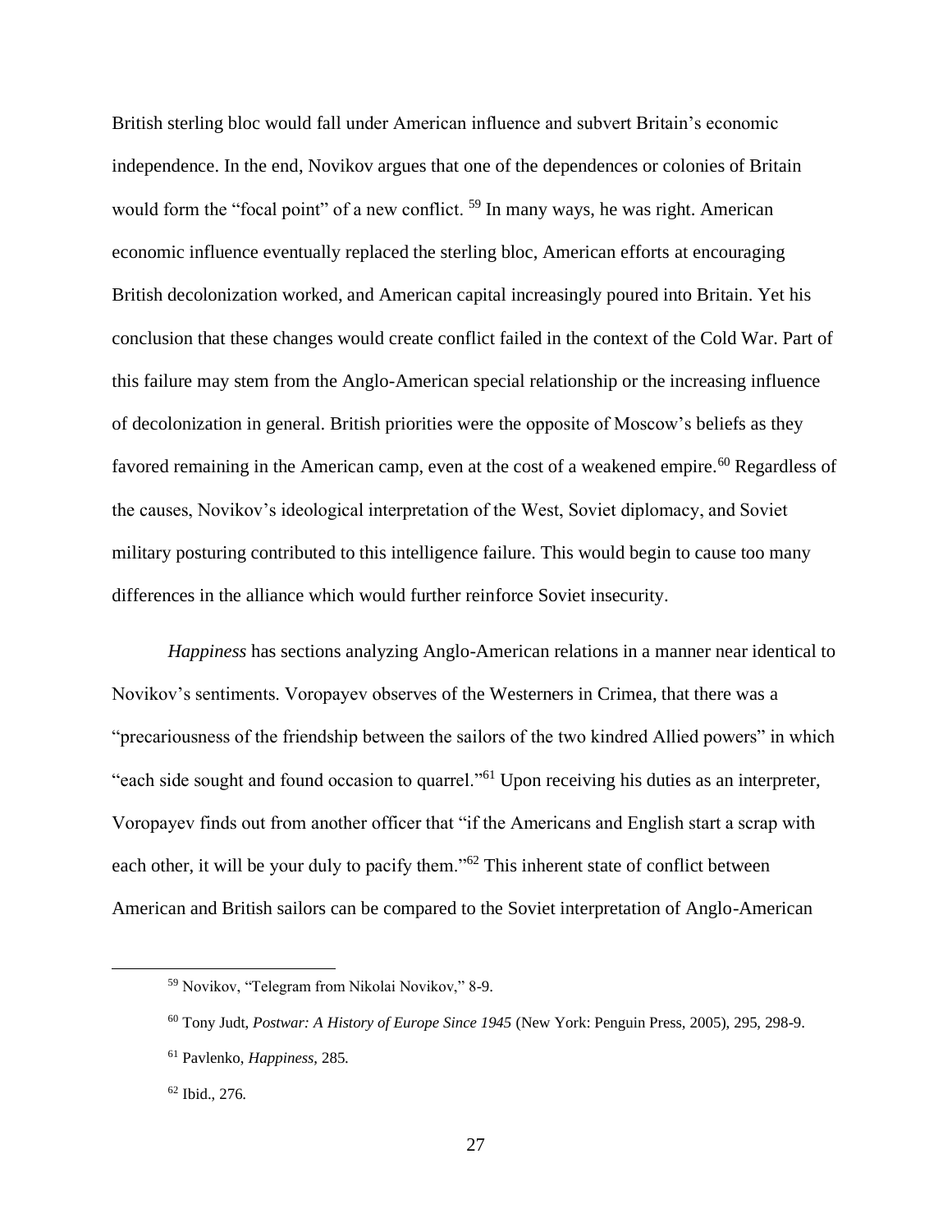British sterling bloc would fall under American influence and subvert Britain's economic independence. In the end, Novikov argues that one of the dependences or colonies of Britain would form the "focal point" of a new conflict. [59] In many ways, he was right. American economic influence eventually replaced the sterling bloc, American efforts at encouraging British decolonization worked, and American capital increasingly poured into Britain. Yet his conclusion that these changes would create conflict failed in the context of the Cold War. Part of this failure may stem from the Anglo-American special relationship or the increasing influence of decolonization in general. British priorities were the opposite of Moscow's beliefs as they favored remaining in the American camp, even at the cost of a weakened empire.[60] Regardless of the causes, Novikov's ideological interpretation of the West, Soviet diplomacy, and Soviet military posturing contributed to this intelligence failure. This would begin to cause too many differences in the alliance which would further reinforce Soviet insecurity.

*Happiness* has sections analyzing Anglo-American relations in a manner near identical to Novikov's sentiments. Voropayev observes of the Westerners in Crimea, that there was a "precariousness of the friendship between the sailors of the two kindred Allied powers" in which "each side sought and found occasion to quarrel."[61] Upon receiving his duties as an interpreter, Voropayev finds out from another officer that "if the Americans and English start a scrap with each other, it will be your duly to pacify them."[62] This inherent state of conflict between American and British sailors can be compared to the Soviet interpretation of Anglo-American

[59] Novikov, "Telegram from Nikolai Novikov," 8-9.

[60] Tony Judt, *Postwar: A History of Europe Since 1945* (New York: Penguin Press, 2005), 295, 298-9.

[61] Pavlenko, *Happiness*, 285.

[62] Ibid., 276.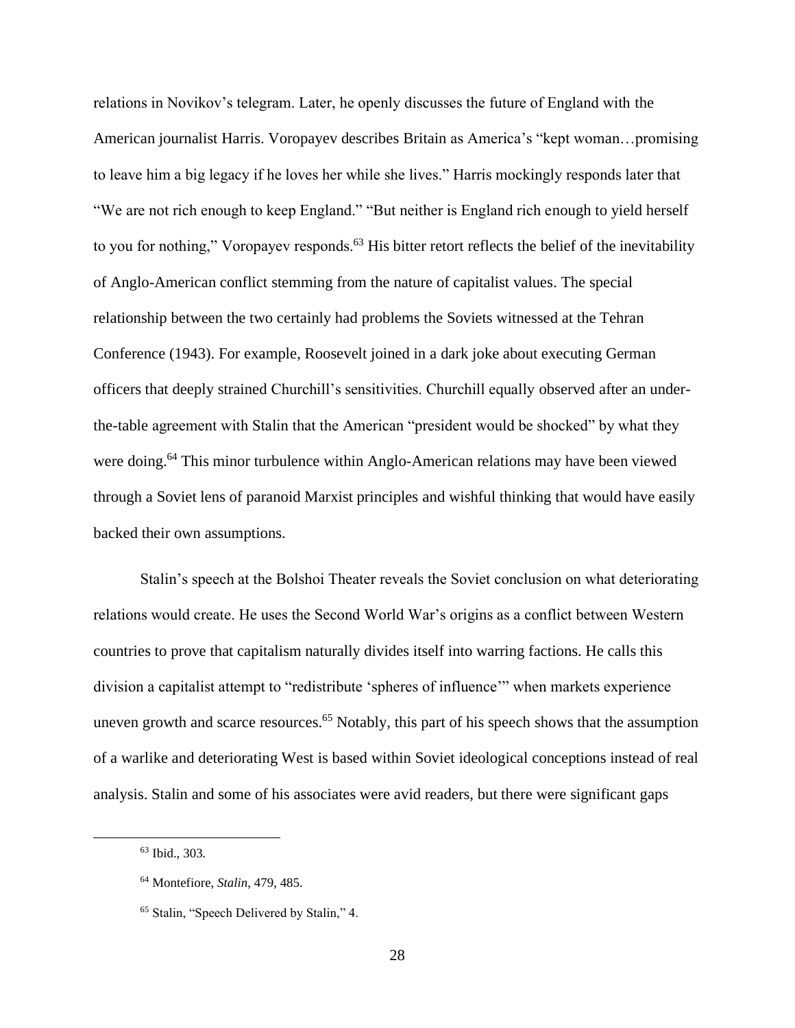relations in Novikov's telegram. Later, he openly discusses the future of England with the American journalist Harris. Voropayev describes Britain as America's "kept woman…promising to leave him a big legacy if he loves her while she lives." Harris mockingly responds later that "We are not rich enough to keep England." "But neither is England rich enough to yield herself to you for nothing," Voropayev responds.[63] His bitter retort reflects the belief of the inevitability of Anglo-American conflict stemming from the nature of capitalist values. The special relationship between the two certainly had problems the Soviets witnessed at the Tehran Conference (1943). For example, Roosevelt joined in a dark joke about executing German officers that deeply strained Churchill's sensitivities. Churchill equally observed after an under-the-table agreement with Stalin that the American "president would be shocked" by what they were doing.[64] This minor turbulence within Anglo-American relations may have been viewed through a Soviet lens of paranoid Marxist principles and wishful thinking that would have easily backed their own assumptions.

Stalin's speech at the Bolshoi Theater reveals the Soviet conclusion on what deteriorating relations would create. He uses the Second World War's origins as a conflict between Western countries to prove that capitalism naturally divides itself into warring factions. He calls this division a capitalist attempt to "redistribute 'spheres of influence'" when markets experience uneven growth and scarce resources.[65] Notably, this part of his speech shows that the assumption of a warlike and deteriorating West is based within Soviet ideological conceptions instead of real analysis. Stalin and some of his associates were avid readers, but there were significant gaps

---

[63] Ibid., 303.

[64] Montefiore, *Stalin*, 479, 485.

[65] Stalin, "Speech Delivered by Stalin," 4.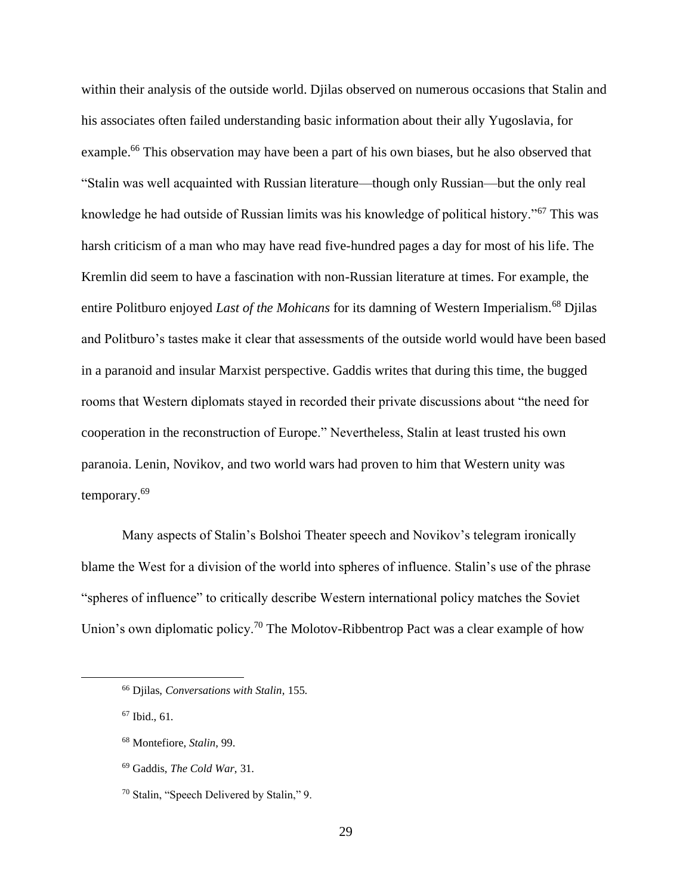within their analysis of the outside world. Djilas observed on numerous occasions that Stalin and his associates often failed understanding basic information about their ally Yugoslavia, for example.[66] This observation may have been a part of his own biases, but he also observed that "Stalin was well acquainted with Russian literature—though only Russian—but the only real knowledge he had outside of Russian limits was his knowledge of political history."[67] This was harsh criticism of a man who may have read five-hundred pages a day for most of his life. The Kremlin did seem to have a fascination with non-Russian literature at times. For example, the entire Politburo enjoyed *Last of the Mohicans* for its damning of Western Imperialism.[68] Djilas and Politburo's tastes make it clear that assessments of the outside world would have been based in a paranoid and insular Marxist perspective. Gaddis writes that during this time, the bugged rooms that Western diplomats stayed in recorded their private discussions about "the need for cooperation in the reconstruction of Europe." Nevertheless, Stalin at least trusted his own paranoia. Lenin, Novikov, and two world wars had proven to him that Western unity was temporary.[69]

Many aspects of Stalin's Bolshoi Theater speech and Novikov's telegram ironically blame the West for a division of the world into spheres of influence. Stalin's use of the phrase "spheres of influence" to critically describe Western international policy matches the Soviet Union's own diplomatic policy.[70] The Molotov-Ribbentrop Pact was a clear example of how

---

[66] Djilas, *Conversations with Stalin*, 155.

[67] Ibid., 61.

[68] Montefiore, *Stalin*, 99.

[69] Gaddis, *The Cold War*, 31.

[70] Stalin, "Speech Delivered by Stalin," 9.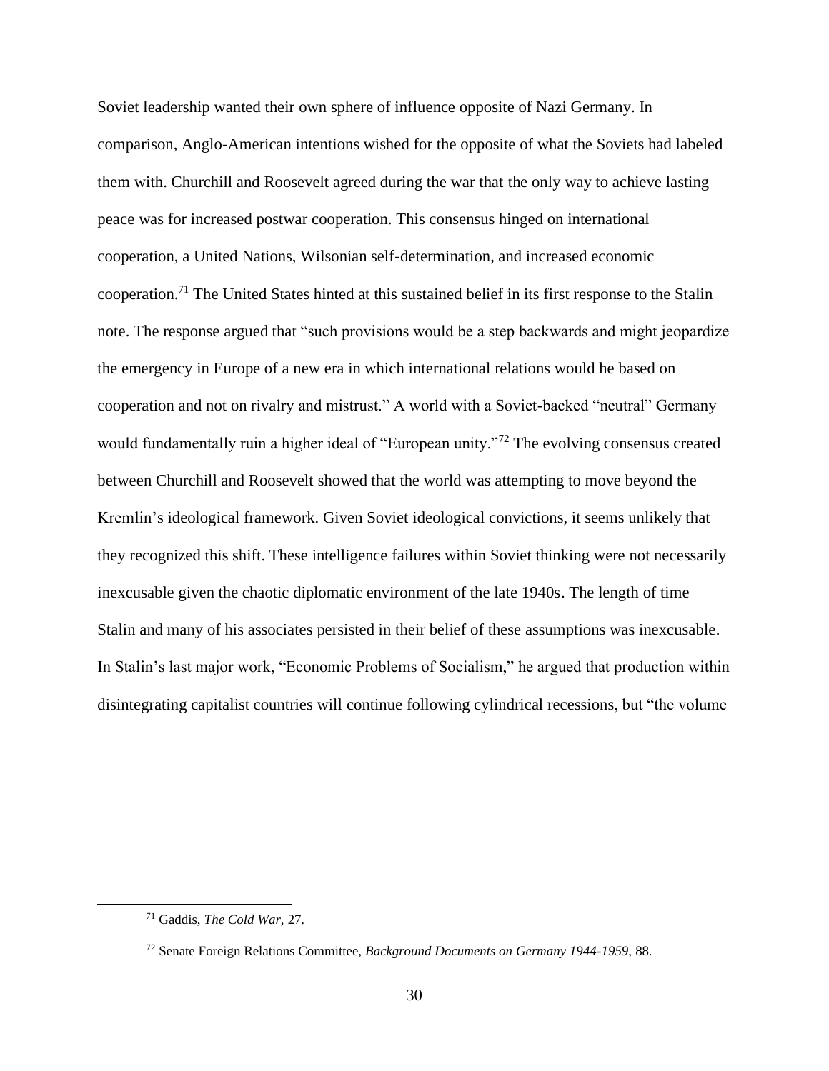Soviet leadership wanted their own sphere of influence opposite of Nazi Germany. In comparison, Anglo-American intentions wished for the opposite of what the Soviets had labeled them with. Churchill and Roosevelt agreed during the war that the only way to achieve lasting peace was for increased postwar cooperation. This consensus hinged on international cooperation, a United Nations, Wilsonian self-determination, and increased economic cooperation.[71] The United States hinted at this sustained belief in its first response to the Stalin note. The response argued that "such provisions would be a step backwards and might jeopardize the emergency in Europe of a new era in which international relations would he based on cooperation and not on rivalry and mistrust." A world with a Soviet-backed "neutral" Germany would fundamentally ruin a higher ideal of "European unity."[72] The evolving consensus created between Churchill and Roosevelt showed that the world was attempting to move beyond the Kremlin's ideological framework. Given Soviet ideological convictions, it seems unlikely that they recognized this shift. These intelligence failures within Soviet thinking were not necessarily inexcusable given the chaotic diplomatic environment of the late 1940s. The length of time Stalin and many of his associates persisted in their belief of these assumptions was inexcusable. In Stalin's last major work, "Economic Problems of Socialism," he argued that production within disintegrating capitalist countries will continue following cylindrical recessions, but "the volume

---

[71] Gaddis, *The Cold War*, 27.

[72] Senate Foreign Relations Committee, *Background Documents on Germany 1944-1959*, 88.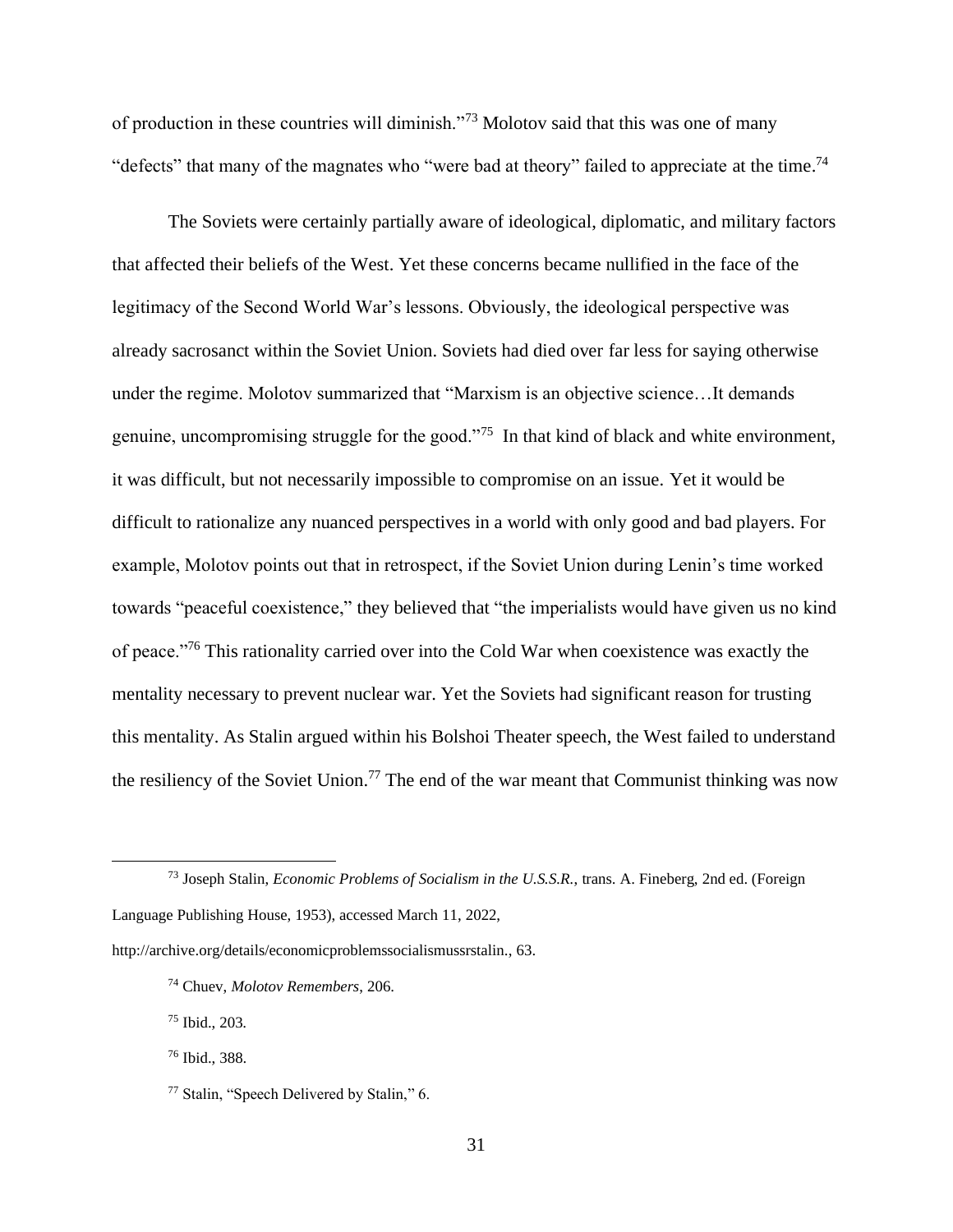of production in these countries will diminish."[73] Molotov said that this was one of many "defects" that many of the magnates who "were bad at theory" failed to appreciate at the time.[74]

The Soviets were certainly partially aware of ideological, diplomatic, and military factors that affected their beliefs of the West. Yet these concerns became nullified in the face of the legitimacy of the Second World War's lessons. Obviously, the ideological perspective was already sacrosanct within the Soviet Union. Soviets had died over far less for saying otherwise under the regime. Molotov summarized that "Marxism is an objective science…It demands genuine, uncompromising struggle for the good."[75] In that kind of black and white environment, it was difficult, but not necessarily impossible to compromise on an issue. Yet it would be difficult to rationalize any nuanced perspectives in a world with only good and bad players. For example, Molotov points out that in retrospect, if the Soviet Union during Lenin's time worked towards "peaceful coexistence," they believed that "the imperialists would have given us no kind of peace."[76] This rationality carried over into the Cold War when coexistence was exactly the mentality necessary to prevent nuclear war. Yet the Soviets had significant reason for trusting this mentality. As Stalin argued within his Bolshoi Theater speech, the West failed to understand the resiliency of the Soviet Union.[77] The end of the war meant that Communist thinking was now

---

[73] Joseph Stalin, *Economic Problems of Socialism in the U.S.S.R.*, trans. A. Fineberg, 2nd ed. (Foreign Language Publishing House, 1953), accessed March 11, 2022, http://archive.org/details/economicproblemssocialismussrstalin., 63.

[74] Chuev, *Molotov Remembers*, 206.

[75] Ibid., 203.

[76] Ibid., 388.

[77] Stalin, "Speech Delivered by Stalin," 6.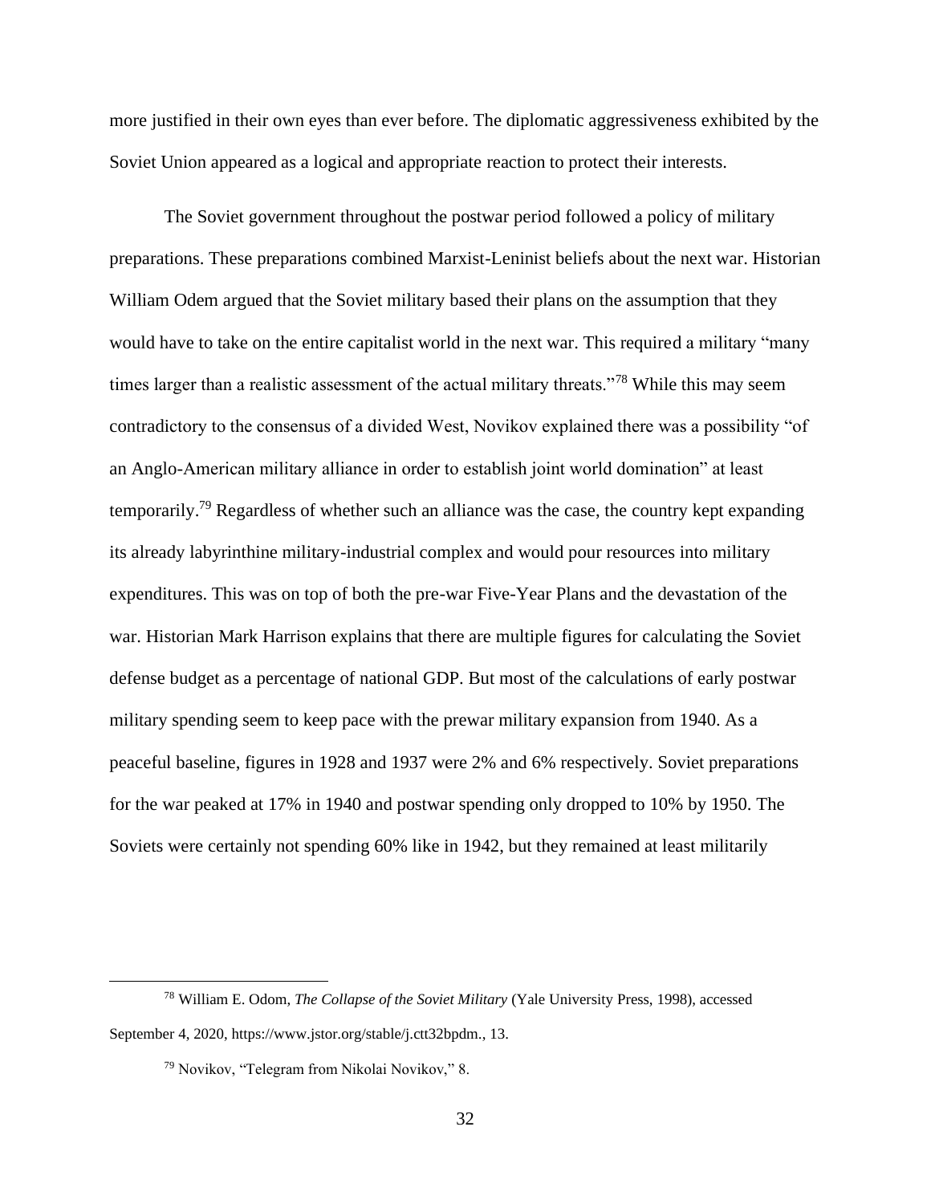more justified in their own eyes than ever before. The diplomatic aggressiveness exhibited by the Soviet Union appeared as a logical and appropriate reaction to protect their interests.

The Soviet government throughout the postwar period followed a policy of military preparations. These preparations combined Marxist-Leninist beliefs about the next war. Historian William Odem argued that the Soviet military based their plans on the assumption that they would have to take on the entire capitalist world in the next war. This required a military "many times larger than a realistic assessment of the actual military threats."[78] While this may seem contradictory to the consensus of a divided West, Novikov explained there was a possibility "of an Anglo-American military alliance in order to establish joint world domination" at least temporarily.[79] Regardless of whether such an alliance was the case, the country kept expanding its already labyrinthine military-industrial complex and would pour resources into military expenditures. This was on top of both the pre-war Five-Year Plans and the devastation of the war. Historian Mark Harrison explains that there are multiple figures for calculating the Soviet defense budget as a percentage of national GDP. But most of the calculations of early postwar military spending seem to keep pace with the prewar military expansion from 1940. As a peaceful baseline, figures in 1928 and 1937 were 2% and 6% respectively. Soviet preparations for the war peaked at 17% in 1940 and postwar spending only dropped to 10% by 1950. The Soviets were certainly not spending 60% like in 1942, but they remained at least militarily

---

[78] William E. Odom, *The Collapse of the Soviet Military* (Yale University Press, 1998), accessed September 4, 2020, https://www.jstor.org/stable/j.ctt32bpdm., 13.

[79] Novikov, "Telegram from Nikolai Novikov," 8.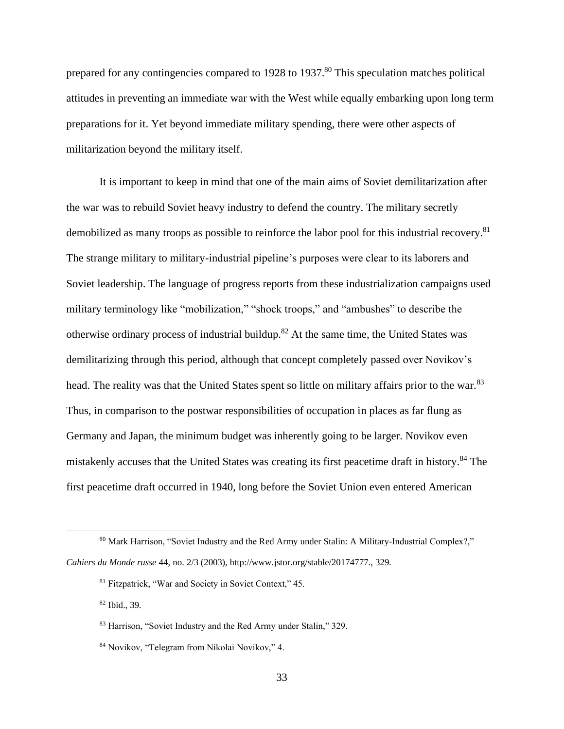prepared for any contingencies compared to 1928 to 1937.[80] This speculation matches political attitudes in preventing an immediate war with the West while equally embarking upon long term preparations for it. Yet beyond immediate military spending, there were other aspects of militarization beyond the military itself.

It is important to keep in mind that one of the main aims of Soviet demilitarization after the war was to rebuild Soviet heavy industry to defend the country. The military secretly demobilized as many troops as possible to reinforce the labor pool for this industrial recovery.[81] The strange military to military-industrial pipeline's purposes were clear to its laborers and Soviet leadership. The language of progress reports from these industrialization campaigns used military terminology like "mobilization," "shock troops," and "ambushes" to describe the otherwise ordinary process of industrial buildup.[82] At the same time, the United States was demilitarizing through this period, although that concept completely passed over Novikov's head. The reality was that the United States spent so little on military affairs prior to the war.[83] Thus, in comparison to the postwar responsibilities of occupation in places as far flung as Germany and Japan, the minimum budget was inherently going to be larger. Novikov even mistakenly accuses that the United States was creating its first peacetime draft in history.[84] The first peacetime draft occurred in 1940, long before the Soviet Union even entered American

[80] Mark Harrison, "Soviet Industry and the Red Army under Stalin: A Military-Industrial Complex?," *Cahiers du Monde russe* 44, no. 2/3 (2003), http://www.jstor.org/stable/20174777., 329.

[81] Fitzpatrick, "War and Society in Soviet Context," 45.

[82] Ibid., 39.

[83] Harrison, "Soviet Industry and the Red Army under Stalin," 329.

[84] Novikov, "Telegram from Nikolai Novikov," 4.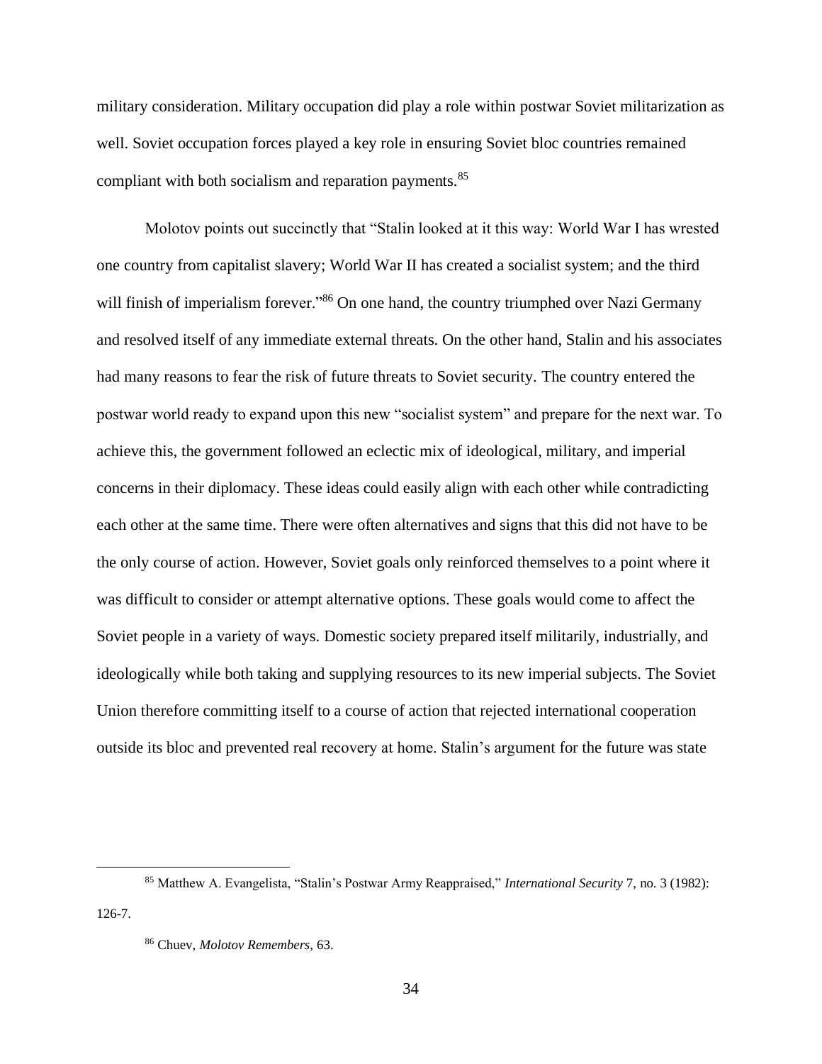military consideration. Military occupation did play a role within postwar Soviet militarization as well. Soviet occupation forces played a key role in ensuring Soviet bloc countries remained compliant with both socialism and reparation payments.[85]

Molotov points out succinctly that "Stalin looked at it this way: World War I has wrested one country from capitalist slavery; World War II has created a socialist system; and the third will finish of imperialism forever."[86] On one hand, the country triumphed over Nazi Germany and resolved itself of any immediate external threats. On the other hand, Stalin and his associates had many reasons to fear the risk of future threats to Soviet security. The country entered the postwar world ready to expand upon this new "socialist system" and prepare for the next war. To achieve this, the government followed an eclectic mix of ideological, military, and imperial concerns in their diplomacy. These ideas could easily align with each other while contradicting each other at the same time. There were often alternatives and signs that this did not have to be the only course of action. However, Soviet goals only reinforced themselves to a point where it was difficult to consider or attempt alternative options. These goals would come to affect the Soviet people in a variety of ways. Domestic society prepared itself militarily, industrially, and ideologically while both taking and supplying resources to its new imperial subjects. The Soviet Union therefore committing itself to a course of action that rejected international cooperation outside its bloc and prevented real recovery at home. Stalin's argument for the future was state

[85] Matthew A. Evangelista, "Stalin's Postwar Army Reappraised," *International Security* 7, no. 3 (1982): 126-7.

[86] Chuev, *Molotov Remembers*, 63.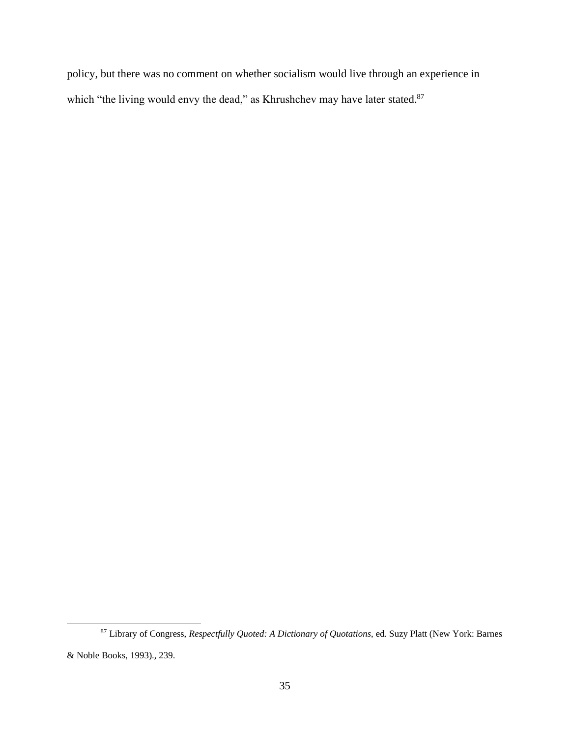policy, but there was no comment on whether socialism would live through an experience in which "the living would envy the dead," as Khrushchev may have later stated.[87]

[87] Library of Congress, *Respectfully Quoted: A Dictionary of Quotations*, ed. Suzy Platt (New York: Barnes & Noble Books, 1993)., 239.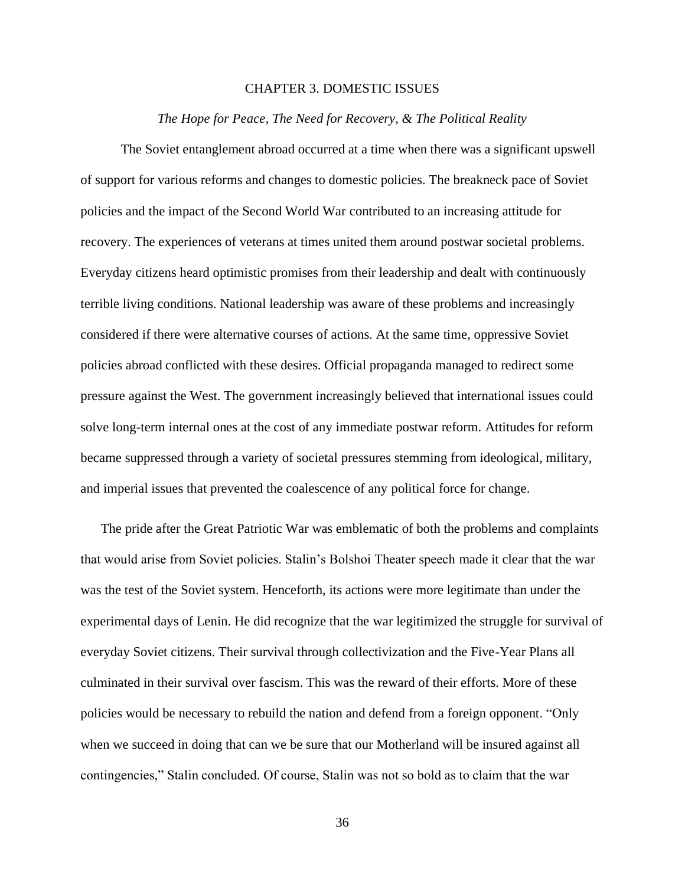# CHAPTER 3. DOMESTIC ISSUES

## *The Hope for Peace, The Need for Recovery, & The Political Reality*

The Soviet entanglement abroad occurred at a time when there was a significant upswell of support for various reforms and changes to domestic policies. The breakneck pace of Soviet policies and the impact of the Second World War contributed to an increasing attitude for recovery. The experiences of veterans at times united them around postwar societal problems. Everyday citizens heard optimistic promises from their leadership and dealt with continuously terrible living conditions. National leadership was aware of these problems and increasingly considered if there were alternative courses of actions. At the same time, oppressive Soviet policies abroad conflicted with these desires. Official propaganda managed to redirect some pressure against the West. The government increasingly believed that international issues could solve long-term internal ones at the cost of any immediate postwar reform. Attitudes for reform became suppressed through a variety of societal pressures stemming from ideological, military, and imperial issues that prevented the coalescence of any political force for change.

The pride after the Great Patriotic War was emblematic of both the problems and complaints that would arise from Soviet policies. Stalin's Bolshoi Theater speech made it clear that the war was the test of the Soviet system. Henceforth, its actions were more legitimate than under the experimental days of Lenin. He did recognize that the war legitimized the struggle for survival of everyday Soviet citizens. Their survival through collectivization and the Five-Year Plans all culminated in their survival over fascism. This was the reward of their efforts. More of these policies would be necessary to rebuild the nation and defend from a foreign opponent. "Only when we succeed in doing that can we be sure that our Motherland will be insured against all contingencies," Stalin concluded. Of course, Stalin was not so bold as to claim that the war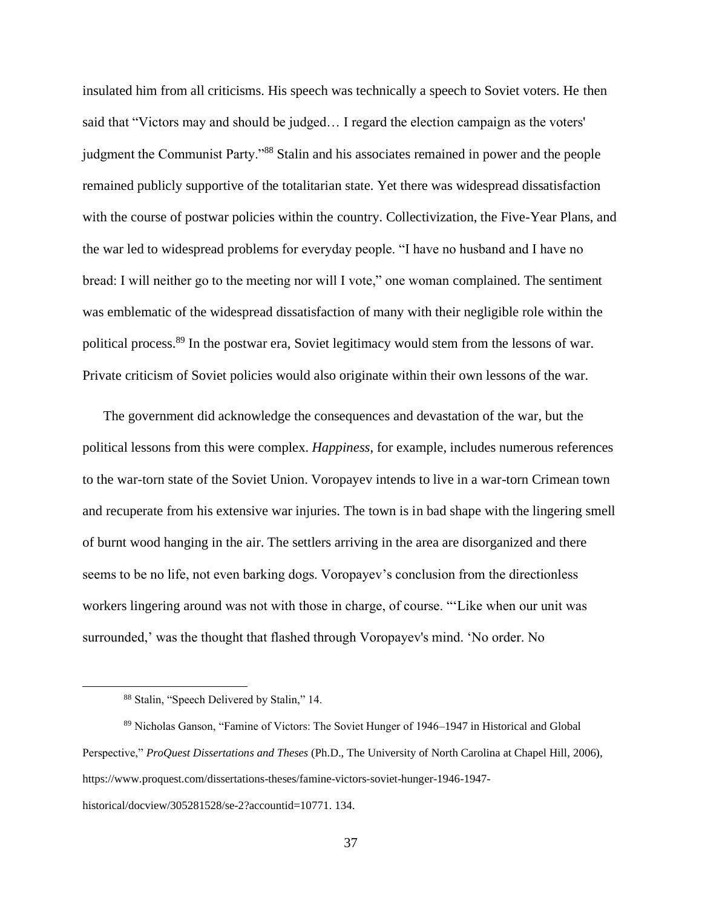insulated him from all criticisms. His speech was technically a speech to Soviet voters. He then said that "Victors may and should be judged… I regard the election campaign as the voters' judgment the Communist Party."[88] Stalin and his associates remained in power and the people remained publicly supportive of the totalitarian state. Yet there was widespread dissatisfaction with the course of postwar policies within the country. Collectivization, the Five-Year Plans, and the war led to widespread problems for everyday people. "I have no husband and I have no bread: I will neither go to the meeting nor will I vote," one woman complained. The sentiment was emblematic of the widespread dissatisfaction of many with their negligible role within the political process.[89] In the postwar era, Soviet legitimacy would stem from the lessons of war. Private criticism of Soviet policies would also originate within their own lessons of the war.

The government did acknowledge the consequences and devastation of the war, but the political lessons from this were complex. *Happiness*, for example, includes numerous references to the war-torn state of the Soviet Union. Voropayev intends to live in a war-torn Crimean town and recuperate from his extensive war injuries. The town is in bad shape with the lingering smell of burnt wood hanging in the air. The settlers arriving in the area are disorganized and there seems to be no life, not even barking dogs. Voropayev's conclusion from the directionless workers lingering around was not with those in charge, of course. "'Like when our unit was surrounded,' was the thought that flashed through Voropayev's mind. 'No order. No

---

[88] Stalin, "Speech Delivered by Stalin," 14.

[89] Nicholas Ganson, "Famine of Victors: The Soviet Hunger of 1946–1947 in Historical and Global Perspective," *ProQuest Dissertations and Theses* (Ph.D., The University of North Carolina at Chapel Hill, 2006), https://www.proquest.com/dissertations-theses/famine-victors-soviet-hunger-1946-1947-historical/docview/305281528/se-2?accountid=10771. 134.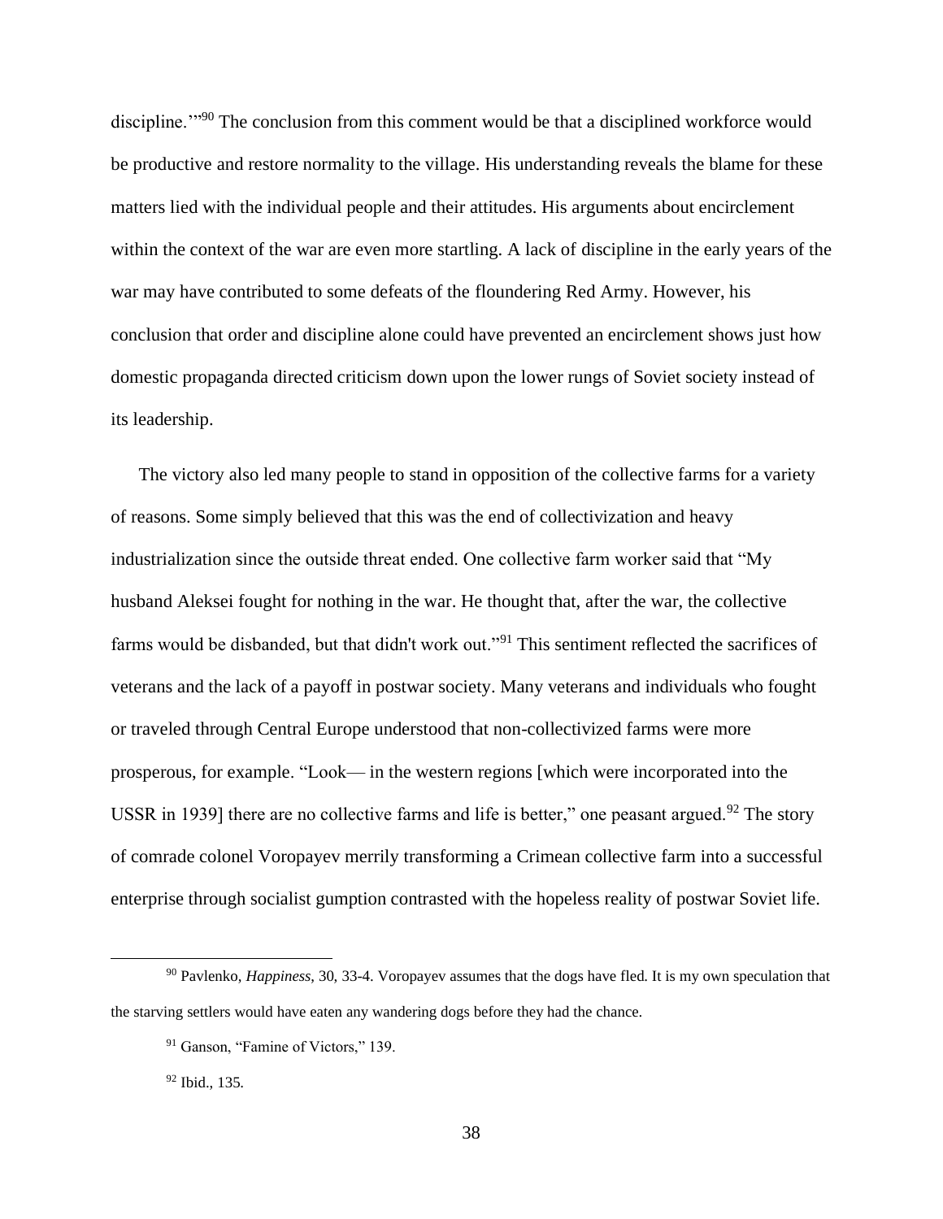discipline.'"[90] The conclusion from this comment would be that a disciplined workforce would be productive and restore normality to the village. His understanding reveals the blame for these matters lied with the individual people and their attitudes. His arguments about encirclement within the context of the war are even more startling. A lack of discipline in the early years of the war may have contributed to some defeats of the floundering Red Army. However, his conclusion that order and discipline alone could have prevented an encirclement shows just how domestic propaganda directed criticism down upon the lower rungs of Soviet society instead of its leadership.

The victory also led many people to stand in opposition of the collective farms for a variety of reasons. Some simply believed that this was the end of collectivization and heavy industrialization since the outside threat ended. One collective farm worker said that "My husband Aleksei fought for nothing in the war. He thought that, after the war, the collective farms would be disbanded, but that didn't work out."[91] This sentiment reflected the sacrifices of veterans and the lack of a payoff in postwar society. Many veterans and individuals who fought or traveled through Central Europe understood that non-collectivized farms were more prosperous, for example. "Look— in the western regions [which were incorporated into the USSR in 1939] there are no collective farms and life is better," one peasant argued.[92] The story of comrade colonel Voropayev merrily transforming a Crimean collective farm into a successful enterprise through socialist gumption contrasted with the hopeless reality of postwar Soviet life.

---

[90] Pavlenko, *Happiness*, 30, 33-4. Voropayev assumes that the dogs have fled. It is my own speculation that the starving settlers would have eaten any wandering dogs before they had the chance.

[91] Ganson, "Famine of Victors," 139.

[92] Ibid., 135.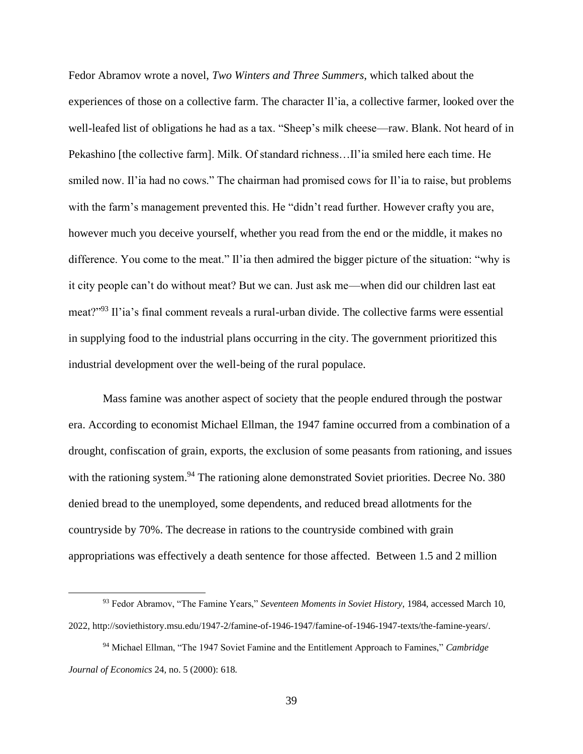Fedor Abramov wrote a novel, *Two Winters and Three Summers*, which talked about the experiences of those on a collective farm. The character Il'ia, a collective farmer, looked over the well-leafed list of obligations he had as a tax. "Sheep's milk cheese—raw. Blank. Not heard of in Pekashino [the collective farm]. Milk. Of standard richness…Il'ia smiled here each time. He smiled now. Il'ia had no cows." The chairman had promised cows for Il'ia to raise, but problems with the farm's management prevented this. He "didn't read further. However crafty you are, however much you deceive yourself, whether you read from the end or the middle, it makes no difference. You come to the meat." Il'ia then admired the bigger picture of the situation: "why is it city people can't do without meat? But we can. Just ask me—when did our children last eat meat?"[93] Il'ia's final comment reveals a rural-urban divide. The collective farms were essential in supplying food to the industrial plans occurring in the city. The government prioritized this industrial development over the well-being of the rural populace.

Mass famine was another aspect of society that the people endured through the postwar era. According to economist Michael Ellman, the 1947 famine occurred from a combination of a drought, confiscation of grain, exports, the exclusion of some peasants from rationing, and issues with the rationing system.[94] The rationing alone demonstrated Soviet priorities. Decree No. 380 denied bread to the unemployed, some dependents, and reduced bread allotments for the countryside by 70%. The decrease in rations to the countryside combined with grain appropriations was effectively a death sentence for those affected. Between 1.5 and 2 million

[93] Fedor Abramov, "The Famine Years," *Seventeen Moments in Soviet History*, 1984, accessed March 10, 2022, http://soviethistory.msu.edu/1947-2/famine-of-1946-1947/famine-of-1946-1947-texts/the-famine-years/.

[94] Michael Ellman, "The 1947 Soviet Famine and the Entitlement Approach to Famines," *Cambridge Journal of Economics* 24, no. 5 (2000): 618.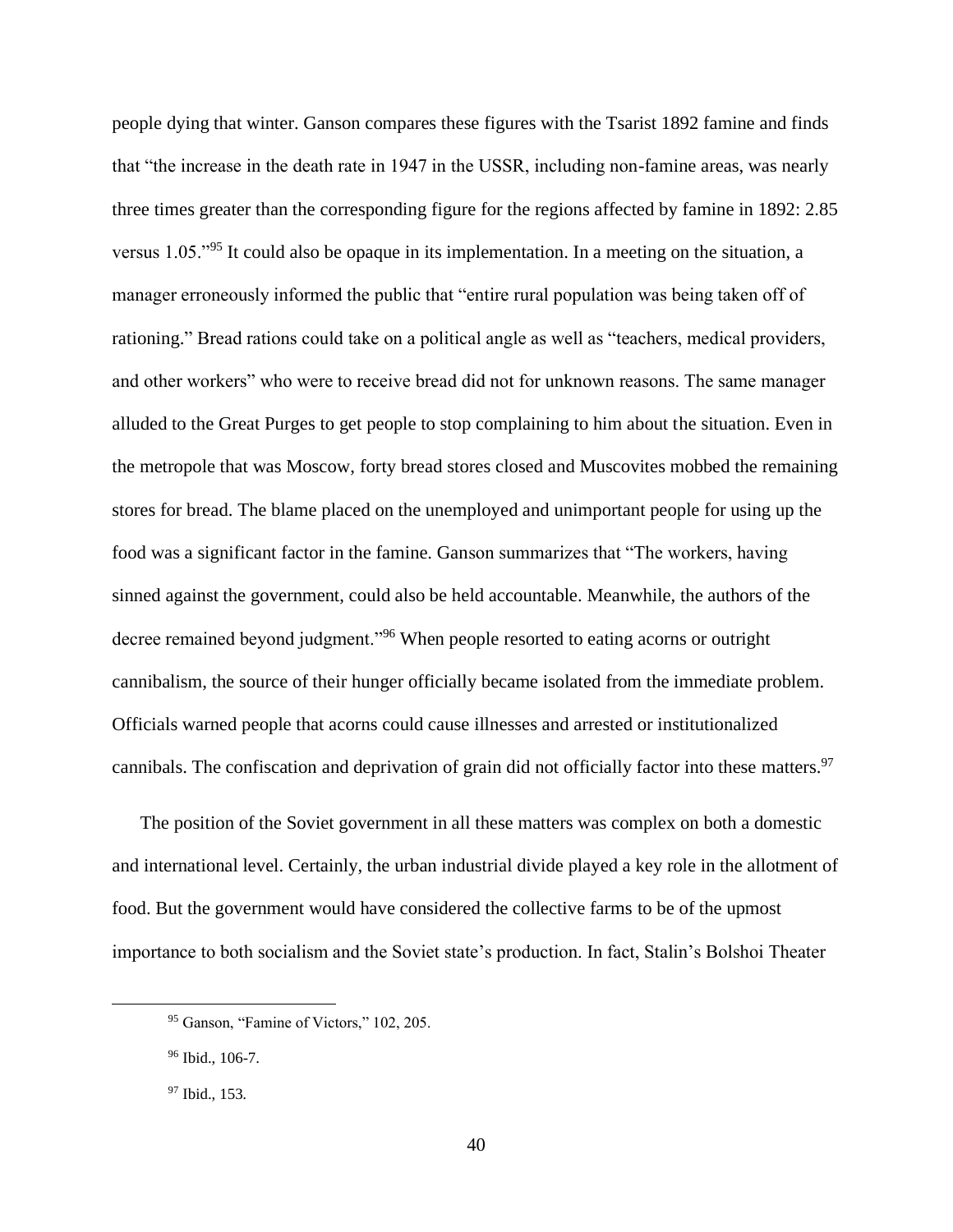people dying that winter. Ganson compares these figures with the Tsarist 1892 famine and finds that "the increase in the death rate in 1947 in the USSR, including non-famine areas, was nearly three times greater than the corresponding figure for the regions affected by famine in 1892: 2.85 versus 1.05."[95] It could also be opaque in its implementation. In a meeting on the situation, a manager erroneously informed the public that "entire rural population was being taken off of rationing." Bread rations could take on a political angle as well as "teachers, medical providers, and other workers" who were to receive bread did not for unknown reasons. The same manager alluded to the Great Purges to get people to stop complaining to him about the situation. Even in the metropole that was Moscow, forty bread stores closed and Muscovites mobbed the remaining stores for bread. The blame placed on the unemployed and unimportant people for using up the food was a significant factor in the famine. Ganson summarizes that "The workers, having sinned against the government, could also be held accountable. Meanwhile, the authors of the decree remained beyond judgment."[96] When people resorted to eating acorns or outright cannibalism, the source of their hunger officially became isolated from the immediate problem. Officials warned people that acorns could cause illnesses and arrested or institutionalized cannibals. The confiscation and deprivation of grain did not officially factor into these matters.[97]

The position of the Soviet government in all these matters was complex on both a domestic and international level. Certainly, the urban industrial divide played a key role in the allotment of food. But the government would have considered the collective farms to be of the upmost importance to both socialism and the Soviet state's production. In fact, Stalin's Bolshoi Theater

---

[95] Ganson, "Famine of Victors," 102, 205.

[96] Ibid., 106-7.

[97] Ibid., 153.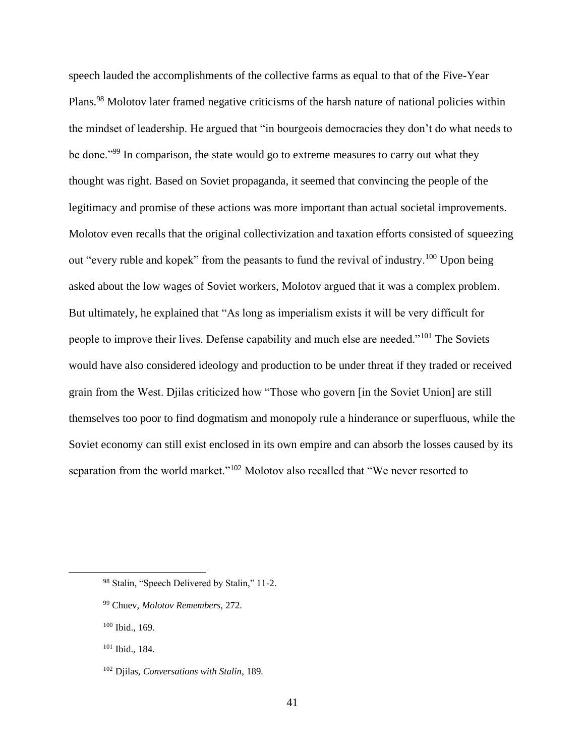speech lauded the accomplishments of the collective farms as equal to that of the Five-Year Plans.[98] Molotov later framed negative criticisms of the harsh nature of national policies within the mindset of leadership. He argued that "in bourgeois democracies they don't do what needs to be done."[99] In comparison, the state would go to extreme measures to carry out what they thought was right. Based on Soviet propaganda, it seemed that convincing the people of the legitimacy and promise of these actions was more important than actual societal improvements. Molotov even recalls that the original collectivization and taxation efforts consisted of squeezing out "every ruble and kopek" from the peasants to fund the revival of industry.[100] Upon being asked about the low wages of Soviet workers, Molotov argued that it was a complex problem. But ultimately, he explained that "As long as imperialism exists it will be very difficult for people to improve their lives. Defense capability and much else are needed."[101] The Soviets would have also considered ideology and production to be under threat if they traded or received grain from the West. Djilas criticized how "Those who govern [in the Soviet Union] are still themselves too poor to find dogmatism and monopoly rule a hinderance or superfluous, while the Soviet economy can still exist enclosed in its own empire and can absorb the losses caused by its separation from the world market."[102] Molotov also recalled that "We never resorted to

---

[98] Stalin, "Speech Delivered by Stalin," 11-2.

[99] Chuev, *Molotov Remembers*, 272.

[100] Ibid., 169.

[101] Ibid., 184.

[102] Djilas, *Conversations with Stalin*, 189.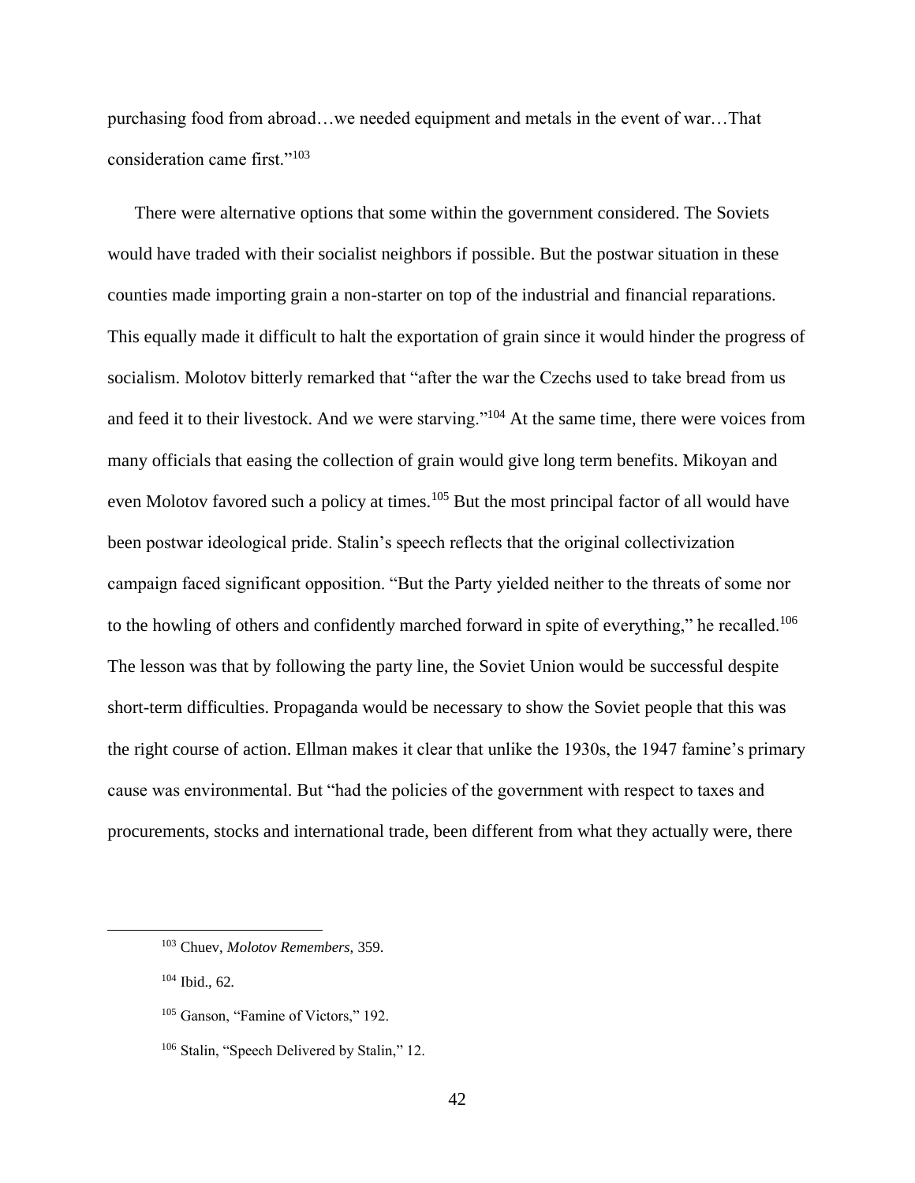purchasing food from abroad…we needed equipment and metals in the event of war…That consideration came first."[103]

There were alternative options that some within the government considered. The Soviets would have traded with their socialist neighbors if possible. But the postwar situation in these counties made importing grain a non-starter on top of the industrial and financial reparations. This equally made it difficult to halt the exportation of grain since it would hinder the progress of socialism. Molotov bitterly remarked that "after the war the Czechs used to take bread from us and feed it to their livestock. And we were starving."[104] At the same time, there were voices from many officials that easing the collection of grain would give long term benefits. Mikoyan and even Molotov favored such a policy at times.[105] But the most principal factor of all would have been postwar ideological pride. Stalin's speech reflects that the original collectivization campaign faced significant opposition. "But the Party yielded neither to the threats of some nor to the howling of others and confidently marched forward in spite of everything," he recalled.[106] The lesson was that by following the party line, the Soviet Union would be successful despite short-term difficulties. Propaganda would be necessary to show the Soviet people that this was the right course of action. Ellman makes it clear that unlike the 1930s, the 1947 famine's primary cause was environmental. But "had the policies of the government with respect to taxes and procurements, stocks and international trade, been different from what they actually were, there

---

[103] Chuev, *Molotov Remembers*, 359.

[104] Ibid., 62.

[105] Ganson, "Famine of Victors," 192.

[106] Stalin, "Speech Delivered by Stalin," 12.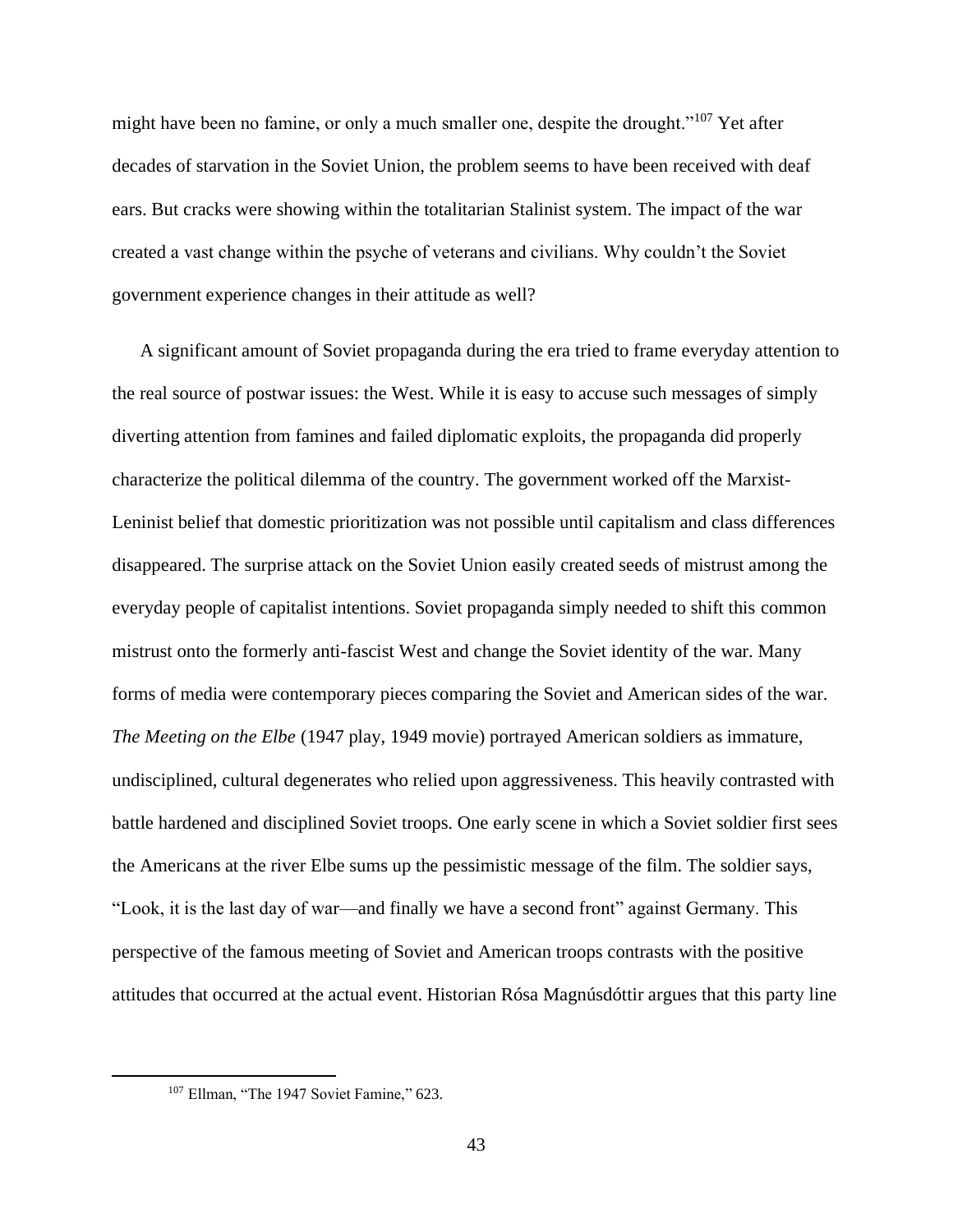might have been no famine, or only a much smaller one, despite the drought."[107] Yet after decades of starvation in the Soviet Union, the problem seems to have been received with deaf ears. But cracks were showing within the totalitarian Stalinist system. The impact of the war created a vast change within the psyche of veterans and civilians. Why couldn't the Soviet government experience changes in their attitude as well?

A significant amount of Soviet propaganda during the era tried to frame everyday attention to the real source of postwar issues: the West. While it is easy to accuse such messages of simply diverting attention from famines and failed diplomatic exploits, the propaganda did properly characterize the political dilemma of the country. The government worked off the Marxist-Leninist belief that domestic prioritization was not possible until capitalism and class differences disappeared. The surprise attack on the Soviet Union easily created seeds of mistrust among the everyday people of capitalist intentions. Soviet propaganda simply needed to shift this common mistrust onto the formerly anti-fascist West and change the Soviet identity of the war. Many forms of media were contemporary pieces comparing the Soviet and American sides of the war. *The Meeting on the Elbe* (1947 play, 1949 movie) portrayed American soldiers as immature, undisciplined, cultural degenerates who relied upon aggressiveness. This heavily contrasted with battle hardened and disciplined Soviet troops. One early scene in which a Soviet soldier first sees the Americans at the river Elbe sums up the pessimistic message of the film. The soldier says, "Look, it is the last day of war—and finally we have a second front" against Germany. This perspective of the famous meeting of Soviet and American troops contrasts with the positive attitudes that occurred at the actual event. Historian Rósa Magnúsdóttir argues that this party line

[107] Ellman, "The 1947 Soviet Famine," 623.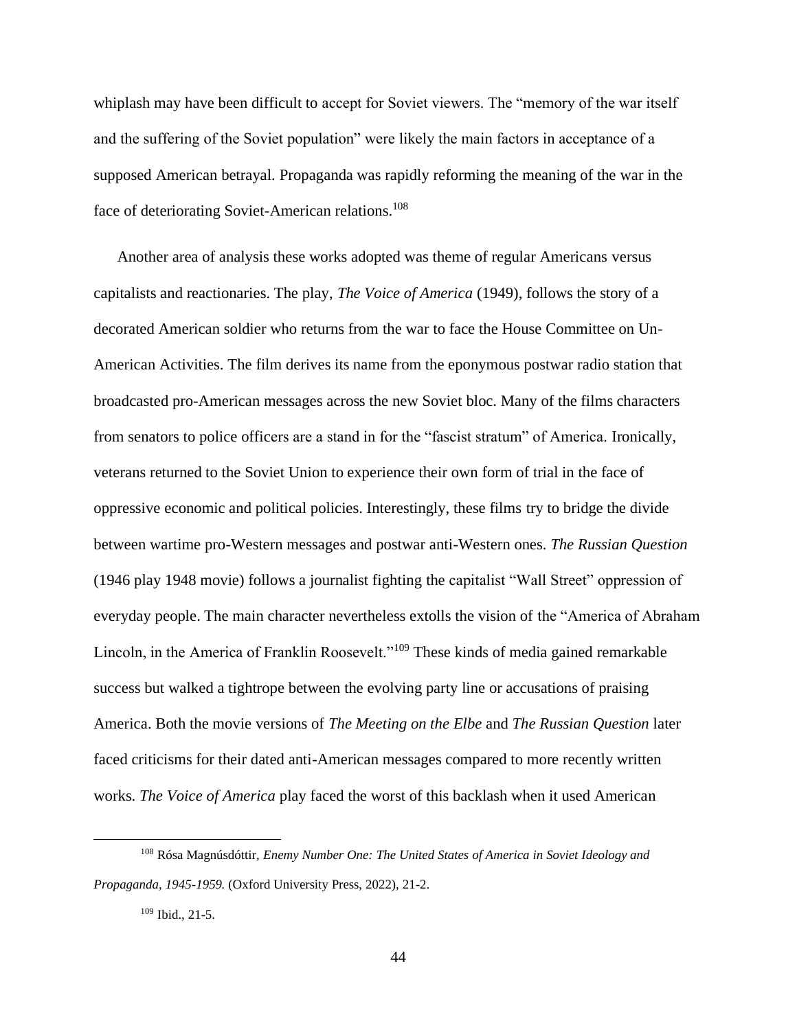whiplash may have been difficult to accept for Soviet viewers. The "memory of the war itself and the suffering of the Soviet population" were likely the main factors in acceptance of a supposed American betrayal. Propaganda was rapidly reforming the meaning of the war in the face of deteriorating Soviet-American relations.[108]

Another area of analysis these works adopted was theme of regular Americans versus capitalists and reactionaries. The play, *The Voice of America* (1949), follows the story of a decorated American soldier who returns from the war to face the House Committee on Un-American Activities. The film derives its name from the eponymous postwar radio station that broadcasted pro-American messages across the new Soviet bloc. Many of the films characters from senators to police officers are a stand in for the "fascist stratum" of America. Ironically, veterans returned to the Soviet Union to experience their own form of trial in the face of oppressive economic and political policies. Interestingly, these films try to bridge the divide between wartime pro-Western messages and postwar anti-Western ones. *The Russian Question* (1946 play 1948 movie) follows a journalist fighting the capitalist "Wall Street" oppression of everyday people. The main character nevertheless extolls the vision of the "America of Abraham Lincoln, in the America of Franklin Roosevelt."[109] These kinds of media gained remarkable success but walked a tightrope between the evolving party line or accusations of praising America. Both the movie versions of *The Meeting on the Elbe* and *The Russian Question* later faced criticisms for their dated anti-American messages compared to more recently written works. *The Voice of America* play faced the worst of this backlash when it used American

---

[108] Rósa Magnúsdóttir, *Enemy Number One: The United States of America in Soviet Ideology and Propaganda, 1945-1959.* (Oxford University Press, 2022), 21-2.

[109] Ibid., 21-5.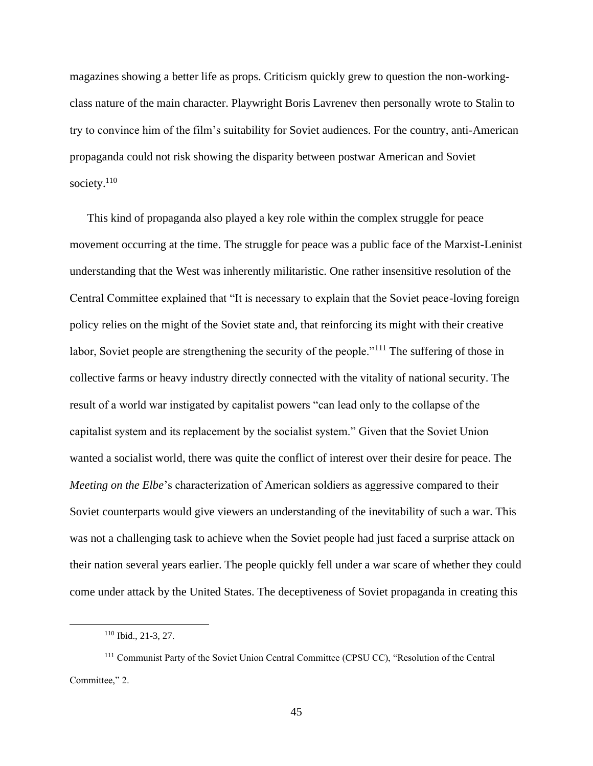magazines showing a better life as props. Criticism quickly grew to question the non-working-class nature of the main character. Playwright Boris Lavrenev then personally wrote to Stalin to try to convince him of the film's suitability for Soviet audiences. For the country, anti-American propaganda could not risk showing the disparity between postwar American and Soviet society.[110]

This kind of propaganda also played a key role within the complex struggle for peace movement occurring at the time. The struggle for peace was a public face of the Marxist-Leninist understanding that the West was inherently militaristic. One rather insensitive resolution of the Central Committee explained that "It is necessary to explain that the Soviet peace-loving foreign policy relies on the might of the Soviet state and, that reinforcing its might with their creative labor, Soviet people are strengthening the security of the people."[111] The suffering of those in collective farms or heavy industry directly connected with the vitality of national security. The result of a world war instigated by capitalist powers "can lead only to the collapse of the capitalist system and its replacement by the socialist system." Given that the Soviet Union wanted a socialist world, there was quite the conflict of interest over their desire for peace. The *Meeting on the Elbe*'s characterization of American soldiers as aggressive compared to their Soviet counterparts would give viewers an understanding of the inevitability of such a war. This was not a challenging task to achieve when the Soviet people had just faced a surprise attack on their nation several years earlier. The people quickly fell under a war scare of whether they could come under attack by the United States. The deceptiveness of Soviet propaganda in creating this

---

[110] Ibid., 21-3, 27.

[111] Communist Party of the Soviet Union Central Committee (CPSU CC), "Resolution of the Central Committee," 2.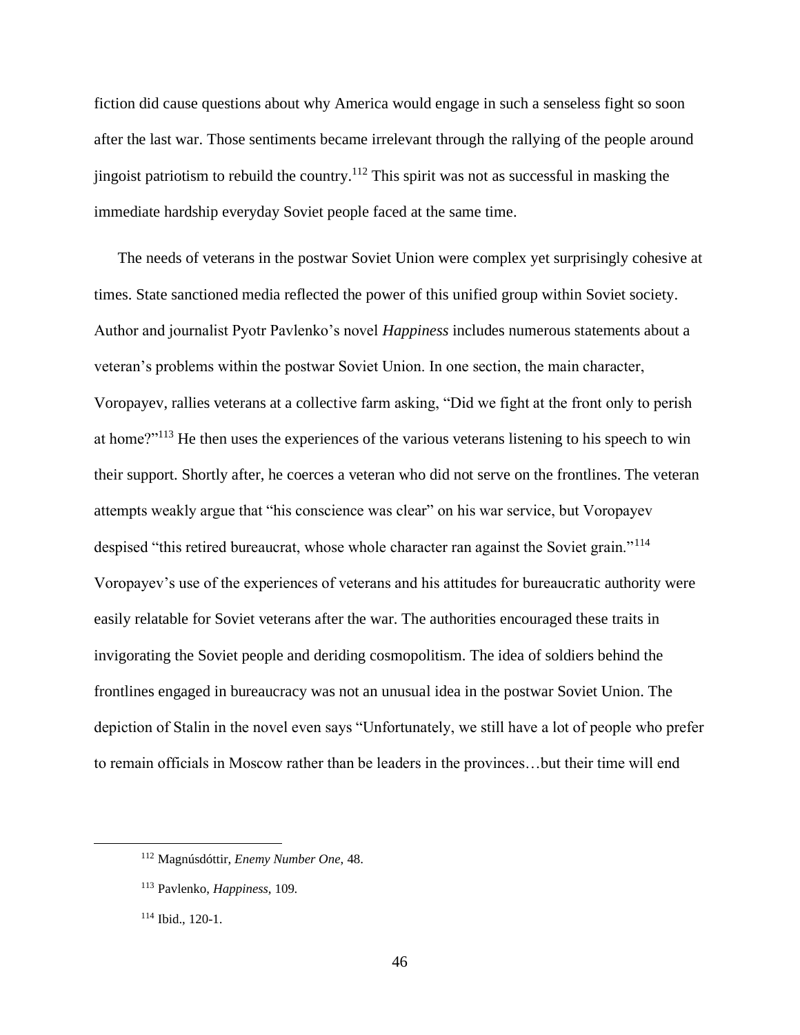fiction did cause questions about why America would engage in such a senseless fight so soon after the last war. Those sentiments became irrelevant through the rallying of the people around jingoist patriotism to rebuild the country.[112] This spirit was not as successful in masking the immediate hardship everyday Soviet people faced at the same time.

The needs of veterans in the postwar Soviet Union were complex yet surprisingly cohesive at times. State sanctioned media reflected the power of this unified group within Soviet society. Author and journalist Pyotr Pavlenko's novel *Happiness* includes numerous statements about a veteran's problems within the postwar Soviet Union. In one section, the main character, Voropayev, rallies veterans at a collective farm asking, "Did we fight at the front only to perish at home?"[113] He then uses the experiences of the various veterans listening to his speech to win their support. Shortly after, he coerces a veteran who did not serve on the frontlines. The veteran attempts weakly argue that "his conscience was clear" on his war service, but Voropayev despised "this retired bureaucrat, whose whole character ran against the Soviet grain."[114] Voropayev's use of the experiences of veterans and his attitudes for bureaucratic authority were easily relatable for Soviet veterans after the war. The authorities encouraged these traits in invigorating the Soviet people and deriding cosmopolitism. The idea of soldiers behind the frontlines engaged in bureaucracy was not an unusual idea in the postwar Soviet Union. The depiction of Stalin in the novel even says "Unfortunately, we still have a lot of people who prefer to remain officials in Moscow rather than be leaders in the provinces…but their time will end

---

[112] Magnúsdóttir, *Enemy Number One,* 48.

[113] Pavlenko, *Happiness,* 109.

[114] Ibid., 120-1.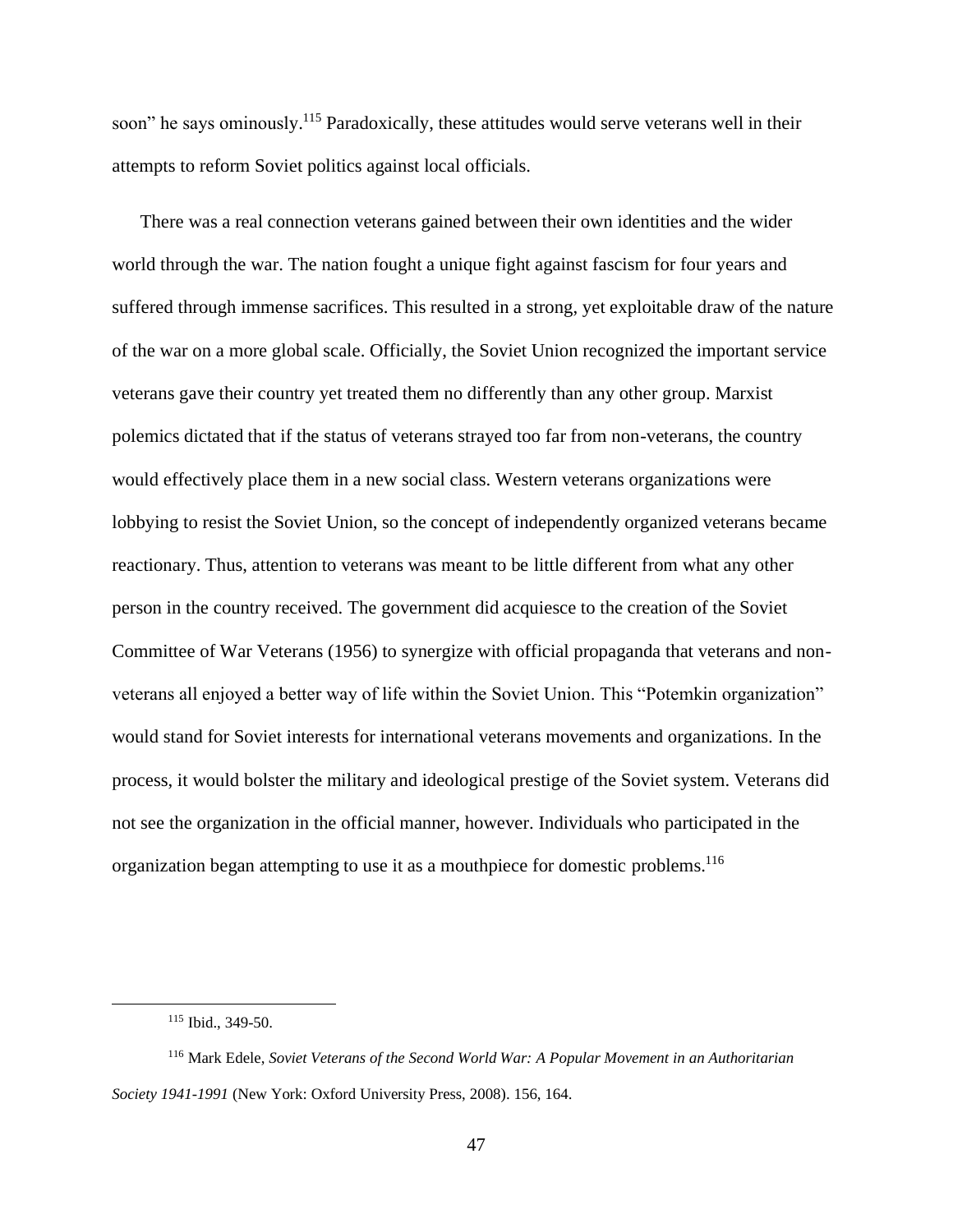soon" he says ominously.[115] Paradoxically, these attitudes would serve veterans well in their attempts to reform Soviet politics against local officials.

There was a real connection veterans gained between their own identities and the wider world through the war. The nation fought a unique fight against fascism for four years and suffered through immense sacrifices. This resulted in a strong, yet exploitable draw of the nature of the war on a more global scale. Officially, the Soviet Union recognized the important service veterans gave their country yet treated them no differently than any other group. Marxist polemics dictated that if the status of veterans strayed too far from non-veterans, the country would effectively place them in a new social class. Western veterans organizations were lobbying to resist the Soviet Union, so the concept of independently organized veterans became reactionary. Thus, attention to veterans was meant to be little different from what any other person in the country received. The government did acquiesce to the creation of the Soviet Committee of War Veterans (1956) to synergize with official propaganda that veterans and non-veterans all enjoyed a better way of life within the Soviet Union. This "Potemkin organization" would stand for Soviet interests for international veterans movements and organizations. In the process, it would bolster the military and ideological prestige of the Soviet system. Veterans did not see the organization in the official manner, however. Individuals who participated in the organization began attempting to use it as a mouthpiece for domestic problems.[116]

---

[115] Ibid., 349-50.

[116] Mark Edele, *Soviet Veterans of the Second World War: A Popular Movement in an Authoritarian Society 1941-1991* (New York: Oxford University Press, 2008). 156, 164.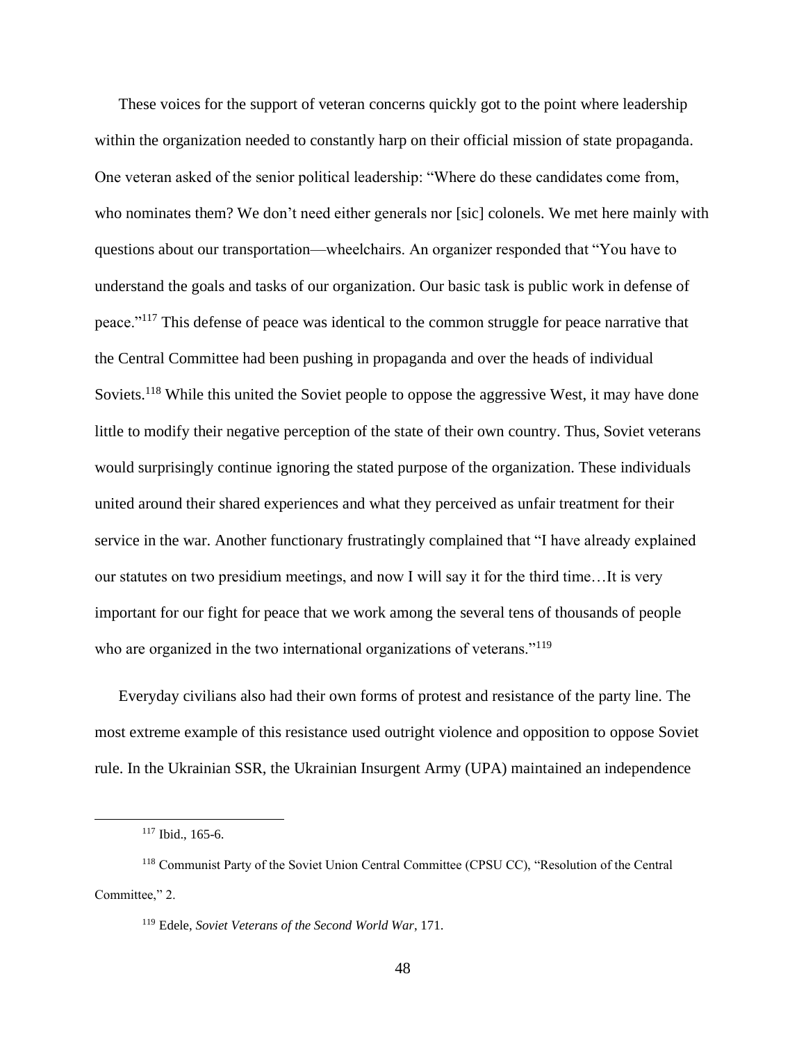These voices for the support of veteran concerns quickly got to the point where leadership within the organization needed to constantly harp on their official mission of state propaganda. One veteran asked of the senior political leadership: "Where do these candidates come from, who nominates them? We don't need either generals nor [sic] colonels. We met here mainly with questions about our transportation—wheelchairs. An organizer responded that "You have to understand the goals and tasks of our organization. Our basic task is public work in defense of peace."[117] This defense of peace was identical to the common struggle for peace narrative that the Central Committee had been pushing in propaganda and over the heads of individual Soviets.[118] While this united the Soviet people to oppose the aggressive West, it may have done little to modify their negative perception of the state of their own country. Thus, Soviet veterans would surprisingly continue ignoring the stated purpose of the organization. These individuals united around their shared experiences and what they perceived as unfair treatment for their service in the war. Another functionary frustratingly complained that "I have already explained our statutes on two presidium meetings, and now I will say it for the third time…It is very important for our fight for peace that we work among the several tens of thousands of people who are organized in the two international organizations of veterans."[119]

Everyday civilians also had their own forms of protest and resistance of the party line. The most extreme example of this resistance used outright violence and opposition to oppose Soviet rule. In the Ukrainian SSR, the Ukrainian Insurgent Army (UPA) maintained an independence

---

[117] Ibid., 165-6.

[118] Communist Party of the Soviet Union Central Committee (CPSU CC), "Resolution of the Central Committee," 2.

[119] Edele, *Soviet Veterans of the Second World War*, 171.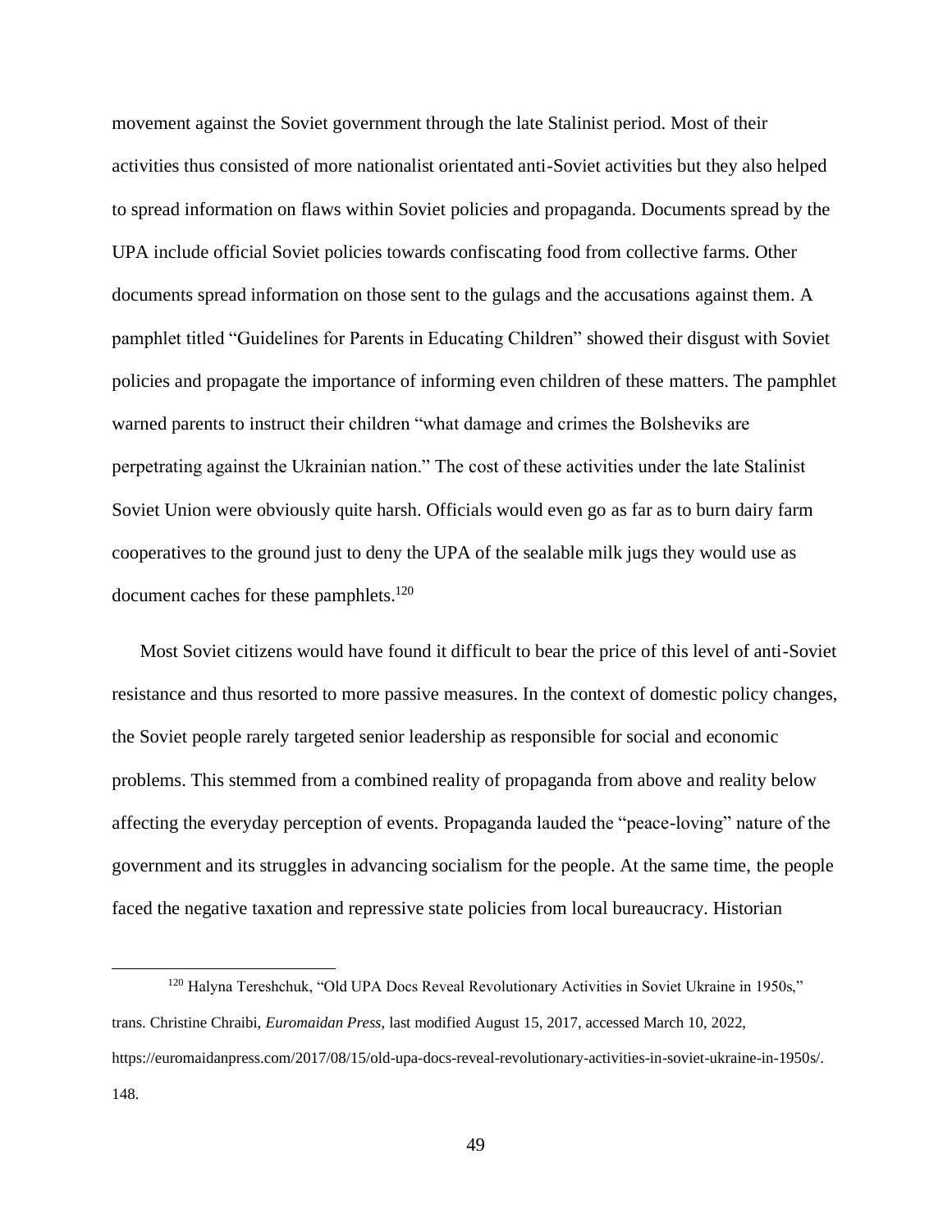movement against the Soviet government through the late Stalinist period. Most of their activities thus consisted of more nationalist orientated anti-Soviet activities but they also helped to spread information on flaws within Soviet policies and propaganda. Documents spread by the UPA include official Soviet policies towards confiscating food from collective farms. Other documents spread information on those sent to the gulags and the accusations against them. A pamphlet titled "Guidelines for Parents in Educating Children" showed their disgust with Soviet policies and propagate the importance of informing even children of these matters. The pamphlet warned parents to instruct their children "what damage and crimes the Bolsheviks are perpetrating against the Ukrainian nation." The cost of these activities under the late Stalinist Soviet Union were obviously quite harsh. Officials would even go as far as to burn dairy farm cooperatives to the ground just to deny the UPA of the sealable milk jugs they would use as document caches for these pamphlets.[120]

Most Soviet citizens would have found it difficult to bear the price of this level of anti-Soviet resistance and thus resorted to more passive measures. In the context of domestic policy changes, the Soviet people rarely targeted senior leadership as responsible for social and economic problems. This stemmed from a combined reality of propaganda from above and reality below affecting the everyday perception of events. Propaganda lauded the "peace-loving" nature of the government and its struggles in advancing socialism for the people. At the same time, the people faced the negative taxation and repressive state policies from local bureaucracy. Historian

---

[120] Halyna Tereshchuk, "Old UPA Docs Reveal Revolutionary Activities in Soviet Ukraine in 1950s," trans. Christine Chraibi, *Euromaidan Press,* last modified August 15, 2017, accessed March 10, 2022, https://euromaidanpress.com/2017/08/15/old-upa-docs-reveal-revolutionary-activities-in-soviet-ukraine-in-1950s/. 148.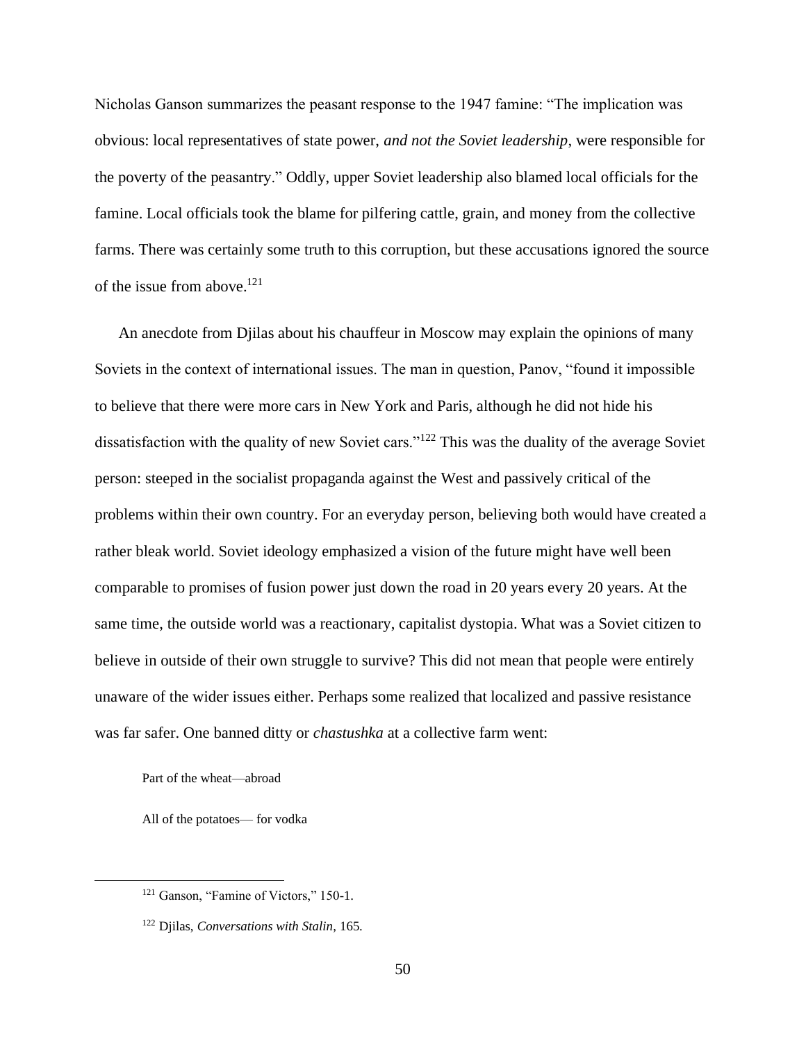Nicholas Ganson summarizes the peasant response to the 1947 famine: "The implication was obvious: local representatives of state power, *and not the Soviet leadership*, were responsible for the poverty of the peasantry." Oddly, upper Soviet leadership also blamed local officials for the famine. Local officials took the blame for pilfering cattle, grain, and money from the collective farms. There was certainly some truth to this corruption, but these accusations ignored the source of the issue from above.[121]

An anecdote from Djilas about his chauffeur in Moscow may explain the opinions of many Soviets in the context of international issues. The man in question, Panov, "found it impossible to believe that there were more cars in New York and Paris, although he did not hide his dissatisfaction with the quality of new Soviet cars."[122] This was the duality of the average Soviet person: steeped in the socialist propaganda against the West and passively critical of the problems within their own country. For an everyday person, believing both would have created a rather bleak world. Soviet ideology emphasized a vision of the future might have well been comparable to promises of fusion power just down the road in 20 years every 20 years. At the same time, the outside world was a reactionary, capitalist dystopia. What was a Soviet citizen to believe in outside of their own struggle to survive? This did not mean that people were entirely unaware of the wider issues either. Perhaps some realized that localized and passive resistance was far safer. One banned ditty or *chastushka* at a collective farm went:

> Part of the wheat—abroad
>
> All of the potatoes— for vodka

---

[121] Ganson, "Famine of Victors," 150-1.

[122] Djilas, *Conversations with Stalin*, 165.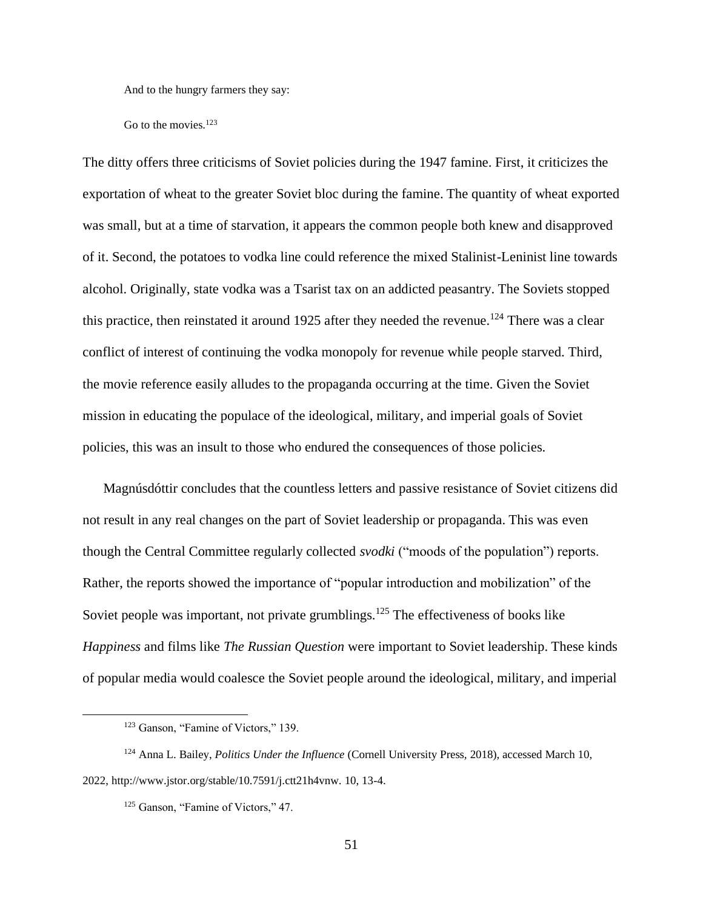And to the hungry farmers they say:

Go to the movies.[123]

The ditty offers three criticisms of Soviet policies during the 1947 famine. First, it criticizes the exportation of wheat to the greater Soviet bloc during the famine. The quantity of wheat exported was small, but at a time of starvation, it appears the common people both knew and disapproved of it. Second, the potatoes to vodka line could reference the mixed Stalinist-Leninist line towards alcohol. Originally, state vodka was a Tsarist tax on an addicted peasantry. The Soviets stopped this practice, then reinstated it around 1925 after they needed the revenue.[124] There was a clear conflict of interest of continuing the vodka monopoly for revenue while people starved. Third, the movie reference easily alludes to the propaganda occurring at the time. Given the Soviet mission in educating the populace of the ideological, military, and imperial goals of Soviet policies, this was an insult to those who endured the consequences of those policies.

Magnúsdóttir concludes that the countless letters and passive resistance of Soviet citizens did not result in any real changes on the part of Soviet leadership or propaganda. This was even though the Central Committee regularly collected *svodki* ("moods of the population") reports. Rather, the reports showed the importance of "popular introduction and mobilization" of the Soviet people was important, not private grumblings.[125] The effectiveness of books like *Happiness* and films like *The Russian Question* were important to Soviet leadership. These kinds of popular media would coalesce the Soviet people around the ideological, military, and imperial

---

[123] Ganson, "Famine of Victors," 139.

[124] Anna L. Bailey, *Politics Under the Influence* (Cornell University Press, 2018), accessed March 10, 2022, http://www.jstor.org/stable/10.7591/j.ctt21h4vnw. 10, 13-4.

[125] Ganson, "Famine of Victors," 47.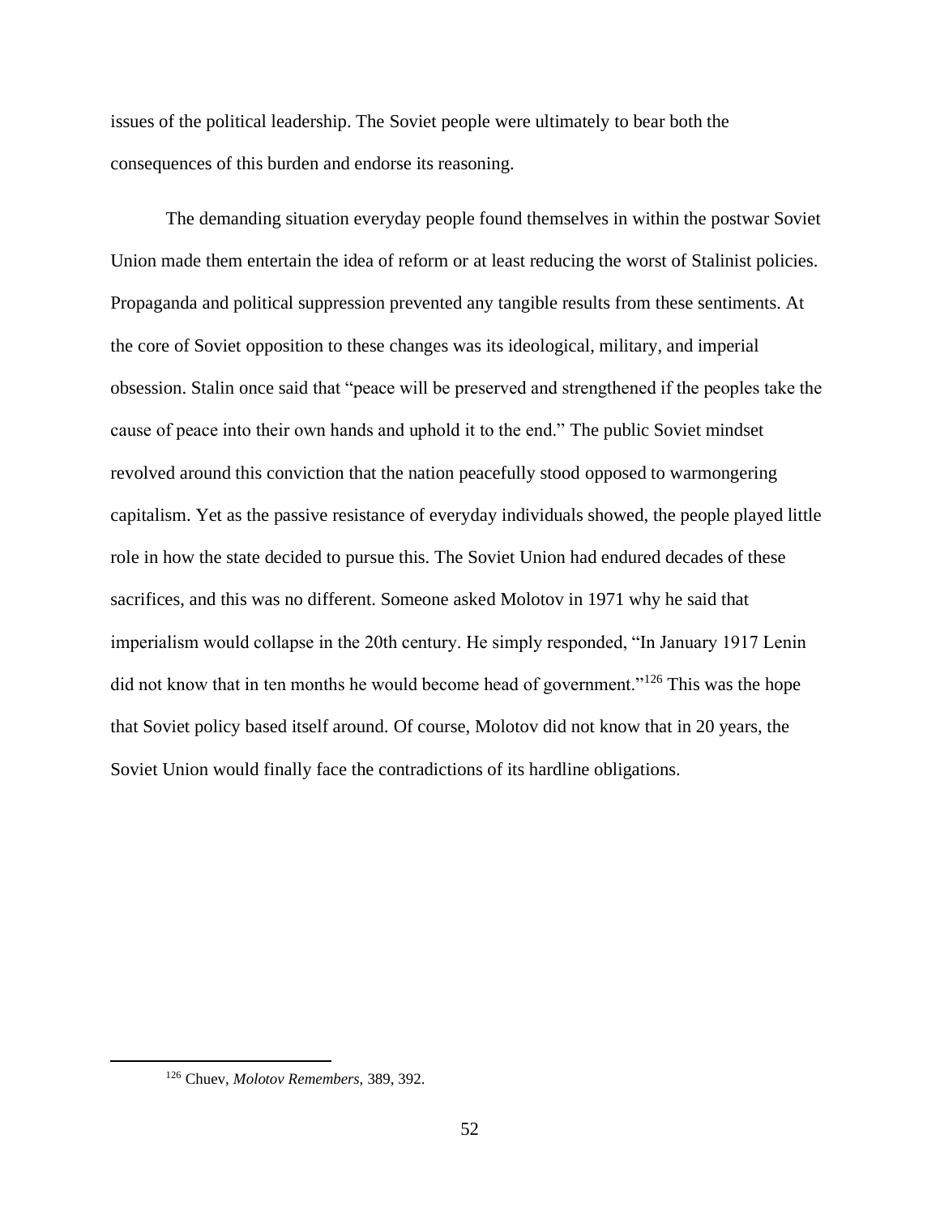issues of the political leadership. The Soviet people were ultimately to bear both the consequences of this burden and endorse its reasoning.

The demanding situation everyday people found themselves in within the postwar Soviet Union made them entertain the idea of reform or at least reducing the worst of Stalinist policies. Propaganda and political suppression prevented any tangible results from these sentiments. At the core of Soviet opposition to these changes was its ideological, military, and imperial obsession. Stalin once said that "peace will be preserved and strengthened if the peoples take the cause of peace into their own hands and uphold it to the end." The public Soviet mindset revolved around this conviction that the nation peacefully stood opposed to warmongering capitalism. Yet as the passive resistance of everyday individuals showed, the people played little role in how the state decided to pursue this. The Soviet Union had endured decades of these sacrifices, and this was no different. Someone asked Molotov in 1971 why he said that imperialism would collapse in the 20th century. He simply responded, "In January 1917 Lenin did not know that in ten months he would become head of government."[126] This was the hope that Soviet policy based itself around. Of course, Molotov did not know that in 20 years, the Soviet Union would finally face the contradictions of its hardline obligations.

---

[126] Chuev, *Molotov Remembers*, 389, 392.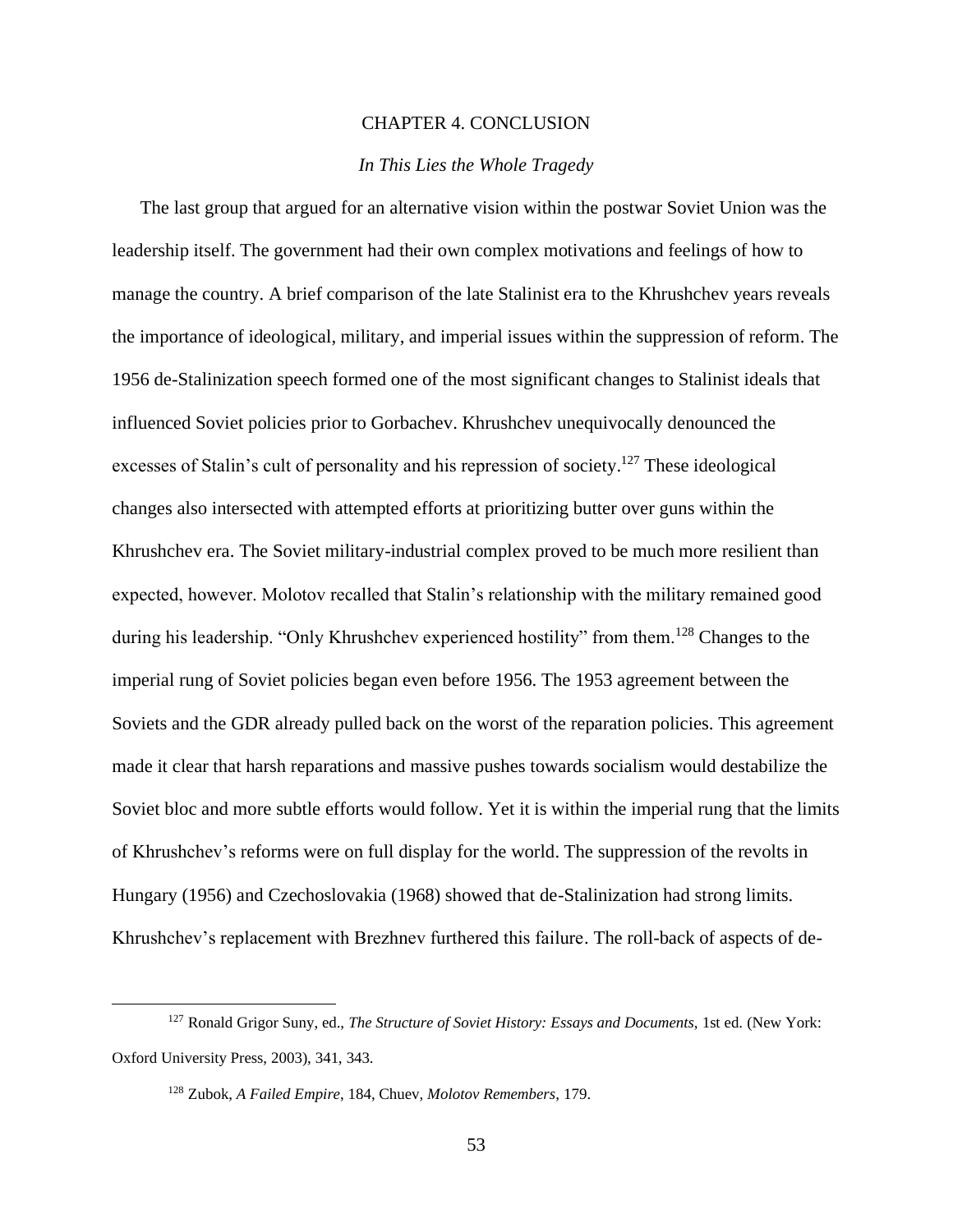# CHAPTER 4. CONCLUSION

*In This Lies the Whole Tragedy*

The last group that argued for an alternative vision within the postwar Soviet Union was the leadership itself. The government had their own complex motivations and feelings of how to manage the country. A brief comparison of the late Stalinist era to the Khrushchev years reveals the importance of ideological, military, and imperial issues within the suppression of reform. The 1956 de-Stalinization speech formed one of the most significant changes to Stalinist ideals that influenced Soviet policies prior to Gorbachev. Khrushchev unequivocally denounced the excesses of Stalin's cult of personality and his repression of society.[127] These ideological changes also intersected with attempted efforts at prioritizing butter over guns within the Khrushchev era. The Soviet military-industrial complex proved to be much more resilient than expected, however. Molotov recalled that Stalin's relationship with the military remained good during his leadership. "Only Khrushchev experienced hostility" from them.[128] Changes to the imperial rung of Soviet policies began even before 1956. The 1953 agreement between the Soviets and the GDR already pulled back on the worst of the reparation policies. This agreement made it clear that harsh reparations and massive pushes towards socialism would destabilize the Soviet bloc and more subtle efforts would follow. Yet it is within the imperial rung that the limits of Khrushchev's reforms were on full display for the world. The suppression of the revolts in Hungary (1956) and Czechoslovakia (1968) showed that de-Stalinization had strong limits. Khrushchev's replacement with Brezhnev furthered this failure. The roll-back of aspects of de-

[127] Ronald Grigor Suny, ed., *The Structure of Soviet History: Essays and Documents*, 1st ed. (New York: Oxford University Press, 2003), 341, 343.

[128] Zubok, *A Failed Empire*, 184, Chuev, *Molotov Remembers*, 179.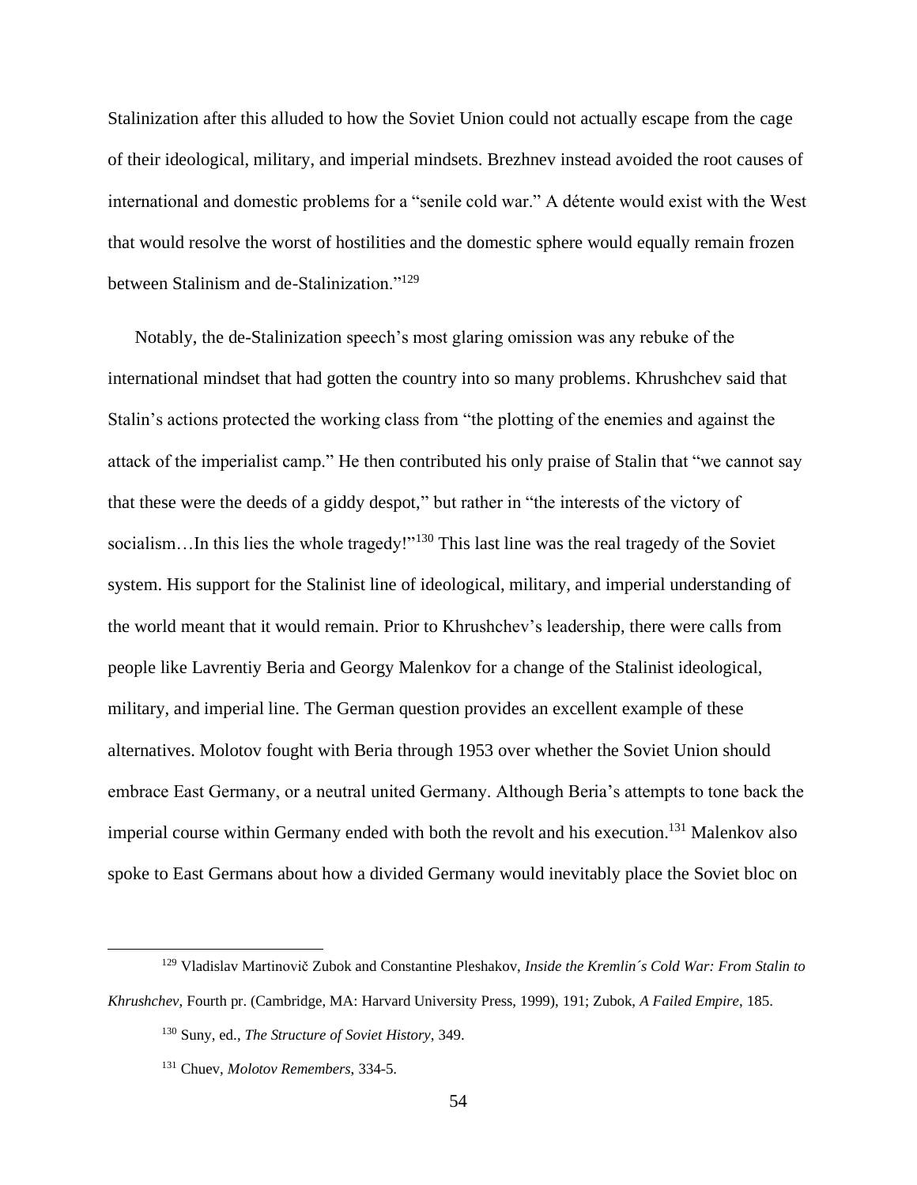Stalinization after this alluded to how the Soviet Union could not actually escape from the cage of their ideological, military, and imperial mindsets. Brezhnev instead avoided the root causes of international and domestic problems for a "senile cold war." A détente would exist with the West that would resolve the worst of hostilities and the domestic sphere would equally remain frozen between Stalinism and de-Stalinization."[129]

Notably, the de-Stalinization speech's most glaring omission was any rebuke of the international mindset that had gotten the country into so many problems. Khrushchev said that Stalin's actions protected the working class from "the plotting of the enemies and against the attack of the imperialist camp." He then contributed his only praise of Stalin that "we cannot say that these were the deeds of a giddy despot," but rather in "the interests of the victory of socialism…In this lies the whole tragedy!"[130] This last line was the real tragedy of the Soviet system. His support for the Stalinist line of ideological, military, and imperial understanding of the world meant that it would remain. Prior to Khrushchev's leadership, there were calls from people like Lavrentiy Beria and Georgy Malenkov for a change of the Stalinist ideological, military, and imperial line. The German question provides an excellent example of these alternatives. Molotov fought with Beria through 1953 over whether the Soviet Union should embrace East Germany, or a neutral united Germany. Although Beria's attempts to tone back the imperial course within Germany ended with both the revolt and his execution.[131] Malenkov also spoke to East Germans about how a divided Germany would inevitably place the Soviet bloc on

---

[129] Vladislav Martinovič Zubok and Constantine Pleshakov, *Inside the Kremlin´s Cold War: From Stalin to Khrushchev*, Fourth pr. (Cambridge, MA: Harvard University Press, 1999), 191; Zubok, *A Failed Empire*, 185.

[130] Suny, ed., *The Structure of Soviet History*, 349.

[131] Chuev, *Molotov Remembers*, 334-5.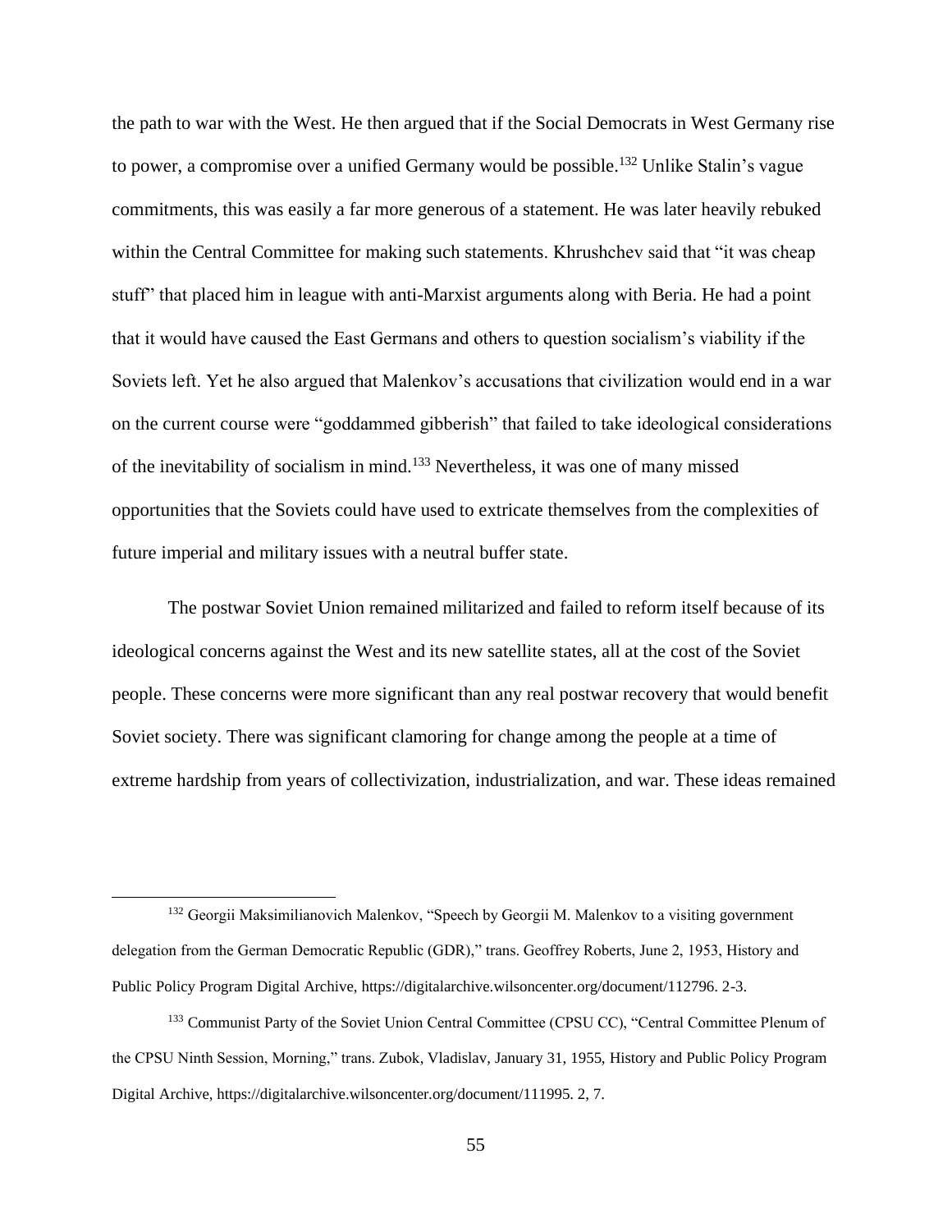the path to war with the West. He then argued that if the Social Democrats in West Germany rise to power, a compromise over a unified Germany would be possible.[132] Unlike Stalin's vague commitments, this was easily a far more generous of a statement. He was later heavily rebuked within the Central Committee for making such statements. Khrushchev said that "it was cheap stuff" that placed him in league with anti-Marxist arguments along with Beria. He had a point that it would have caused the East Germans and others to question socialism's viability if the Soviets left. Yet he also argued that Malenkov's accusations that civilization would end in a war on the current course were "goddammed gibberish" that failed to take ideological considerations of the inevitability of socialism in mind.[133] Nevertheless, it was one of many missed opportunities that the Soviets could have used to extricate themselves from the complexities of future imperial and military issues with a neutral buffer state.

The postwar Soviet Union remained militarized and failed to reform itself because of its ideological concerns against the West and its new satellite states, all at the cost of the Soviet people. These concerns were more significant than any real postwar recovery that would benefit Soviet society. There was significant clamoring for change among the people at a time of extreme hardship from years of collectivization, industrialization, and war. These ideas remained

---

[132] Georgii Maksimilianovich Malenkov, "Speech by Georgii M. Malenkov to a visiting government delegation from the German Democratic Republic (GDR)," trans. Geoffrey Roberts, June 2, 1953, History and Public Policy Program Digital Archive, https://digitalarchive.wilsoncenter.org/document/112796. 2-3.

[133] Communist Party of the Soviet Union Central Committee (CPSU CC), "Central Committee Plenum of the CPSU Ninth Session, Morning," trans. Zubok, Vladislav, January 31, 1955, History and Public Policy Program Digital Archive, https://digitalarchive.wilsoncenter.org/document/111995. 2, 7.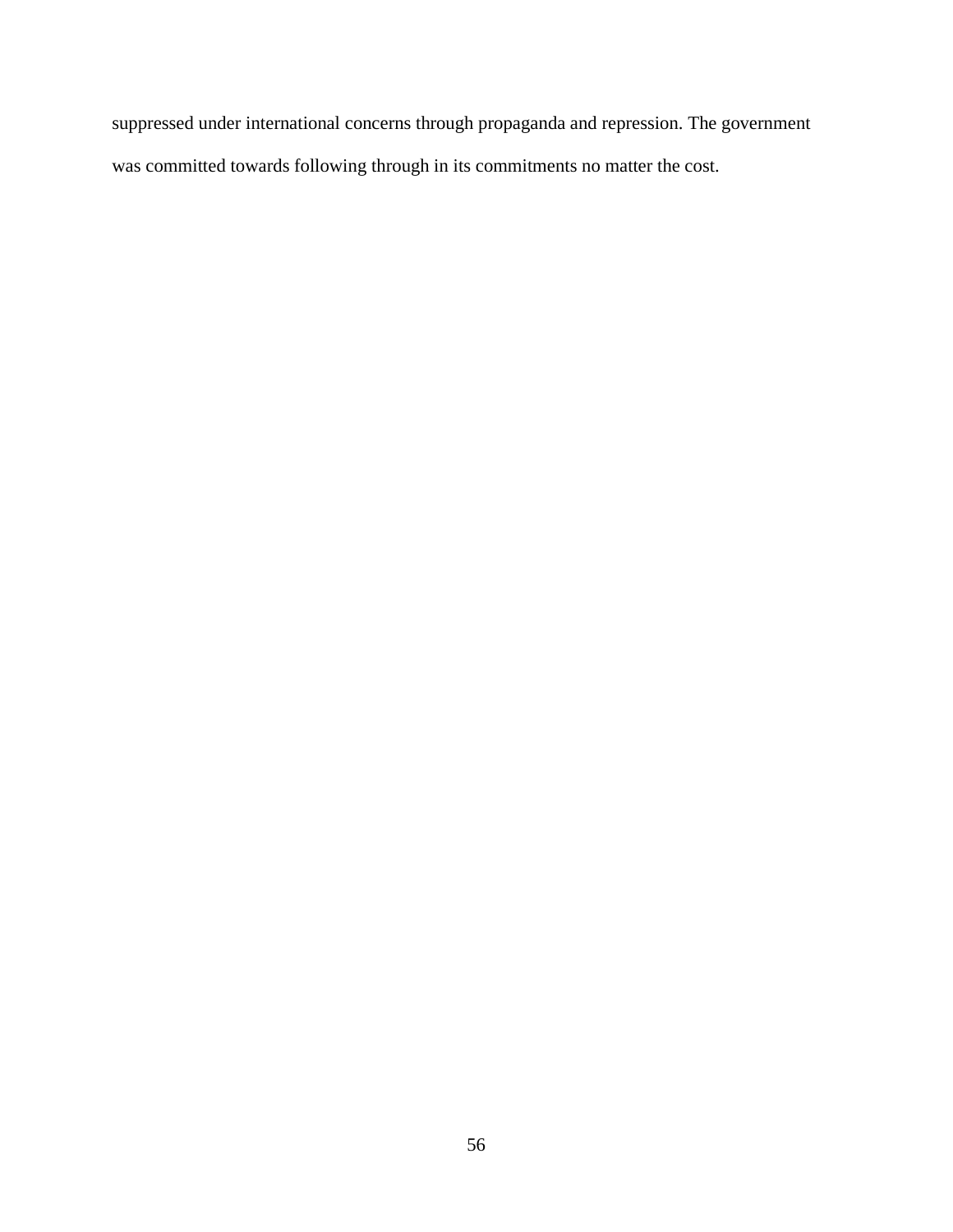suppressed under international concerns through propaganda and repression. The government was committed towards following through in its commitments no matter the cost.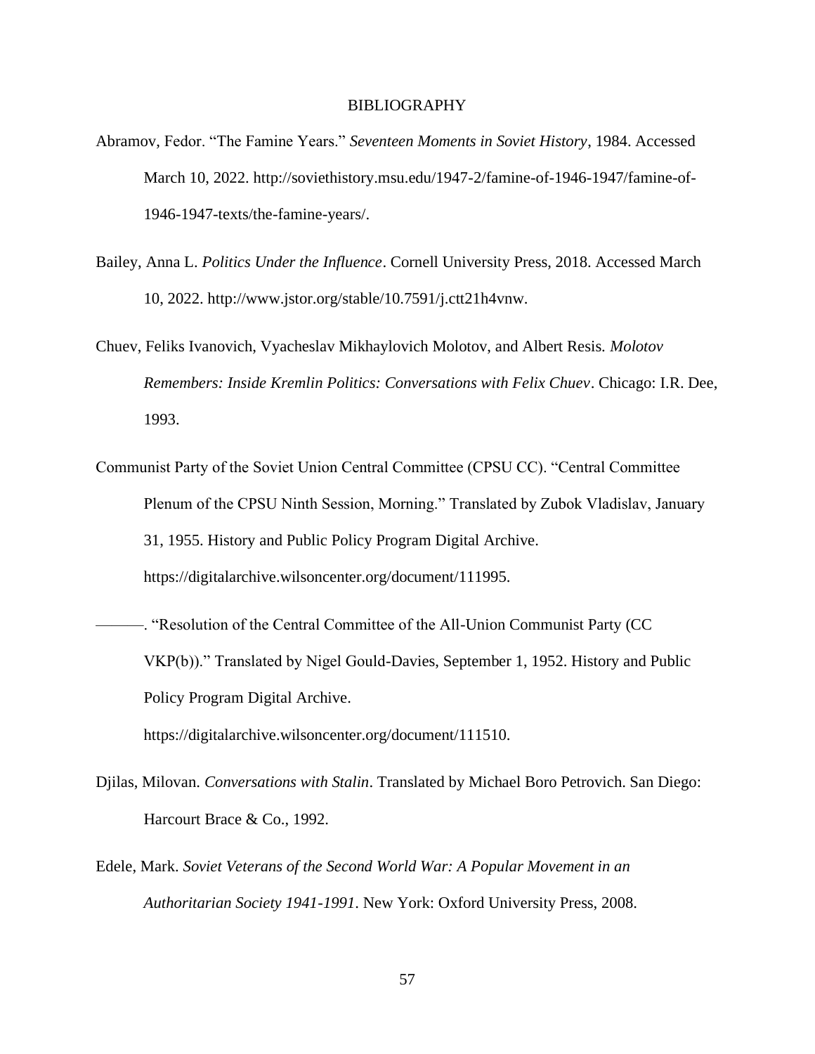# BIBLIOGRAPHY

Abramov, Fedor. "The Famine Years." *Seventeen Moments in Soviet History*, 1984. Accessed March 10, 2022. http://soviethistory.msu.edu/1947-2/famine-of-1946-1947/famine-of-1946-1947-texts/the-famine-years/.

Bailey, Anna L. *Politics Under the Influence*. Cornell University Press, 2018. Accessed March 10, 2022. http://www.jstor.org/stable/10.7591/j.ctt21h4vnw.

Chuev, Feliks Ivanovich, Vyacheslav Mikhaylovich Molotov, and Albert Resis. *Molotov Remembers: Inside Kremlin Politics: Conversations with Felix Chuev*. Chicago: I.R. Dee, 1993.

Communist Party of the Soviet Union Central Committee (CPSU CC). "Central Committee Plenum of the CPSU Ninth Session, Morning." Translated by Zubok Vladislav, January 31, 1955. History and Public Policy Program Digital Archive. https://digitalarchive.wilsoncenter.org/document/111995.

———. "Resolution of the Central Committee of the All-Union Communist Party (CC VKP(b))." Translated by Nigel Gould-Davies, September 1, 1952. History and Public Policy Program Digital Archive. https://digitalarchive.wilsoncenter.org/document/111510.

Djilas, Milovan. *Conversations with Stalin*. Translated by Michael Boro Petrovich. San Diego: Harcourt Brace & Co., 1992.

Edele, Mark. *Soviet Veterans of the Second World War: A Popular Movement in an Authoritarian Society 1941-1991*. New York: Oxford University Press, 2008.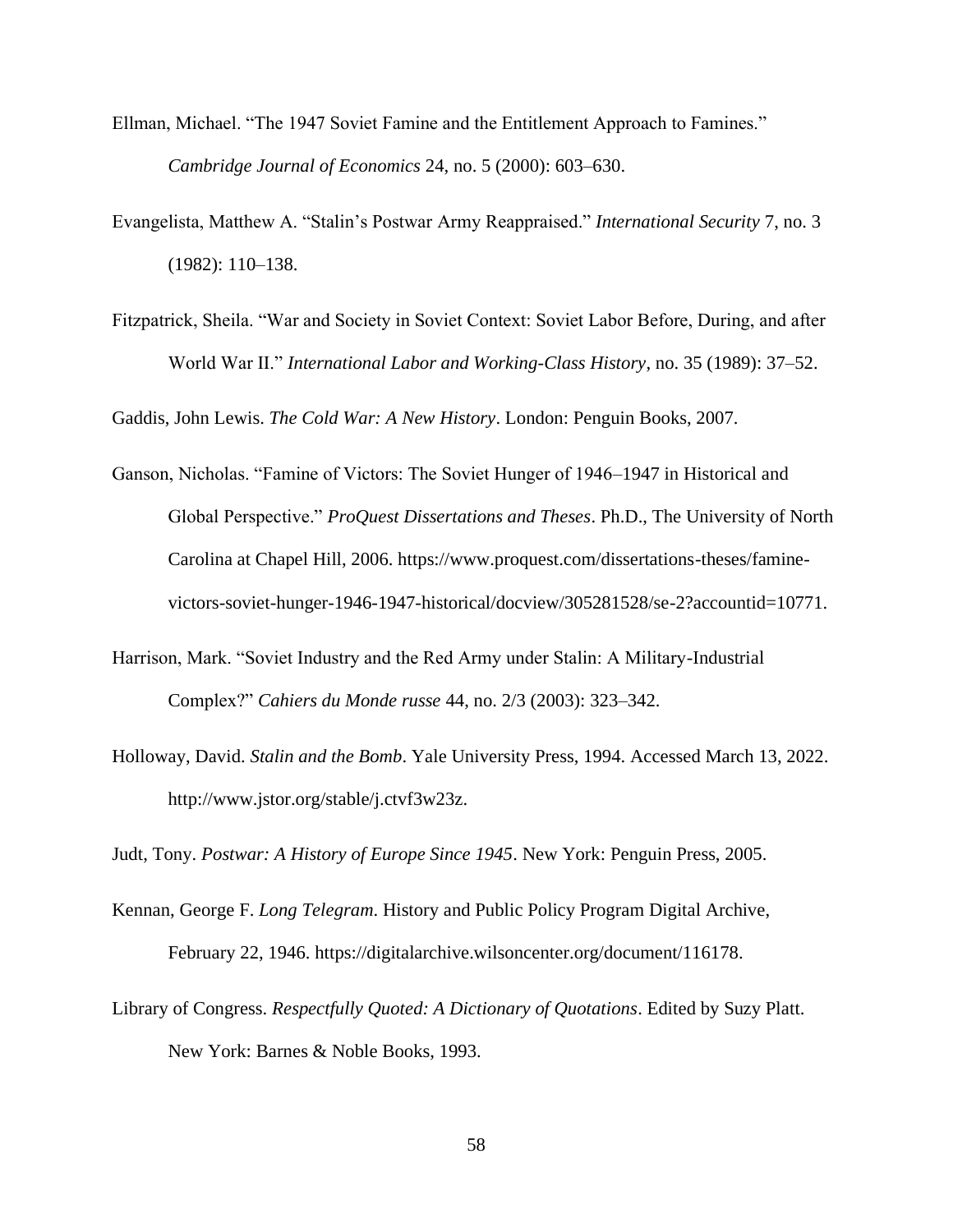Ellman, Michael. "The 1947 Soviet Famine and the Entitlement Approach to Famines." *Cambridge Journal of Economics* 24, no. 5 (2000): 603–630.

Evangelista, Matthew A. "Stalin's Postwar Army Reappraised." *International Security* 7, no. 3 (1982): 110–138.

Fitzpatrick, Sheila. "War and Society in Soviet Context: Soviet Labor Before, During, and after World War II." *International Labor and Working-Class History*, no. 35 (1989): 37–52.

Gaddis, John Lewis. *The Cold War: A New History*. London: Penguin Books, 2007.

Ganson, Nicholas. "Famine of Victors: The Soviet Hunger of 1946–1947 in Historical and Global Perspective." *ProQuest Dissertations and Theses*. Ph.D., The University of North Carolina at Chapel Hill, 2006. https://www.proquest.com/dissertations-theses/famine-victors-soviet-hunger-1946-1947-historical/docview/305281528/se-2?accountid=10771.

Harrison, Mark. "Soviet Industry and the Red Army under Stalin: A Military-Industrial Complex?" *Cahiers du Monde russe* 44, no. 2/3 (2003): 323–342.

Holloway, David. *Stalin and the Bomb*. Yale University Press, 1994. Accessed March 13, 2022. http://www.jstor.org/stable/j.ctvf3w23z.

Judt, Tony. *Postwar: A History of Europe Since 1945*. New York: Penguin Press, 2005.

Kennan, George F. *Long Telegram*. History and Public Policy Program Digital Archive, February 22, 1946. https://digitalarchive.wilsoncenter.org/document/116178.

Library of Congress. *Respectfully Quoted: A Dictionary of Quotations*. Edited by Suzy Platt. New York: Barnes & Noble Books, 1993.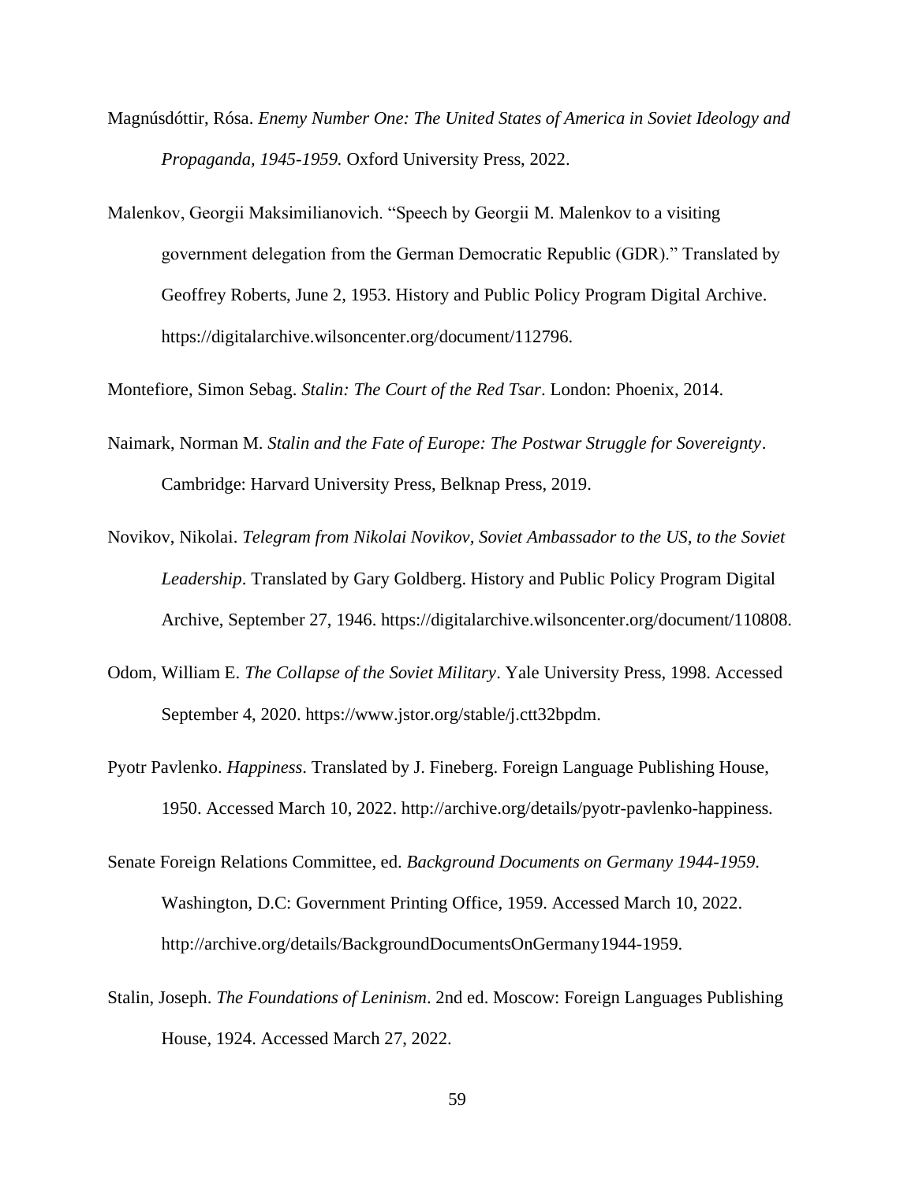Magnúsdóttir, Rósa. *Enemy Number One: The United States of America in Soviet Ideology and Propaganda, 1945-1959.* Oxford University Press, 2022.

Malenkov, Georgii Maksimilianovich. "Speech by Georgii M. Malenkov to a visiting government delegation from the German Democratic Republic (GDR)." Translated by Geoffrey Roberts, June 2, 1953. History and Public Policy Program Digital Archive. https://digitalarchive.wilsoncenter.org/document/112796.

Montefiore, Simon Sebag. *Stalin: The Court of the Red Tsar*. London: Phoenix, 2014.

Naimark, Norman M. *Stalin and the Fate of Europe: The Postwar Struggle for Sovereignty*. Cambridge: Harvard University Press, Belknap Press, 2019.

Novikov, Nikolai. *Telegram from Nikolai Novikov, Soviet Ambassador to the US, to the Soviet Leadership*. Translated by Gary Goldberg. History and Public Policy Program Digital Archive, September 27, 1946. https://digitalarchive.wilsoncenter.org/document/110808.

Odom, William E. *The Collapse of the Soviet Military*. Yale University Press, 1998. Accessed September 4, 2020. https://www.jstor.org/stable/j.ctt32bpdm.

Pyotr Pavlenko. *Happiness*. Translated by J. Fineberg. Foreign Language Publishing House, 1950. Accessed March 10, 2022. http://archive.org/details/pyotr-pavlenko-happiness.

Senate Foreign Relations Committee, ed. *Background Documents on Germany 1944-1959*. Washington, D.C: Government Printing Office, 1959. Accessed March 10, 2022. http://archive.org/details/BackgroundDocumentsOnGermany1944-1959.

Stalin, Joseph. *The Foundations of Leninism*. 2nd ed. Moscow: Foreign Languages Publishing House, 1924. Accessed March 27, 2022.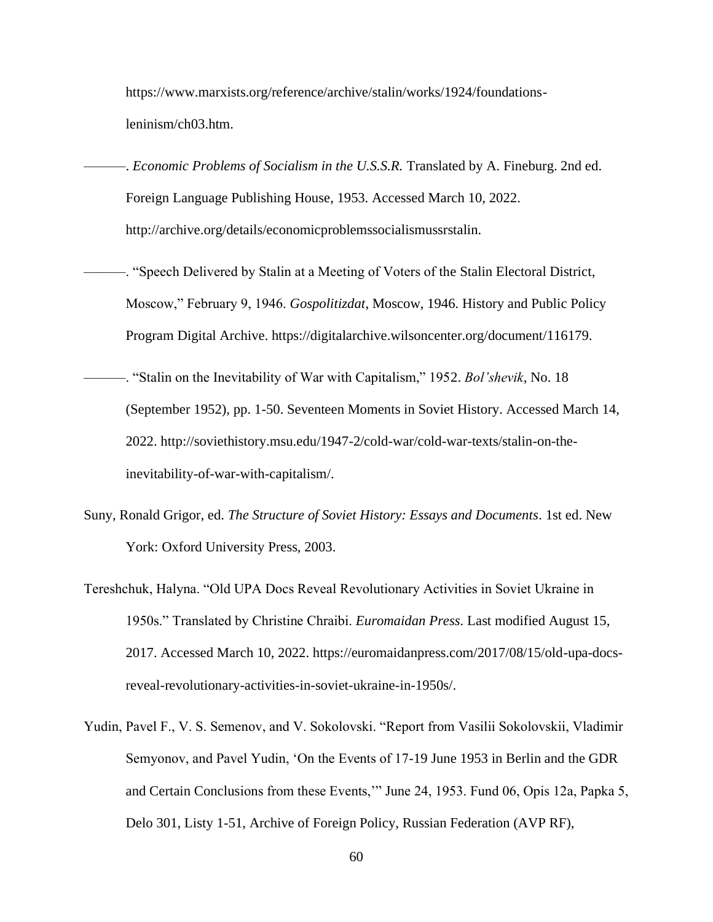https://www.marxists.org/reference/archive/stalin/works/1924/foundations-leninism/ch03.htm.

———. *Economic Problems of Socialism in the U.S.S.R.* Translated by A. Fineburg. 2nd ed. Foreign Language Publishing House, 1953. Accessed March 10, 2022. http://archive.org/details/economicproblemssocialismussrstalin.

———. "Speech Delivered by Stalin at a Meeting of Voters of the Stalin Electoral District, Moscow," February 9, 1946. *Gospolitizdat*, Moscow, 1946. History and Public Policy Program Digital Archive. https://digitalarchive.wilsoncenter.org/document/116179.

———. "Stalin on the Inevitability of War with Capitalism," 1952. *Bol'shevik*, No. 18 (September 1952), pp. 1-50. Seventeen Moments in Soviet History. Accessed March 14, 2022. http://soviethistory.msu.edu/1947-2/cold-war/cold-war-texts/stalin-on-the-inevitability-of-war-with-capitalism/.

Suny, Ronald Grigor, ed. *The Structure of Soviet History: Essays and Documents*. 1st ed. New York: Oxford University Press, 2003.

Tereshchuk, Halyna. "Old UPA Docs Reveal Revolutionary Activities in Soviet Ukraine in 1950s." Translated by Christine Chraibi. *Euromaidan Press*. Last modified August 15, 2017. Accessed March 10, 2022. https://euromaidanpress.com/2017/08/15/old-upa-docs-reveal-revolutionary-activities-in-soviet-ukraine-in-1950s/.

Yudin, Pavel F., V. S. Semenov, and V. Sokolovski. "Report from Vasilii Sokolovskii, Vladimir Semyonov, and Pavel Yudin, 'On the Events of 17-19 June 1953 in Berlin and the GDR and Certain Conclusions from these Events,'" June 24, 1953. Fund 06, Opis 12a, Papka 5, Delo 301, Listy 1-51, Archive of Foreign Policy, Russian Federation (AVP RF),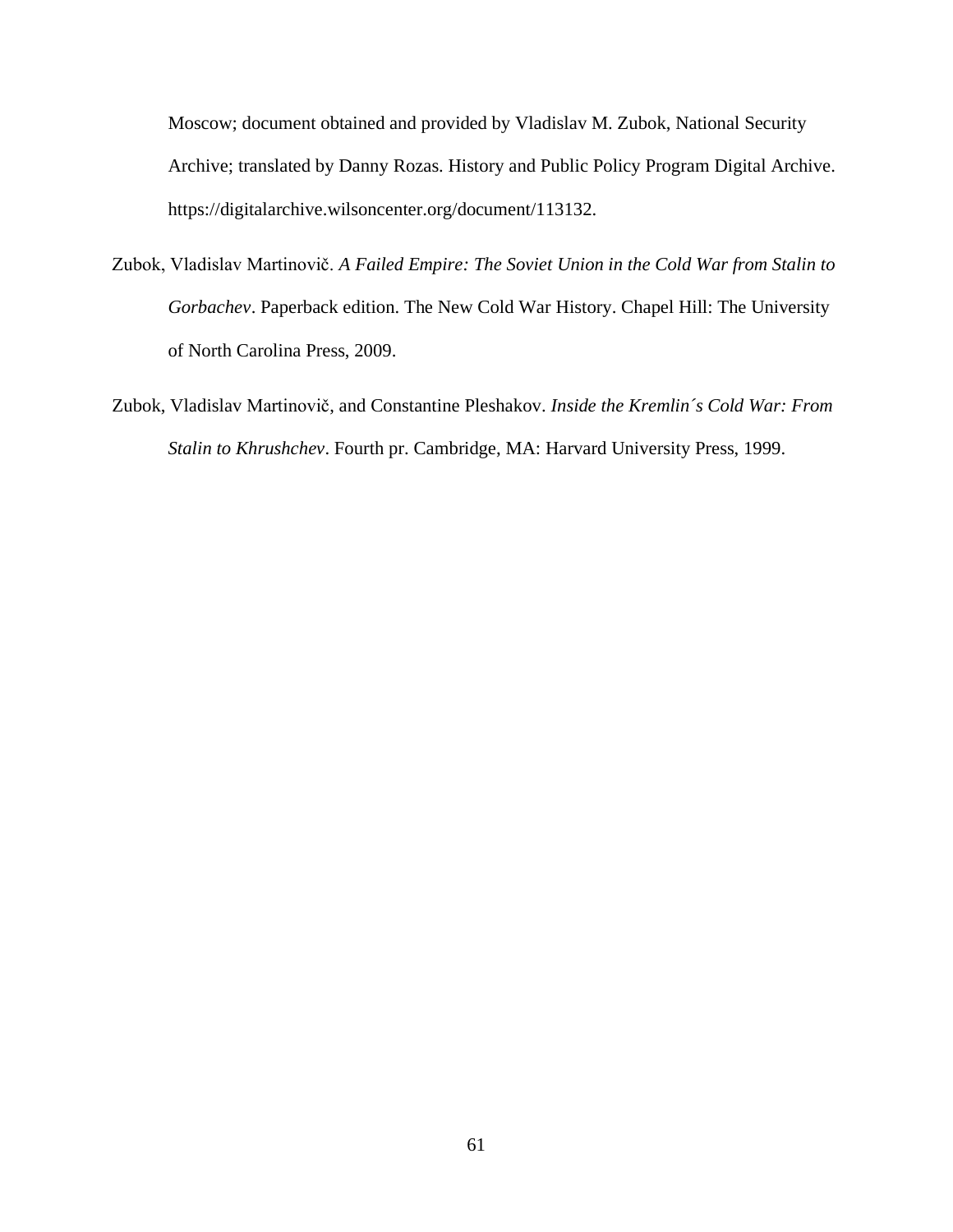Moscow; document obtained and provided by Vladislav M. Zubok, National Security Archive; translated by Danny Rozas. History and Public Policy Program Digital Archive. https://digitalarchive.wilsoncenter.org/document/113132.

Zubok, Vladislav Martinovič. *A Failed Empire: The Soviet Union in the Cold War from Stalin to Gorbachev*. Paperback edition. The New Cold War History. Chapel Hill: The University of North Carolina Press, 2009.

Zubok, Vladislav Martinovič, and Constantine Pleshakov. *Inside the Kremlin´s Cold War: From Stalin to Khrushchev*. Fourth pr. Cambridge, MA: Harvard University Press, 1999.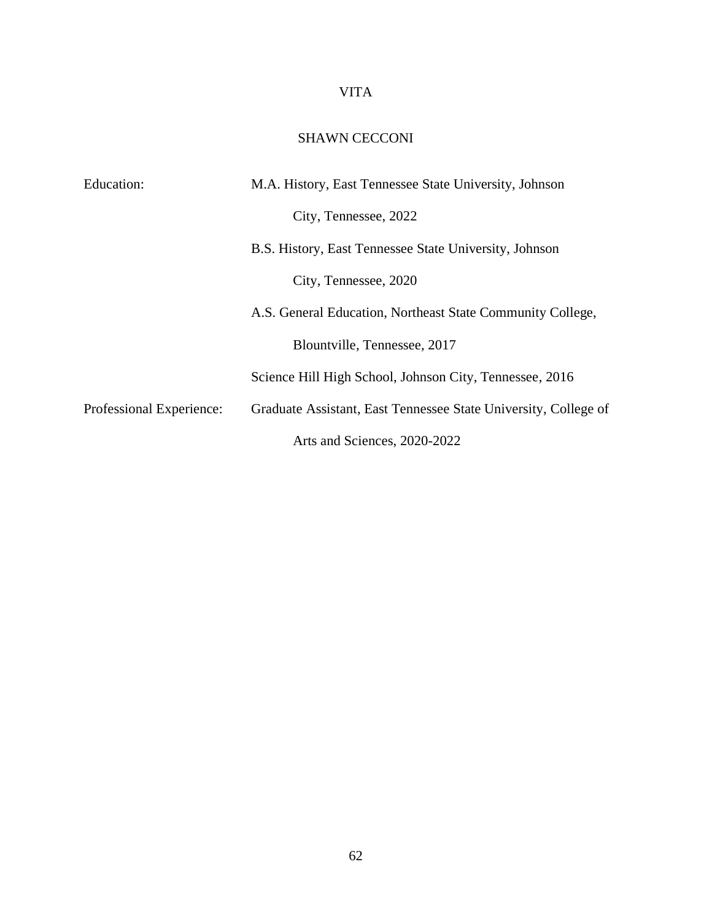# VITA

## SHAWN CECCONI

| | |
|---|---|
| Education: | M.A. History, East Tennessee State University, Johnson City, Tennessee, 2022 |
| | B.S. History, East Tennessee State University, Johnson City, Tennessee, 2020 |
| | A.S. General Education, Northeast State Community College, Blountville, Tennessee, 2017 |
| | Science Hill High School, Johnson City, Tennessee, 2016 |
| Professional Experience: | Graduate Assistant, East Tennessee State University, College of Arts and Sciences, 2020-2022 |